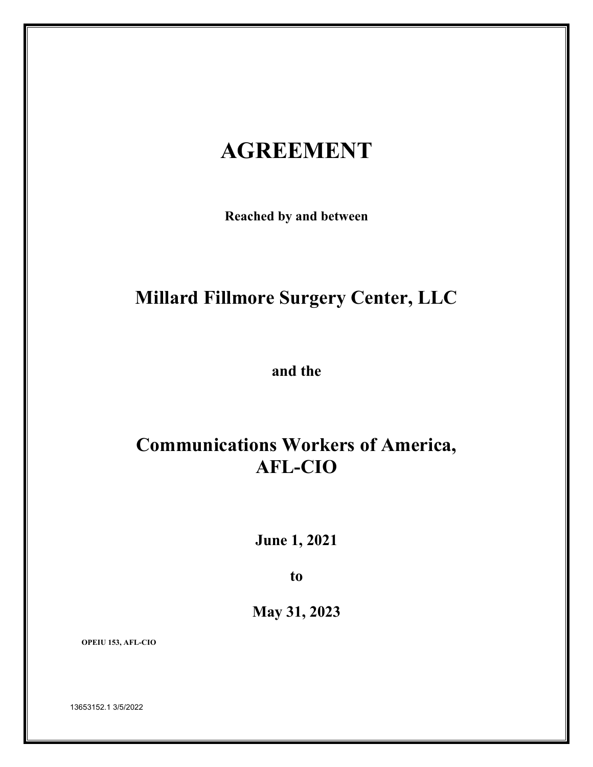# AGREEMENT

**Reached by and between**

## Millard Fillmore Surgery Center, LLC

**and the**

## Communications Workers of America, AFL-CIO

**June 1, 2021**

**to**

**May 31, 2023**

**OPEIU 153, AFL-CIO**

13653152.1 3/5/2022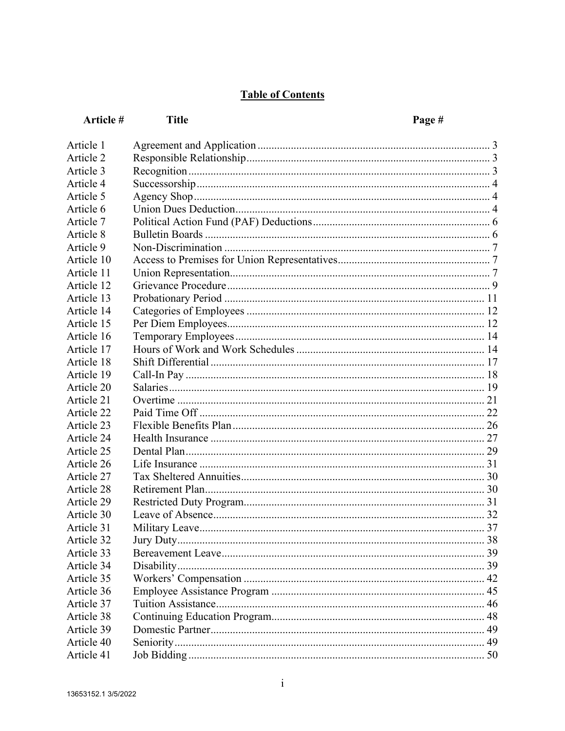## Table of Contents

| Article # | Title | Page # |
|---|---|---|
| Article 1 | Agreement and Application | 3 |
| Article 2 | Responsible Relationship | 3 |
| Article 3 | Recognition | 3 |
| Article 4 | Successorship | 4 |
| Article 5 | Agency Shop | 4 |
| Article 6 | Union Dues Deduction | 4 |
| Article 7 | Political Action Fund (PAF) Deductions | 6 |
| Article 8 | Bulletin Boards | 6 |
| Article 9 | Non-Discrimination | 7 |
| Article 10 | Access to Premises for Union Representatives | 7 |
| Article 11 | Union Representation | 7 |
| Article 12 | Grievance Procedure | 9 |
| Article 13 | Probationary Period | 11 |
| Article 14 | Categories of Employees | 12 |
| Article 15 | Per Diem Employees | 12 |
| Article 16 | Temporary Employees | 14 |
| Article 17 | Hours of Work and Work Schedules | 14 |
| Article 18 | Shift Differential | 17 |
| Article 19 | Call-In Pay | 18 |
| Article 20 | Salaries | 19 |
| Article 21 | Overtime | 21 |
| Article 22 | Paid Time Off | 22 |
| Article 23 | Flexible Benefits Plan | 26 |
| Article 24 | Health Insurance | 27 |
| Article 25 | Dental Plan | 29 |
| Article 26 | Life Insurance | 31 |
| Article 27 | Tax Sheltered Annuities | 30 |
| Article 28 | Retirement Plan | 30 |
| Article 29 | Restricted Duty Program | 31 |
| Article 30 | Leave of Absence | 32 |
| Article 31 | Military Leave | 37 |
| Article 32 | Jury Duty | 38 |
| Article 33 | Bereavement Leave | 39 |
| Article 34 | Disability | 39 |
| Article 35 | Workers' Compensation | 42 |
| Article 36 | Employee Assistance Program | 45 |
| Article 37 | Tuition Assistance | 46 |
| Article 38 | Continuing Education Program | 48 |
| Article 39 | Domestic Partner | 49 |
| Article 40 | Seniority | 49 |
| Article 41 | Job Bidding | 50 |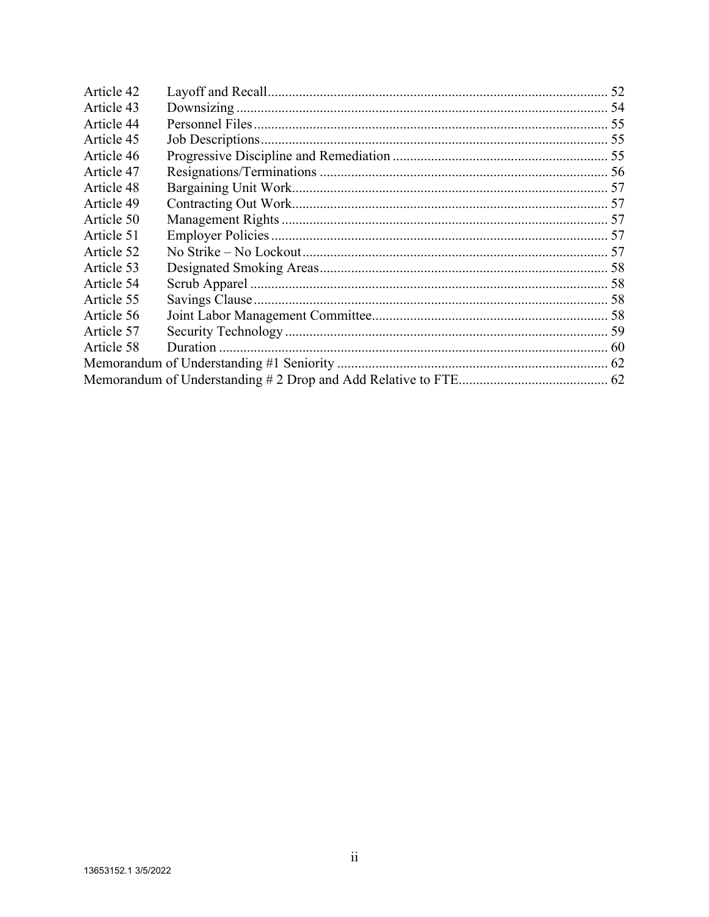| | | |
|---|---|---|
| Article 42 | Layoff and Recall | 52 |
| Article 43 | Downsizing | 54 |
| Article 44 | Personnel Files | 55 |
| Article 45 | Job Descriptions | 55 |
| Article 46 | Progressive Discipline and Remediation | 55 |
| Article 47 | Resignations/Terminations | 56 |
| Article 48 | Bargaining Unit Work | 57 |
| Article 49 | Contracting Out Work | 57 |
| Article 50 | Management Rights | 57 |
| Article 51 | Employer Policies | 57 |
| Article 52 | No Strike – No Lockout | 57 |
| Article 53 | Designated Smoking Areas | 58 |
| Article 54 | Scrub Apparel | 58 |
| Article 55 | Savings Clause | 58 |
| Article 56 | Joint Labor Management Committee | 58 |
| Article 57 | Security Technology | 59 |
| Article 58 | Duration | 60 |
| Memorandum of Understanding #1 Seniority | | 62 |
| Memorandum of Understanding # 2 Drop and Add Relative to FTE | | 62 |

13653152.1 3/5/2022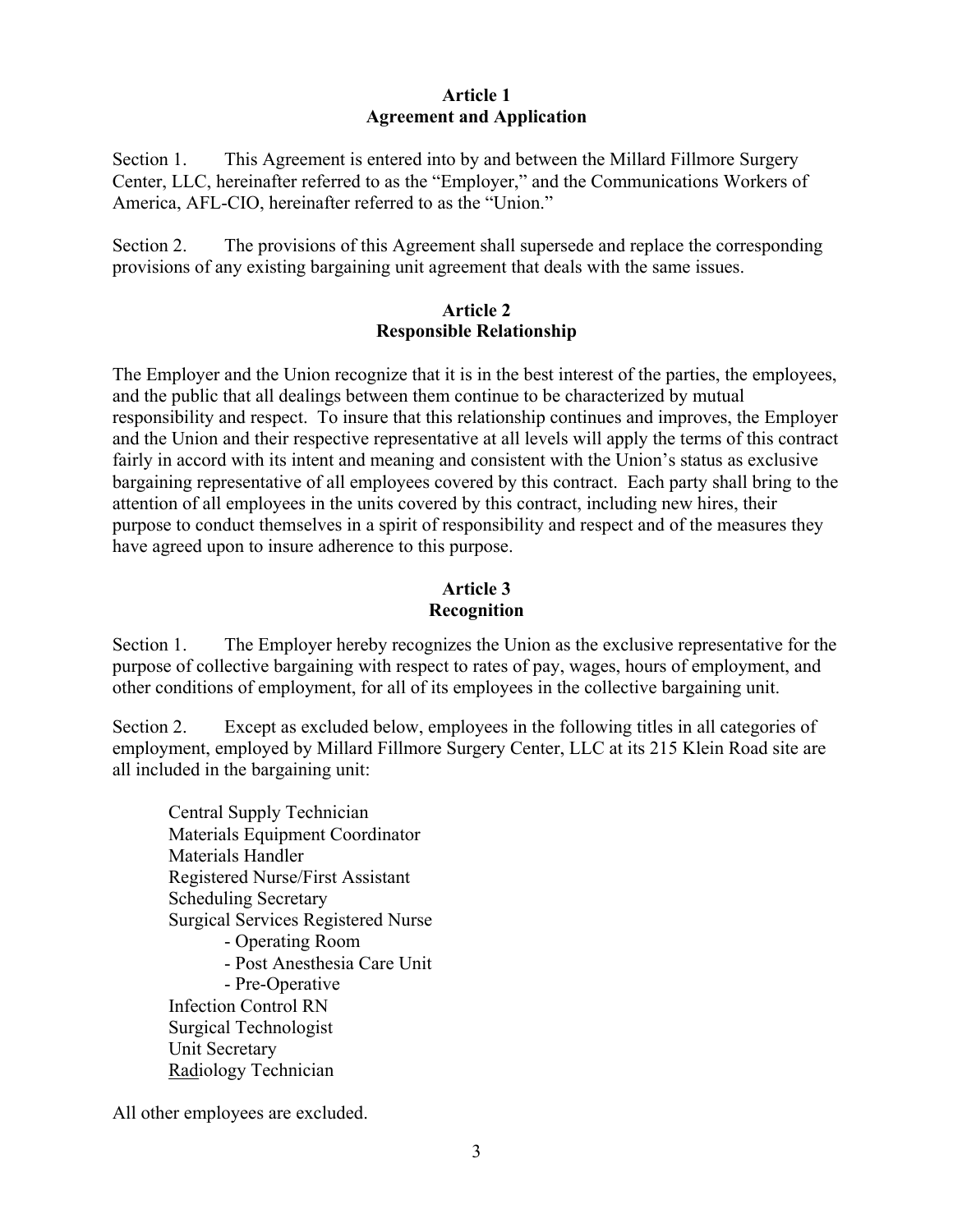## Article 1
## Agreement and Application

Section 1. This Agreement is entered into by and between the Millard Fillmore Surgery Center, LLC, hereinafter referred to as the "Employer," and the Communications Workers of America, AFL-CIO, hereinafter referred to as the "Union."

Section 2. The provisions of this Agreement shall supersede and replace the corresponding provisions of any existing bargaining unit agreement that deals with the same issues.

## Article 2
## Responsible Relationship

The Employer and the Union recognize that it is in the best interest of the parties, the employees, and the public that all dealings between them continue to be characterized by mutual responsibility and respect. To insure that this relationship continues and improves, the Employer and the Union and their respective representative at all levels will apply the terms of this contract fairly in accord with its intent and meaning and consistent with the Union's status as exclusive bargaining representative of all employees covered by this contract. Each party shall bring to the attention of all employees in the units covered by this contract, including new hires, their purpose to conduct themselves in a spirit of responsibility and respect and of the measures they have agreed upon to insure adherence to this purpose.

## Article 3
## Recognition

Section 1. The Employer hereby recognizes the Union as the exclusive representative for the purpose of collective bargaining with respect to rates of pay, wages, hours of employment, and other conditions of employment, for all of its employees in the collective bargaining unit.

Section 2. Except as excluded below, employees in the following titles in all categories of employment, employed by Millard Fillmore Surgery Center, LLC at its 215 Klein Road site are all included in the bargaining unit:

Central Supply Technician
Materials Equipment Coordinator
Materials Handler
Registered Nurse/First Assistant
Scheduling Secretary
Surgical Services Registered Nurse
- Operating Room
- Post Anesthesia Care Unit
- Pre-Operative

Infection Control RN
Surgical Technologist
Unit Secretary
Radiology Technician

All other employees are excluded.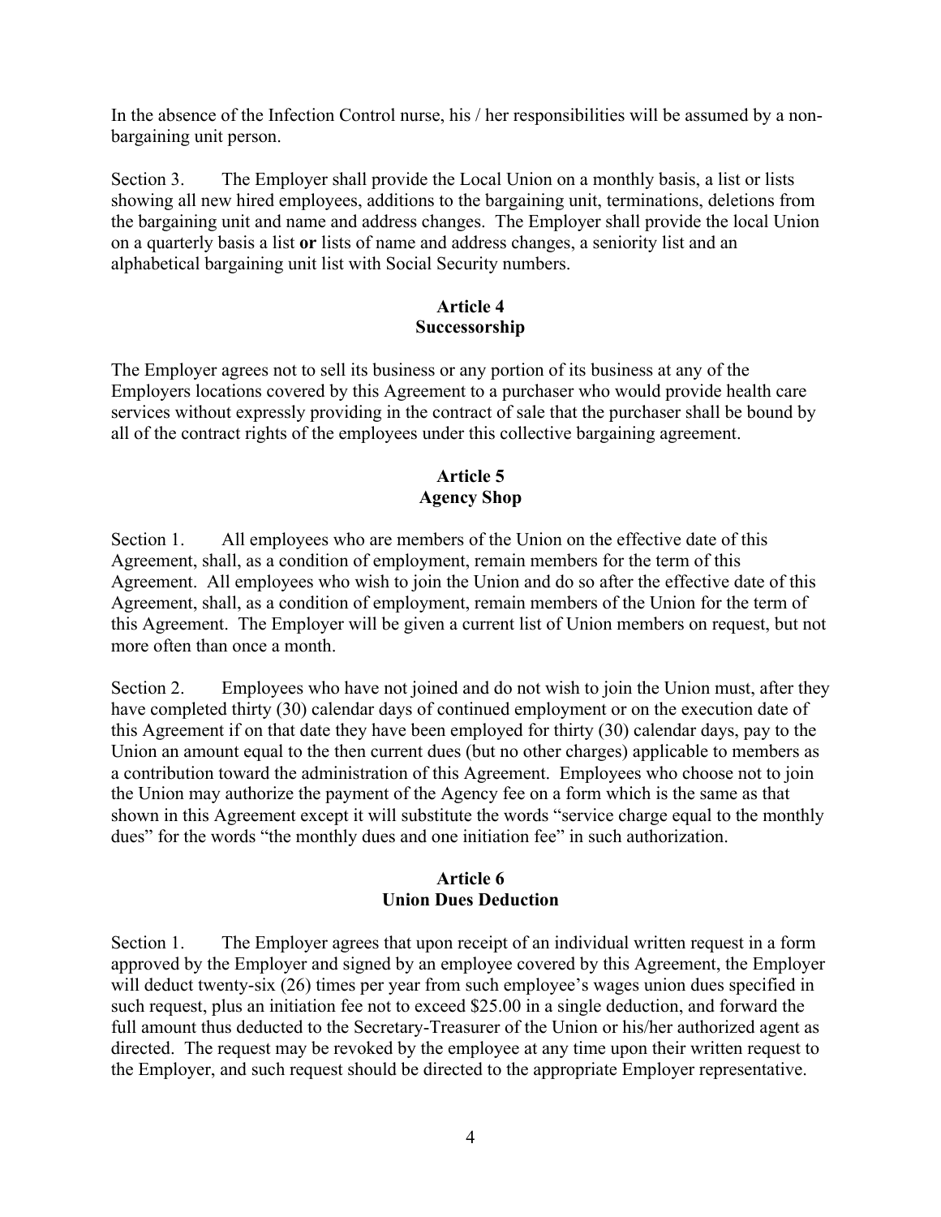In the absence of the Infection Control nurse, his / her responsibilities will be assumed by a non-bargaining unit person.

Section 3. The Employer shall provide the Local Union on a monthly basis, a list or lists showing all new hired employees, additions to the bargaining unit, terminations, deletions from the bargaining unit and name and address changes. The Employer shall provide the local Union on a quarterly basis a list **or** lists of name and address changes, a seniority list and an alphabetical bargaining unit list with Social Security numbers.

## Article 4
## Successorship

The Employer agrees not to sell its business or any portion of its business at any of the Employers locations covered by this Agreement to a purchaser who would provide health care services without expressly providing in the contract of sale that the purchaser shall be bound by all of the contract rights of the employees under this collective bargaining agreement.

## Article 5
## Agency Shop

Section 1. All employees who are members of the Union on the effective date of this Agreement, shall, as a condition of employment, remain members for the term of this Agreement. All employees who wish to join the Union and do so after the effective date of this Agreement, shall, as a condition of employment, remain members of the Union for the term of this Agreement. The Employer will be given a current list of Union members on request, but not more often than once a month.

Section 2. Employees who have not joined and do not wish to join the Union must, after they have completed thirty (30) calendar days of continued employment or on the execution date of this Agreement if on that date they have been employed for thirty (30) calendar days, pay to the Union an amount equal to the then current dues (but no other charges) applicable to members as a contribution toward the administration of this Agreement. Employees who choose not to join the Union may authorize the payment of the Agency fee on a form which is the same as that shown in this Agreement except it will substitute the words "service charge equal to the monthly dues" for the words "the monthly dues and one initiation fee" in such authorization.

## Article 6
## Union Dues Deduction

Section 1. The Employer agrees that upon receipt of an individual written request in a form approved by the Employer and signed by an employee covered by this Agreement, the Employer will deduct twenty-six (26) times per year from such employee's wages union dues specified in such request, plus an initiation fee not to exceed $25.00 in a single deduction, and forward the full amount thus deducted to the Secretary-Treasurer of the Union or his/her authorized agent as directed. The request may be revoked by the employee at any time upon their written request to the Employer, and such request should be directed to the appropriate Employer representative.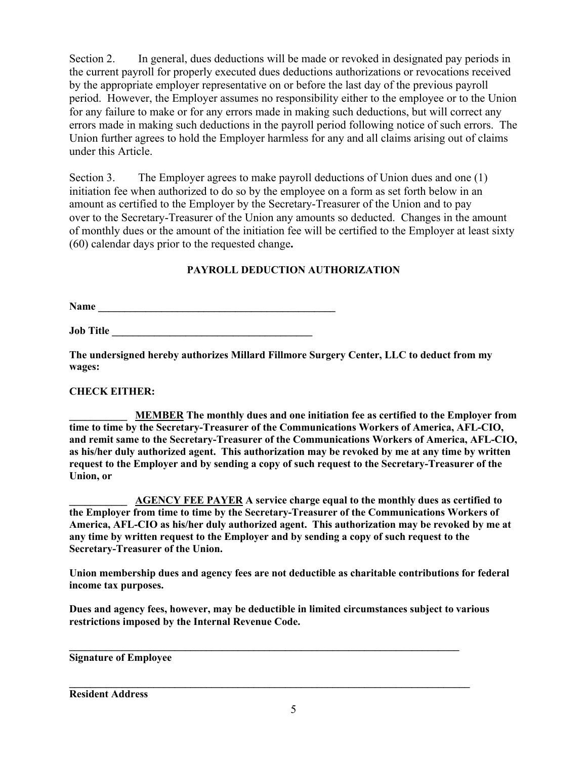Section 2. In general, dues deductions will be made or revoked in designated pay periods in the current payroll for properly executed dues deductions authorizations or revocations received by the appropriate employer representative on or before the last day of the previous payroll period. However, the Employer assumes no responsibility either to the employee or to the Union for any failure to make or for any errors made in making such deductions, but will correct any errors made in making such deductions in the payroll period following notice of such errors. The Union further agrees to hold the Employer harmless for any and all claims arising out of claims under this Article.

Section 3. The Employer agrees to make payroll deductions of Union dues and one (1) initiation fee when authorized to do so by the employee on a form as set forth below in an amount as certified to the Employer by the Secretary-Treasurer of the Union and to pay over to the Secretary-Treasurer of the Union any amounts so deducted. Changes in the amount of monthly dues or the amount of the initiation fee will be certified to the Employer at least sixty (60) calendar days prior to the requested change**.**

**PAYROLL DEDUCTION AUTHORIZATION**

**Name ______________________________________________**

**Job Title ______________________________________**

**The undersigned hereby authorizes Millard Fillmore Surgery Center, LLC to deduct from my wages:**

**CHECK EITHER:**

**___________ MEMBER The monthly dues and one initiation fee as certified to the Employer from time to time by the Secretary-Treasurer of the Communications Workers of America, AFL-CIO, and remit same to the Secretary-Treasurer of the Communications Workers of America, AFL-CIO, as his/her duly authorized agent. This authorization may be revoked by me at any time by written request to the Employer and by sending a copy of such request to the Secretary-Treasurer of the Union, or**

**___________ AGENCY FEE PAYER A service charge equal to the monthly dues as certified to the Employer from time to time by the Secretary-Treasurer of the Communications Workers of America, AFL-CIO as his/her duly authorized agent. This authorization may be revoked by me at any time by written request to the Employer and by sending a copy of such request to the Secretary-Treasurer of the Union.**

**Union membership dues and agency fees are not deductible as charitable contributions for federal income tax purposes.**

**Dues and agency fees, however, may be deductible in limited circumstances subject to various restrictions imposed by the Internal Revenue Code.**

**______________________________________________________________________________**
**Signature of Employee**

**______________________________________________________________________________**
**Resident Address**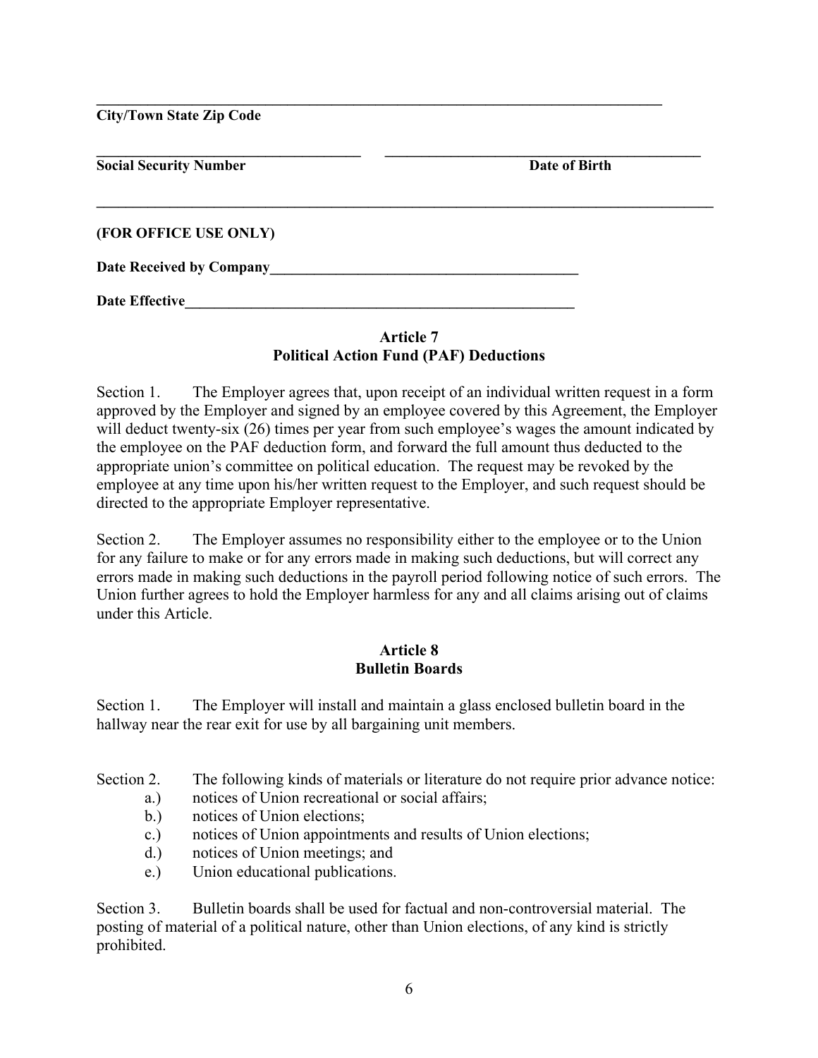______________________________________________________________________

**City/Town State Zip Code**

____________________________________ ____________________________________

**Social Security Number** **Date of Birth**

______________________________________________________________________

**(FOR OFFICE USE ONLY)**

**Date Received by Company**__________________________________________

**Date Effective**_____________________________________________________

## Article 7
## Political Action Fund (PAF) Deductions

Section 1. The Employer agrees that, upon receipt of an individual written request in a form approved by the Employer and signed by an employee covered by this Agreement, the Employer will deduct twenty-six (26) times per year from such employee's wages the amount indicated by the employee on the PAF deduction form, and forward the full amount thus deducted to the appropriate union's committee on political education. The request may be revoked by the employee at any time upon his/her written request to the Employer, and such request should be directed to the appropriate Employer representative.

Section 2. The Employer assumes no responsibility either to the employee or to the Union for any failure to make or for any errors made in making such deductions, but will correct any errors made in making such deductions in the payroll period following notice of such errors. The Union further agrees to hold the Employer harmless for any and all claims arising out of claims under this Article.

## Article 8
## Bulletin Boards

Section 1. The Employer will install and maintain a glass enclosed bulletin board in the hallway near the rear exit for use by all bargaining unit members.

Section 2. The following kinds of materials or literature do not require prior advance notice:

- a.) notices of Union recreational or social affairs;
- b.) notices of Union elections;
- c.) notices of Union appointments and results of Union elections;
- d.) notices of Union meetings; and
- e.) Union educational publications.

Section 3. Bulletin boards shall be used for factual and non-controversial material. The posting of material of a political nature, other than Union elections, of any kind is strictly prohibited.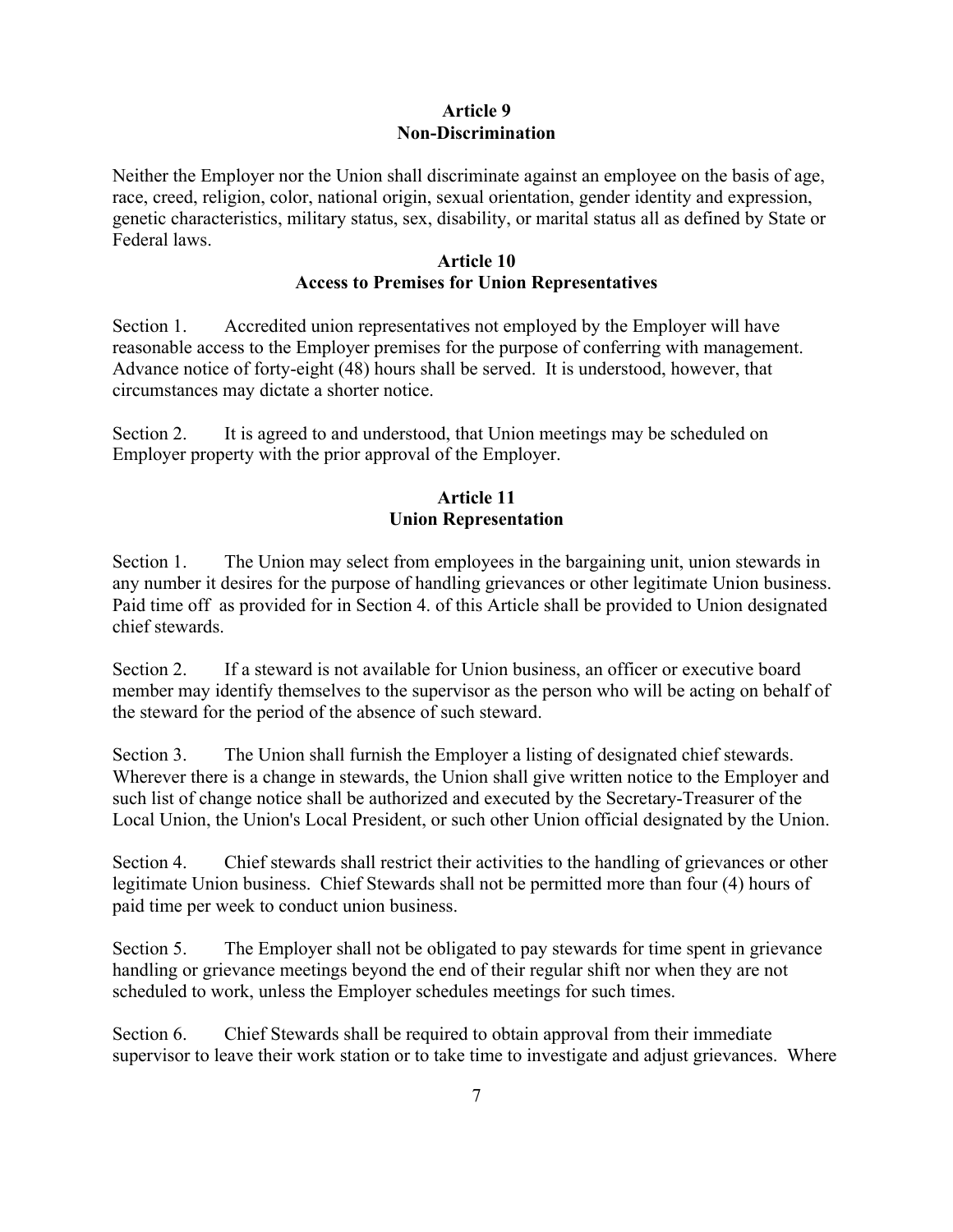## Article 9
## Non-Discrimination

Neither the Employer nor the Union shall discriminate against an employee on the basis of age, race, creed, religion, color, national origin, sexual orientation, gender identity and expression, genetic characteristics, military status, sex, disability, or marital status all as defined by State or Federal laws.

## Article 10
## Access to Premises for Union Representatives

Section 1. Accredited union representatives not employed by the Employer will have reasonable access to the Employer premises for the purpose of conferring with management. Advance notice of forty-eight (48) hours shall be served. It is understood, however, that circumstances may dictate a shorter notice.

Section 2. It is agreed to and understood, that Union meetings may be scheduled on Employer property with the prior approval of the Employer.

## Article 11
## Union Representation

Section 1. The Union may select from employees in the bargaining unit, union stewards in any number it desires for the purpose of handling grievances or other legitimate Union business. Paid time off as provided for in Section 4. of this Article shall be provided to Union designated chief stewards.

Section 2. If a steward is not available for Union business, an officer or executive board member may identify themselves to the supervisor as the person who will be acting on behalf of the steward for the period of the absence of such steward.

Section 3. The Union shall furnish the Employer a listing of designated chief stewards. Wherever there is a change in stewards, the Union shall give written notice to the Employer and such list of change notice shall be authorized and executed by the Secretary-Treasurer of the Local Union, the Union's Local President, or such other Union official designated by the Union.

Section 4. Chief stewards shall restrict their activities to the handling of grievances or other legitimate Union business. Chief Stewards shall not be permitted more than four (4) hours of paid time per week to conduct union business.

Section 5. The Employer shall not be obligated to pay stewards for time spent in grievance handling or grievance meetings beyond the end of their regular shift nor when they are not scheduled to work, unless the Employer schedules meetings for such times.

Section 6. Chief Stewards shall be required to obtain approval from their immediate supervisor to leave their work station or to take time to investigate and adjust grievances. Where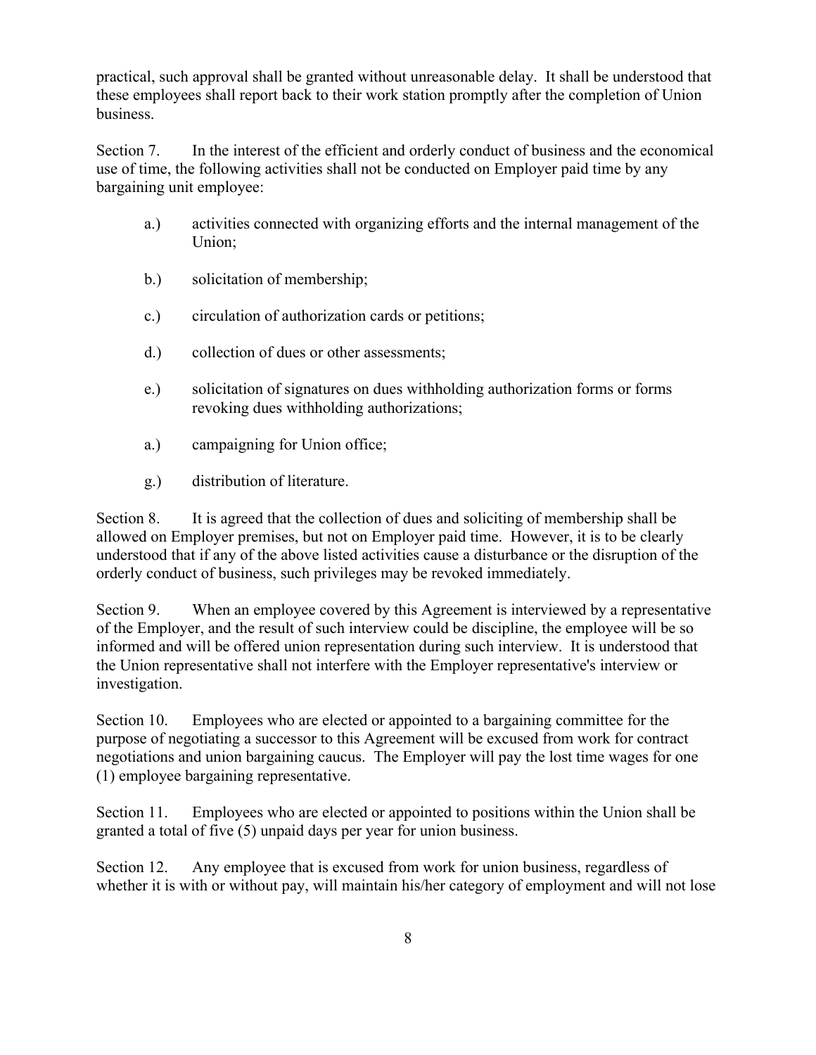practical, such approval shall be granted without unreasonable delay. It shall be understood that these employees shall report back to their work station promptly after the completion of Union business.

Section 7. In the interest of the efficient and orderly conduct of business and the economical use of time, the following activities shall not be conducted on Employer paid time by any bargaining unit employee:

a.) activities connected with organizing efforts and the internal management of the Union;

b.) solicitation of membership;

c.) circulation of authorization cards or petitions;

d.) collection of dues or other assessments;

e.) solicitation of signatures on dues withholding authorization forms or forms revoking dues withholding authorizations;

a.) campaigning for Union office;

g.) distribution of literature.

Section 8. It is agreed that the collection of dues and soliciting of membership shall be allowed on Employer premises, but not on Employer paid time. However, it is to be clearly understood that if any of the above listed activities cause a disturbance or the disruption of the orderly conduct of business, such privileges may be revoked immediately.

Section 9. When an employee covered by this Agreement is interviewed by a representative of the Employer, and the result of such interview could be discipline, the employee will be so informed and will be offered union representation during such interview. It is understood that the Union representative shall not interfere with the Employer representative's interview or investigation.

Section 10. Employees who are elected or appointed to a bargaining committee for the purpose of negotiating a successor to this Agreement will be excused from work for contract negotiations and union bargaining caucus. The Employer will pay the lost time wages for one (1) employee bargaining representative.

Section 11. Employees who are elected or appointed to positions within the Union shall be granted a total of five (5) unpaid days per year for union business.

Section 12. Any employee that is excused from work for union business, regardless of whether it is with or without pay, will maintain his/her category of employment and will not lose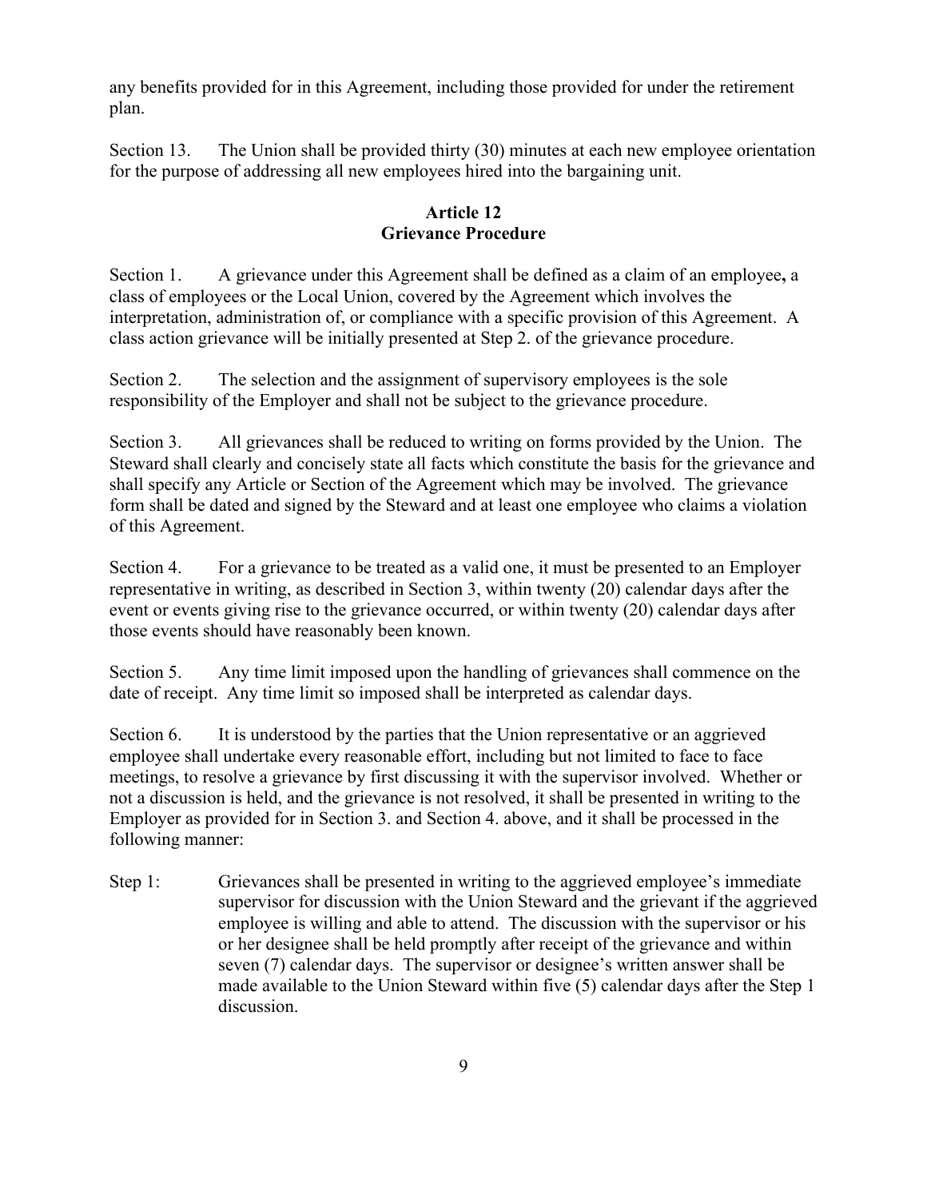any benefits provided for in this Agreement, including those provided for under the retirement plan.

Section 13. The Union shall be provided thirty (30) minutes at each new employee orientation for the purpose of addressing all new employees hired into the bargaining unit.

## Article 12
## Grievance Procedure

Section 1. A grievance under this Agreement shall be defined as a claim of an employee**,** a class of employees or the Local Union, covered by the Agreement which involves the interpretation, administration of, or compliance with a specific provision of this Agreement. A class action grievance will be initially presented at Step 2. of the grievance procedure.

Section 2. The selection and the assignment of supervisory employees is the sole responsibility of the Employer and shall not be subject to the grievance procedure.

Section 3. All grievances shall be reduced to writing on forms provided by the Union. The Steward shall clearly and concisely state all facts which constitute the basis for the grievance and shall specify any Article or Section of the Agreement which may be involved. The grievance form shall be dated and signed by the Steward and at least one employee who claims a violation of this Agreement.

Section 4. For a grievance to be treated as a valid one, it must be presented to an Employer representative in writing, as described in Section 3, within twenty (20) calendar days after the event or events giving rise to the grievance occurred, or within twenty (20) calendar days after those events should have reasonably been known.

Section 5. Any time limit imposed upon the handling of grievances shall commence on the date of receipt. Any time limit so imposed shall be interpreted as calendar days.

Section 6. It is understood by the parties that the Union representative or an aggrieved employee shall undertake every reasonable effort, including but not limited to face to face meetings, to resolve a grievance by first discussing it with the supervisor involved. Whether or not a discussion is held, and the grievance is not resolved, it shall be presented in writing to the Employer as provided for in Section 3. and Section 4. above, and it shall be processed in the following manner:

Step 1: Grievances shall be presented in writing to the aggrieved employee's immediate supervisor for discussion with the Union Steward and the grievant if the aggrieved employee is willing and able to attend. The discussion with the supervisor or his or her designee shall be held promptly after receipt of the grievance and within seven (7) calendar days. The supervisor or designee's written answer shall be made available to the Union Steward within five (5) calendar days after the Step 1 discussion.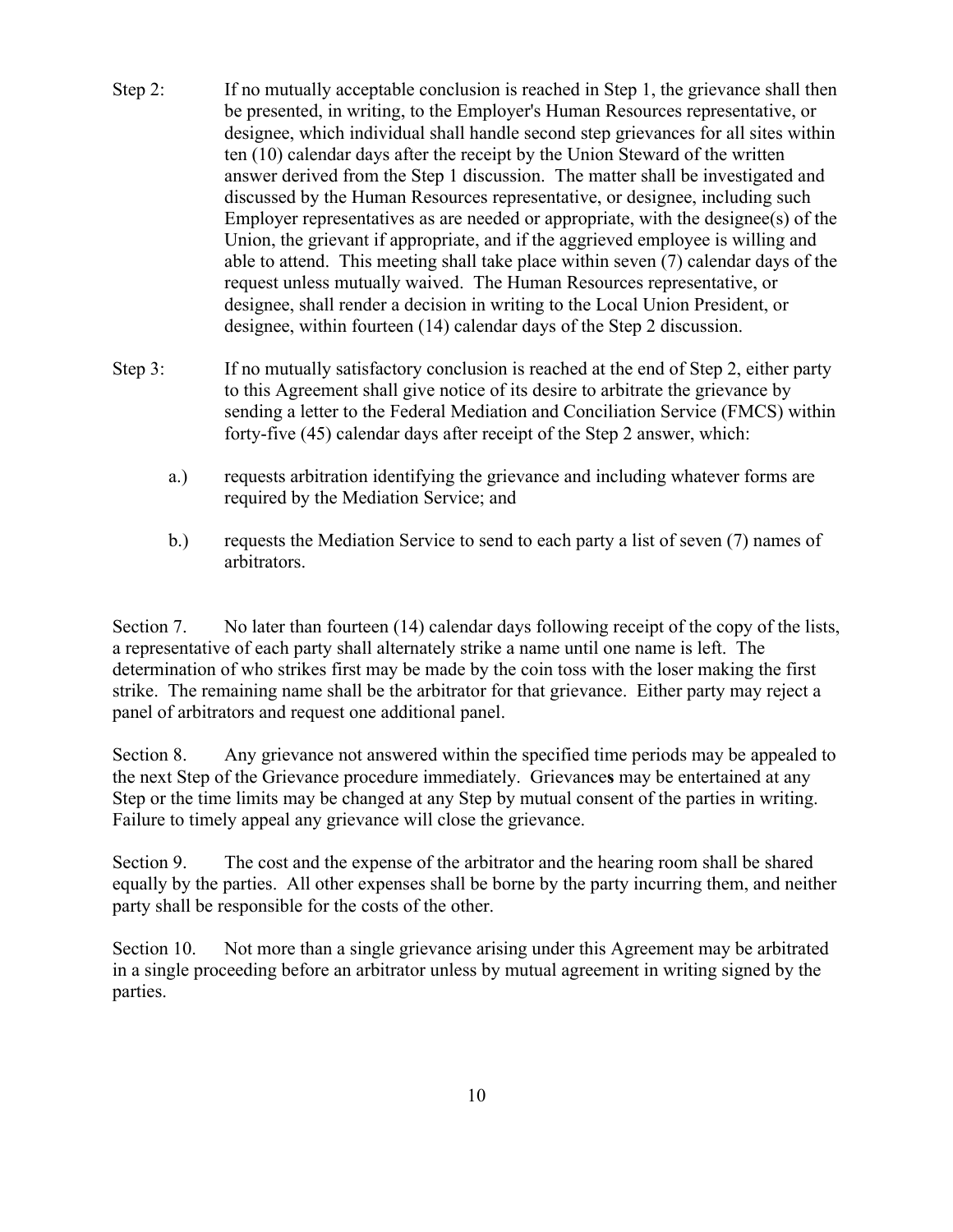Step 2: If no mutually acceptable conclusion is reached in Step 1, the grievance shall then be presented, in writing, to the Employer's Human Resources representative, or designee, which individual shall handle second step grievances for all sites within ten (10) calendar days after the receipt by the Union Steward of the written answer derived from the Step 1 discussion. The matter shall be investigated and discussed by the Human Resources representative, or designee, including such Employer representatives as are needed or appropriate, with the designee(s) of the Union, the grievant if appropriate, and if the aggrieved employee is willing and able to attend. This meeting shall take place within seven (7) calendar days of the request unless mutually waived. The Human Resources representative, or designee, shall render a decision in writing to the Local Union President, or designee, within fourteen (14) calendar days of the Step 2 discussion.

Step 3: If no mutually satisfactory conclusion is reached at the end of Step 2, either party to this Agreement shall give notice of its desire to arbitrate the grievance by sending a letter to the Federal Mediation and Conciliation Service (FMCS) within forty-five (45) calendar days after receipt of the Step 2 answer, which:

a.) requests arbitration identifying the grievance and including whatever forms are required by the Mediation Service; and

b.) requests the Mediation Service to send to each party a list of seven (7) names of arbitrators.

Section 7. No later than fourteen (14) calendar days following receipt of the copy of the lists, a representative of each party shall alternately strike a name until one name is left. The determination of who strikes first may be made by the coin toss with the loser making the first strike. The remaining name shall be the arbitrator for that grievance. Either party may reject a panel of arbitrators and request one additional panel.

Section 8. Any grievance not answered within the specified time periods may be appealed to the next Step of the Grievance procedure immediately. Grievance**s** may be entertained at any Step or the time limits may be changed at any Step by mutual consent of the parties in writing. Failure to timely appeal any grievance will close the grievance.

Section 9. The cost and the expense of the arbitrator and the hearing room shall be shared equally by the parties. All other expenses shall be borne by the party incurring them, and neither party shall be responsible for the costs of the other.

Section 10. Not more than a single grievance arising under this Agreement may be arbitrated in a single proceeding before an arbitrator unless by mutual agreement in writing signed by the parties.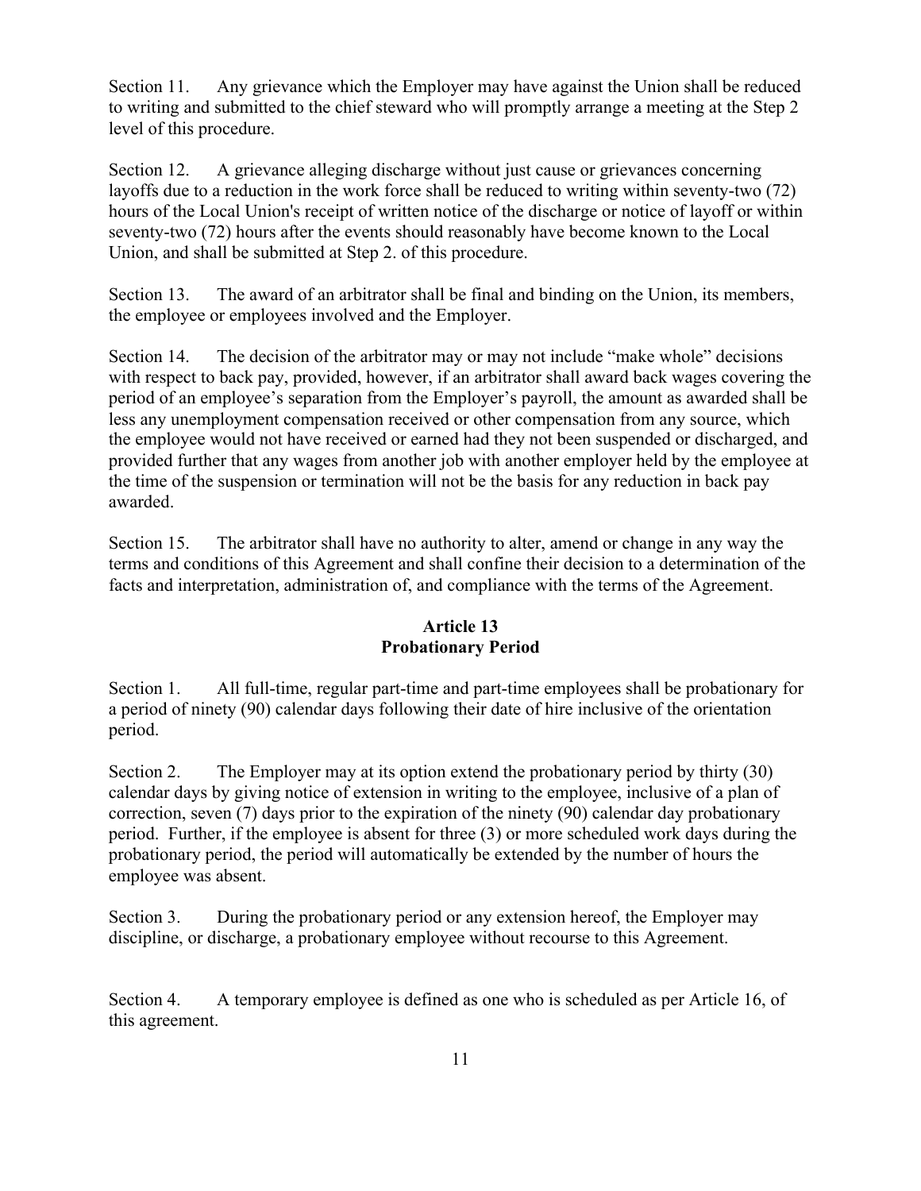Section 11. Any grievance which the Employer may have against the Union shall be reduced to writing and submitted to the chief steward who will promptly arrange a meeting at the Step 2 level of this procedure.

Section 12. A grievance alleging discharge without just cause or grievances concerning layoffs due to a reduction in the work force shall be reduced to writing within seventy-two (72) hours of the Local Union's receipt of written notice of the discharge or notice of layoff or within seventy-two (72) hours after the events should reasonably have become known to the Local Union, and shall be submitted at Step 2. of this procedure.

Section 13. The award of an arbitrator shall be final and binding on the Union, its members, the employee or employees involved and the Employer.

Section 14. The decision of the arbitrator may or may not include "make whole" decisions with respect to back pay, provided, however, if an arbitrator shall award back wages covering the period of an employee's separation from the Employer's payroll, the amount as awarded shall be less any unemployment compensation received or other compensation from any source, which the employee would not have received or earned had they not been suspended or discharged, and provided further that any wages from another job with another employer held by the employee at the time of the suspension or termination will not be the basis for any reduction in back pay awarded.

Section 15. The arbitrator shall have no authority to alter, amend or change in any way the terms and conditions of this Agreement and shall confine their decision to a determination of the facts and interpretation, administration of, and compliance with the terms of the Agreement.

## Article 13
## Probationary Period

Section 1. All full-time, regular part-time and part-time employees shall be probationary for a period of ninety (90) calendar days following their date of hire inclusive of the orientation period.

Section 2. The Employer may at its option extend the probationary period by thirty (30) calendar days by giving notice of extension in writing to the employee, inclusive of a plan of correction, seven (7) days prior to the expiration of the ninety (90) calendar day probationary period. Further, if the employee is absent for three (3) or more scheduled work days during the probationary period, the period will automatically be extended by the number of hours the employee was absent.

Section 3. During the probationary period or any extension hereof, the Employer may discipline, or discharge, a probationary employee without recourse to this Agreement.

Section 4. A temporary employee is defined as one who is scheduled as per Article 16, of this agreement.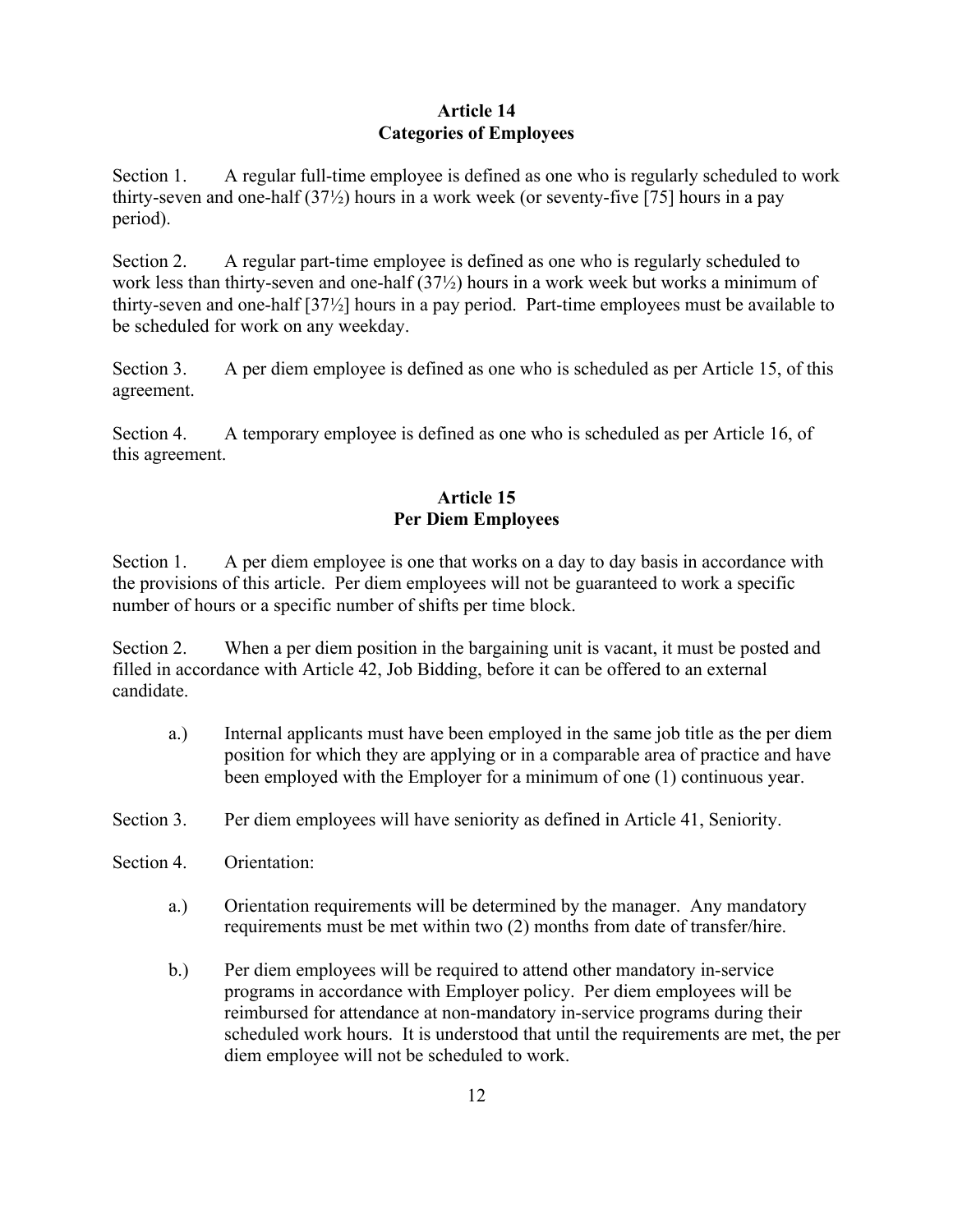## Article 14
## Categories of Employees

Section 1. A regular full-time employee is defined as one who is regularly scheduled to work thirty-seven and one-half (37½) hours in a work week (or seventy-five [75] hours in a pay period).

Section 2. A regular part-time employee is defined as one who is regularly scheduled to work less than thirty-seven and one-half (37½) hours in a work week but works a minimum of thirty-seven and one-half [37½] hours in a pay period. Part-time employees must be available to be scheduled for work on any weekday.

Section 3. A per diem employee is defined as one who is scheduled as per Article 15, of this agreement.

Section 4. A temporary employee is defined as one who is scheduled as per Article 16, of this agreement.

## Article 15
## Per Diem Employees

Section 1. A per diem employee is one that works on a day to day basis in accordance with the provisions of this article. Per diem employees will not be guaranteed to work a specific number of hours or a specific number of shifts per time block.

Section 2. When a per diem position in the bargaining unit is vacant, it must be posted and filled in accordance with Article 42, Job Bidding, before it can be offered to an external candidate.

a.) Internal applicants must have been employed in the same job title as the per diem position for which they are applying or in a comparable area of practice and have been employed with the Employer for a minimum of one (1) continuous year.

Section 3. Per diem employees will have seniority as defined in Article 41, Seniority.

Section 4. Orientation:

a.) Orientation requirements will be determined by the manager. Any mandatory requirements must be met within two (2) months from date of transfer/hire.

b.) Per diem employees will be required to attend other mandatory in-service programs in accordance with Employer policy. Per diem employees will be reimbursed for attendance at non-mandatory in-service programs during their scheduled work hours. It is understood that until the requirements are met, the per diem employee will not be scheduled to work.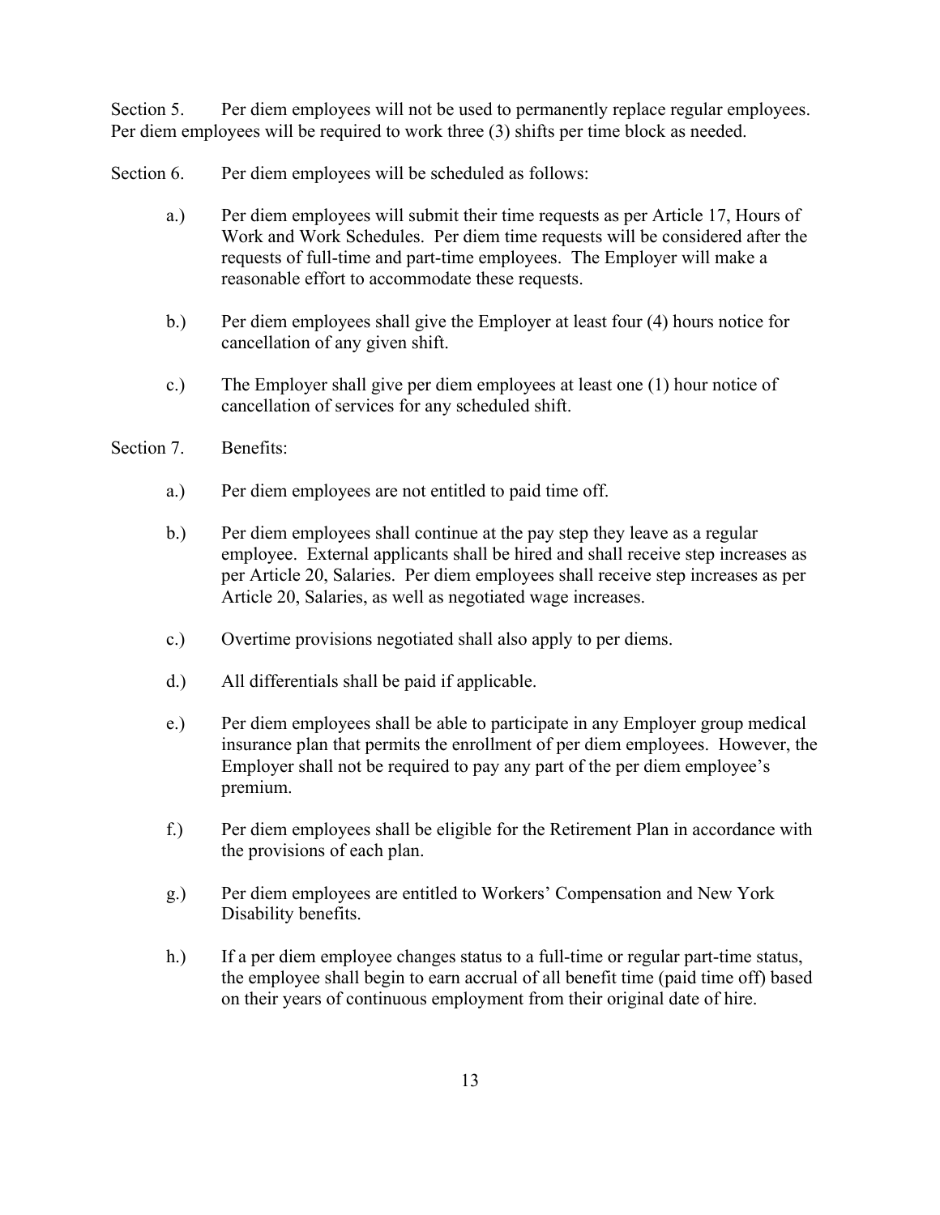Section 5. Per diem employees will not be used to permanently replace regular employees. Per diem employees will be required to work three (3) shifts per time block as needed.

Section 6. Per diem employees will be scheduled as follows:

a.) Per diem employees will submit their time requests as per Article 17, Hours of Work and Work Schedules. Per diem time requests will be considered after the requests of full-time and part-time employees. The Employer will make a reasonable effort to accommodate these requests.

b.) Per diem employees shall give the Employer at least four (4) hours notice for cancellation of any given shift.

c.) The Employer shall give per diem employees at least one (1) hour notice of cancellation of services for any scheduled shift.

Section 7. Benefits:

a.) Per diem employees are not entitled to paid time off.

b.) Per diem employees shall continue at the pay step they leave as a regular employee. External applicants shall be hired and shall receive step increases as per Article 20, Salaries. Per diem employees shall receive step increases as per Article 20, Salaries, as well as negotiated wage increases.

c.) Overtime provisions negotiated shall also apply to per diems.

d.) All differentials shall be paid if applicable.

e.) Per diem employees shall be able to participate in any Employer group medical insurance plan that permits the enrollment of per diem employees. However, the Employer shall not be required to pay any part of the per diem employee's premium.

f.) Per diem employees shall be eligible for the Retirement Plan in accordance with the provisions of each plan.

g.) Per diem employees are entitled to Workers' Compensation and New York Disability benefits.

h.) If a per diem employee changes status to a full-time or regular part-time status, the employee shall begin to earn accrual of all benefit time (paid time off) based on their years of continuous employment from their original date of hire.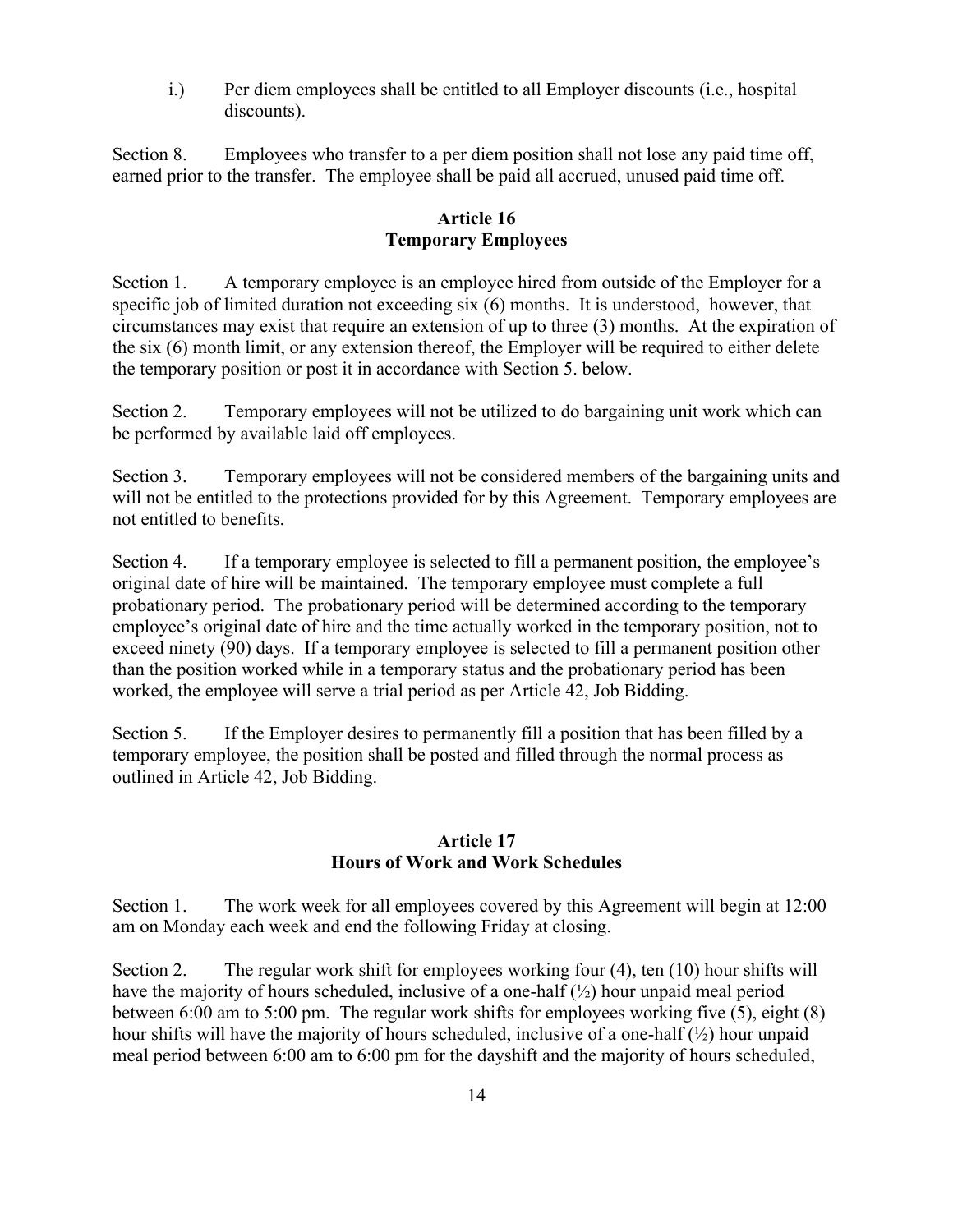i.) Per diem employees shall be entitled to all Employer discounts (i.e., hospital discounts).

Section 8. Employees who transfer to a per diem position shall not lose any paid time off, earned prior to the transfer. The employee shall be paid all accrued, unused paid time off.

## Article 16
## Temporary Employees

Section 1. A temporary employee is an employee hired from outside of the Employer for a specific job of limited duration not exceeding six (6) months. It is understood, however, that circumstances may exist that require an extension of up to three (3) months. At the expiration of the six (6) month limit, or any extension thereof, the Employer will be required to either delete the temporary position or post it in accordance with Section 5. below.

Section 2. Temporary employees will not be utilized to do bargaining unit work which can be performed by available laid off employees.

Section 3. Temporary employees will not be considered members of the bargaining units and will not be entitled to the protections provided for by this Agreement. Temporary employees are not entitled to benefits.

Section 4. If a temporary employee is selected to fill a permanent position, the employee's original date of hire will be maintained. The temporary employee must complete a full probationary period. The probationary period will be determined according to the temporary employee's original date of hire and the time actually worked in the temporary position, not to exceed ninety (90) days. If a temporary employee is selected to fill a permanent position other than the position worked while in a temporary status and the probationary period has been worked, the employee will serve a trial period as per Article 42, Job Bidding.

Section 5. If the Employer desires to permanently fill a position that has been filled by a temporary employee, the position shall be posted and filled through the normal process as outlined in Article 42, Job Bidding.

## Article 17
## Hours of Work and Work Schedules

Section 1. The work week for all employees covered by this Agreement will begin at 12:00 am on Monday each week and end the following Friday at closing.

Section 2. The regular work shift for employees working four (4), ten (10) hour shifts will have the majority of hours scheduled, inclusive of a one-half (½) hour unpaid meal period between 6:00 am to 5:00 pm. The regular work shifts for employees working five (5), eight (8) hour shifts will have the majority of hours scheduled, inclusive of a one-half (½) hour unpaid meal period between 6:00 am to 6:00 pm for the dayshift and the majority of hours scheduled,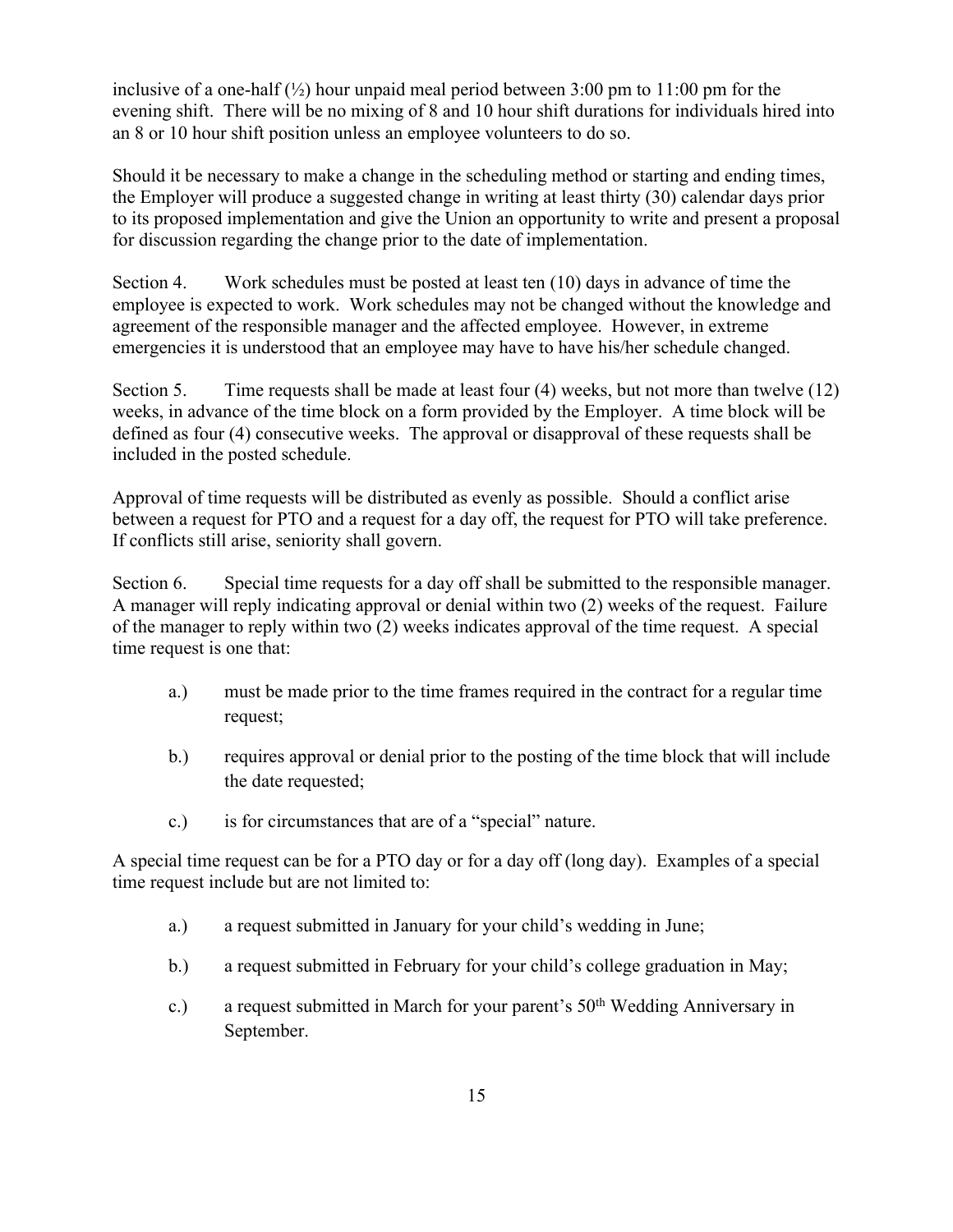inclusive of a one-half (½) hour unpaid meal period between 3:00 pm to 11:00 pm for the evening shift. There will be no mixing of 8 and 10 hour shift durations for individuals hired into an 8 or 10 hour shift position unless an employee volunteers to do so.

Should it be necessary to make a change in the scheduling method or starting and ending times, the Employer will produce a suggested change in writing at least thirty (30) calendar days prior to its proposed implementation and give the Union an opportunity to write and present a proposal for discussion regarding the change prior to the date of implementation.

Section 4. Work schedules must be posted at least ten (10) days in advance of time the employee is expected to work. Work schedules may not be changed without the knowledge and agreement of the responsible manager and the affected employee. However, in extreme emergencies it is understood that an employee may have to have his/her schedule changed.

Section 5. Time requests shall be made at least four (4) weeks, but not more than twelve (12) weeks, in advance of the time block on a form provided by the Employer. A time block will be defined as four (4) consecutive weeks. The approval or disapproval of these requests shall be included in the posted schedule.

Approval of time requests will be distributed as evenly as possible. Should a conflict arise between a request for PTO and a request for a day off, the request for PTO will take preference. If conflicts still arise, seniority shall govern.

Section 6. Special time requests for a day off shall be submitted to the responsible manager. A manager will reply indicating approval or denial within two (2) weeks of the request. Failure of the manager to reply within two (2) weeks indicates approval of the time request. A special time request is one that:

a.) must be made prior to the time frames required in the contract for a regular time request;

b.) requires approval or denial prior to the posting of the time block that will include the date requested;

c.) is for circumstances that are of a "special" nature.

A special time request can be for a PTO day or for a day off (long day). Examples of a special time request include but are not limited to:

a.) a request submitted in January for your child's wedding in June;

b.) a request submitted in February for your child's college graduation in May;

c.) a request submitted in March for your parent's 50th Wedding Anniversary in September.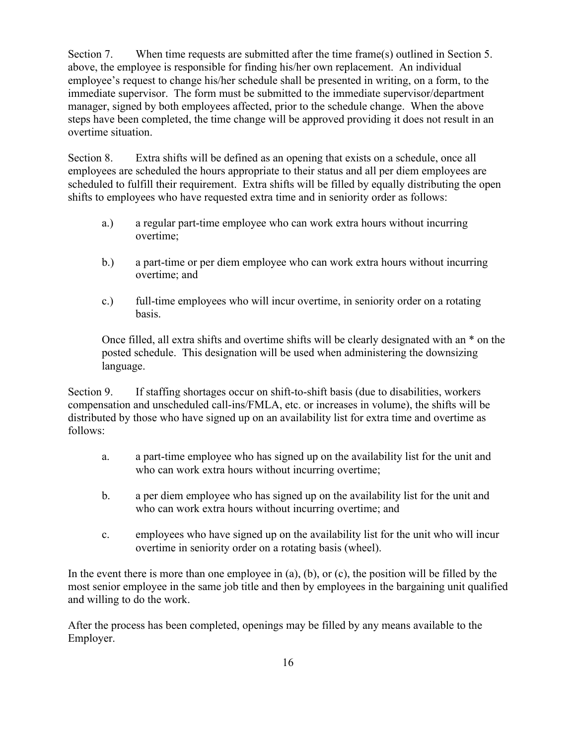Section 7. When time requests are submitted after the time frame(s) outlined in Section 5. above, the employee is responsible for finding his/her own replacement. An individual employee's request to change his/her schedule shall be presented in writing, on a form, to the immediate supervisor. The form must be submitted to the immediate supervisor/department manager, signed by both employees affected, prior to the schedule change. When the above steps have been completed, the time change will be approved providing it does not result in an overtime situation.

Section 8. Extra shifts will be defined as an opening that exists on a schedule, once all employees are scheduled the hours appropriate to their status and all per diem employees are scheduled to fulfill their requirement. Extra shifts will be filled by equally distributing the open shifts to employees who have requested extra time and in seniority order as follows:

a.) a regular part-time employee who can work extra hours without incurring overtime;

b.) a part-time or per diem employee who can work extra hours without incurring overtime; and

c.) full-time employees who will incur overtime, in seniority order on a rotating basis.

Once filled, all extra shifts and overtime shifts will be clearly designated with an * on the posted schedule. This designation will be used when administering the downsizing language.

Section 9. If staffing shortages occur on shift-to-shift basis (due to disabilities, workers compensation and unscheduled call-ins/FMLA, etc. or increases in volume), the shifts will be distributed by those who have signed up on an availability list for extra time and overtime as follows:

a. a part-time employee who has signed up on the availability list for the unit and who can work extra hours without incurring overtime;

b. a per diem employee who has signed up on the availability list for the unit and who can work extra hours without incurring overtime; and

c. employees who have signed up on the availability list for the unit who will incur overtime in seniority order on a rotating basis (wheel).

In the event there is more than one employee in (a), (b), or (c), the position will be filled by the most senior employee in the same job title and then by employees in the bargaining unit qualified and willing to do the work.

After the process has been completed, openings may be filled by any means available to the Employer.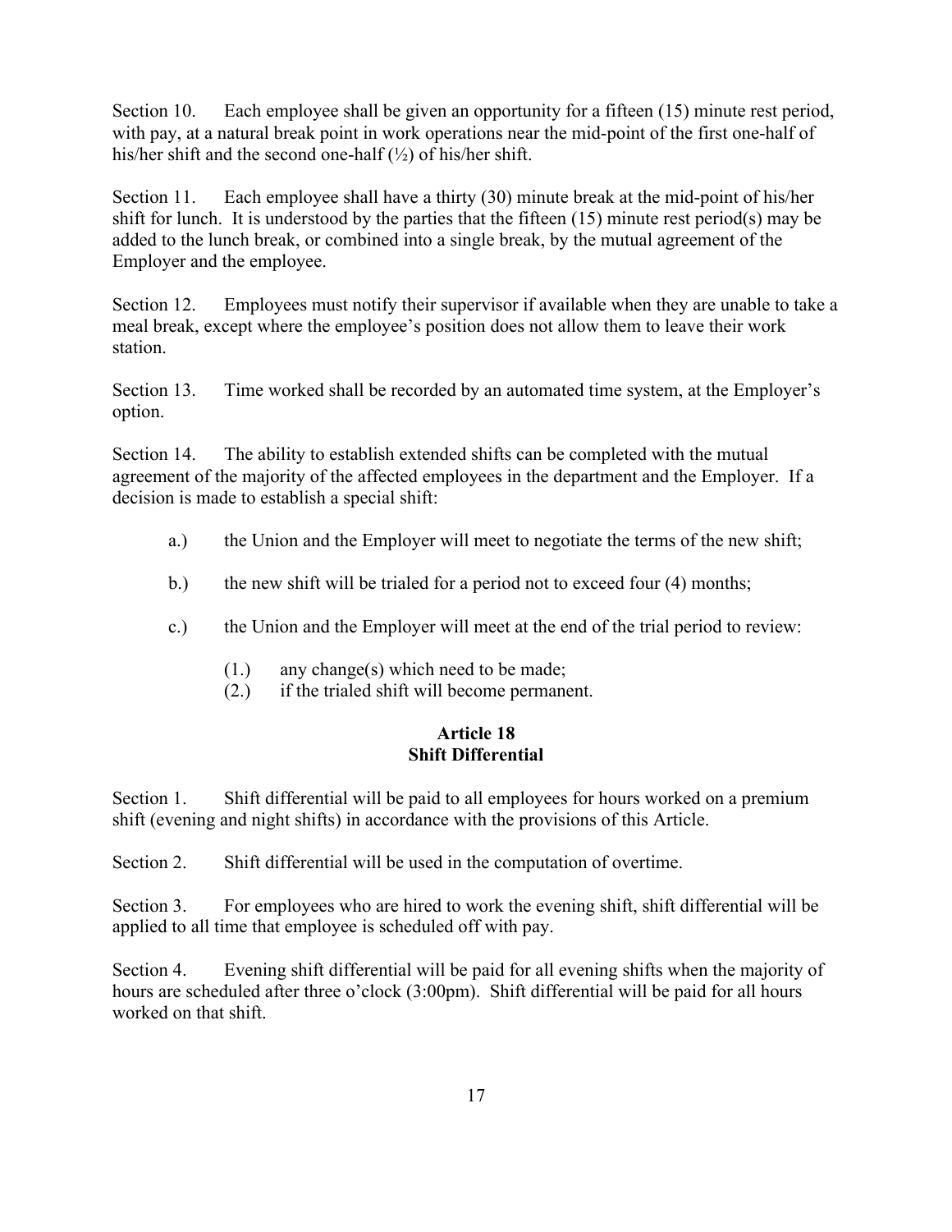Section 10. Each employee shall be given an opportunity for a fifteen (15) minute rest period, with pay, at a natural break point in work operations near the mid-point of the first one-half of his/her shift and the second one-half (½) of his/her shift.

Section 11. Each employee shall have a thirty (30) minute break at the mid-point of his/her shift for lunch. It is understood by the parties that the fifteen (15) minute rest period(s) may be added to the lunch break, or combined into a single break, by the mutual agreement of the Employer and the employee.

Section 12. Employees must notify their supervisor if available when they are unable to take a meal break, except where the employee's position does not allow them to leave their work station.

Section 13. Time worked shall be recorded by an automated time system, at the Employer's option.

Section 14. The ability to establish extended shifts can be completed with the mutual agreement of the majority of the affected employees in the department and the Employer. If a decision is made to establish a special shift:

- a.) the Union and the Employer will meet to negotiate the terms of the new shift;
- b.) the new shift will be trialed for a period not to exceed four (4) months;
- c.) the Union and the Employer will meet at the end of the trial period to review:
  - (1.) any change(s) which need to be made;
  - (2.) if the trialed shift will become permanent.

## Article 18
## Shift Differential

Section 1. Shift differential will be paid to all employees for hours worked on a premium shift (evening and night shifts) in accordance with the provisions of this Article.

Section 2. Shift differential will be used in the computation of overtime.

Section 3. For employees who are hired to work the evening shift, shift differential will be applied to all time that employee is scheduled off with pay.

Section 4. Evening shift differential will be paid for all evening shifts when the majority of hours are scheduled after three o'clock (3:00pm). Shift differential will be paid for all hours worked on that shift.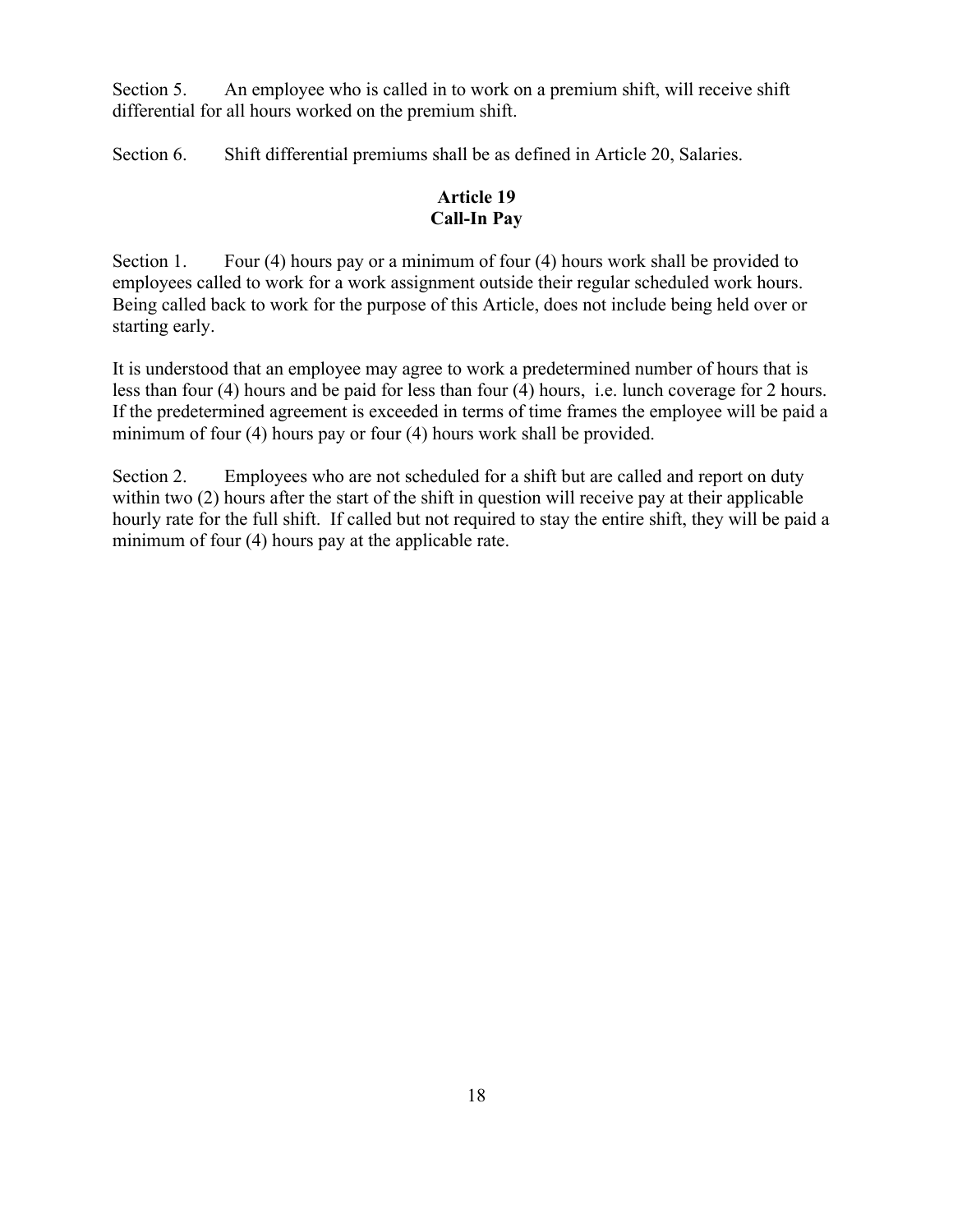Section 5. An employee who is called in to work on a premium shift, will receive shift differential for all hours worked on the premium shift.

Section 6. Shift differential premiums shall be as defined in Article 20, Salaries.

## Article 19
## Call-In Pay

Section 1. Four (4) hours pay or a minimum of four (4) hours work shall be provided to employees called to work for a work assignment outside their regular scheduled work hours. Being called back to work for the purpose of this Article, does not include being held over or starting early.

It is understood that an employee may agree to work a predetermined number of hours that is less than four (4) hours and be paid for less than four (4) hours, i.e. lunch coverage for 2 hours. If the predetermined agreement is exceeded in terms of time frames the employee will be paid a minimum of four (4) hours pay or four (4) hours work shall be provided.

Section 2. Employees who are not scheduled for a shift but are called and report on duty within two (2) hours after the start of the shift in question will receive pay at their applicable hourly rate for the full shift. If called but not required to stay the entire shift, they will be paid a minimum of four (4) hours pay at the applicable rate.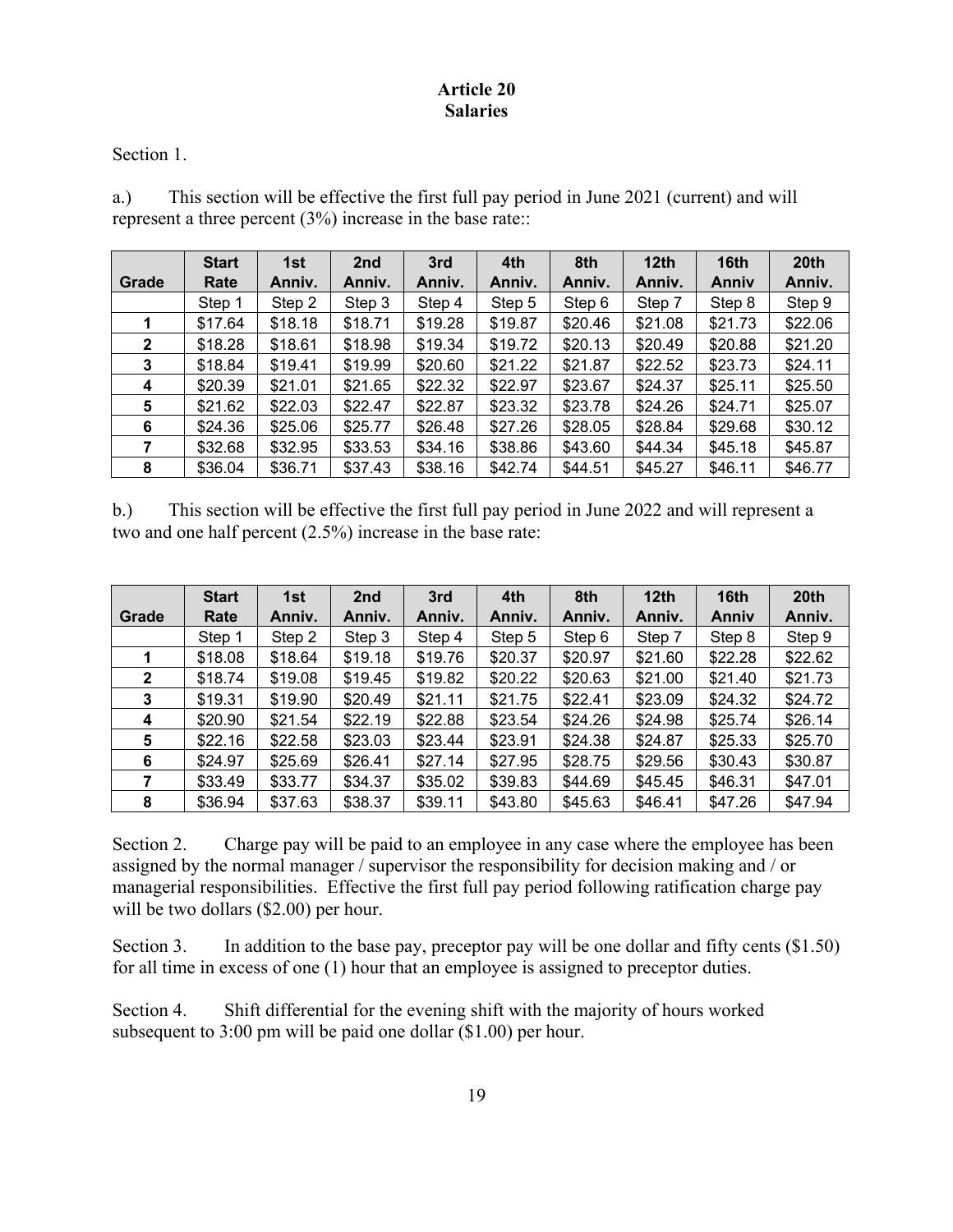# Article 20
## Salaries

Section 1.

a.) This section will be effective the first full pay period in June 2021 (current) and will represent a three percent (3%) increase in the base rate::

| Grade | Start Rate | 1st Anniv. | 2nd Anniv. | 3rd Anniv. | 4th Anniv. | 8th Anniv. | 12th Anniv. | 16th Anniv | 20th Anniv. |
|---|---|---|---|---|---|---|---|---|---|
| | Step 1 | Step 2 | Step 3 | Step 4 | Step 5 | Step 6 | Step 7 | Step 8 | Step 9 |
| **1** | $17.64 | $18.18 | $18.71 | $19.28 | $19.87 | $20.46 | $21.08 | $21.73 | $22.06 |
| **2** | $18.28 | $18.61 | $18.98 | $19.34 | $19.72 | $20.13 | $20.49 | $20.88 | $21.20 |
| **3** | $18.84 | $19.41 | $19.99 | $20.60 | $21.22 | $21.87 | $22.52 | $23.73 | $24.11 |
| **4** | $20.39 | $21.01 | $21.65 | $22.32 | $22.97 | $23.67 | $24.37 | $25.11 | $25.50 |
| **5** | $21.62 | $22.03 | $22.47 | $22.87 | $23.32 | $23.78 | $24.26 | $24.71 | $25.07 |
| **6** | $24.36 | $25.06 | $25.77 | $26.48 | $27.26 | $28.05 | $28.84 | $29.68 | $30.12 |
| **7** | $32.68 | $32.95 | $33.53 | $34.16 | $38.86 | $43.60 | $44.34 | $45.18 | $45.87 |
| **8** | $36.04 | $36.71 | $37.43 | $38.16 | $42.74 | $44.51 | $45.27 | $46.11 | $46.77 |

b.) This section will be effective the first full pay period in June 2022 and will represent a two and one half percent (2.5%) increase in the base rate:

| Grade | Start Rate | 1st Anniv. | 2nd Anniv. | 3rd Anniv. | 4th Anniv. | 8th Anniv. | 12th Anniv. | 16th Anniv | 20th Anniv. |
|---|---|---|---|---|---|---|---|---|---|
| | Step 1 | Step 2 | Step 3 | Step 4 | Step 5 | Step 6 | Step 7 | Step 8 | Step 9 |
| **1** | $18.08 | $18.64 | $19.18 | $19.76 | $20.37 | $20.97 | $21.60 | $22.28 | $22.62 |
| **2** | $18.74 | $19.08 | $19.45 | $19.82 | $20.22 | $20.63 | $21.00 | $21.40 | $21.73 |
| **3** | $19.31 | $19.90 | $20.49 | $21.11 | $21.75 | $22.41 | $23.09 | $24.32 | $24.72 |
| **4** | $20.90 | $21.54 | $22.19 | $22.88 | $23.54 | $24.26 | $24.98 | $25.74 | $26.14 |
| **5** | $22.16 | $22.58 | $23.03 | $23.44 | $23.91 | $24.38 | $24.87 | $25.33 | $25.70 |
| **6** | $24.97 | $25.69 | $26.41 | $27.14 | $27.95 | $28.75 | $29.56 | $30.43 | $30.87 |
| **7** | $33.49 | $33.77 | $34.37 | $35.02 | $39.83 | $44.69 | $45.45 | $46.31 | $47.01 |
| **8** | $36.94 | $37.63 | $38.37 | $39.11 | $43.80 | $45.63 | $46.41 | $47.26 | $47.94 |

Section 2. Charge pay will be paid to an employee in any case where the employee has been assigned by the normal manager / supervisor the responsibility for decision making and / or managerial responsibilities. Effective the first full pay period following ratification charge pay will be two dollars ($2.00) per hour.

Section 3. In addition to the base pay, preceptor pay will be one dollar and fifty cents ($1.50) for all time in excess of one (1) hour that an employee is assigned to preceptor duties.

Section 4. Shift differential for the evening shift with the majority of hours worked subsequent to 3:00 pm will be paid one dollar ($1.00) per hour.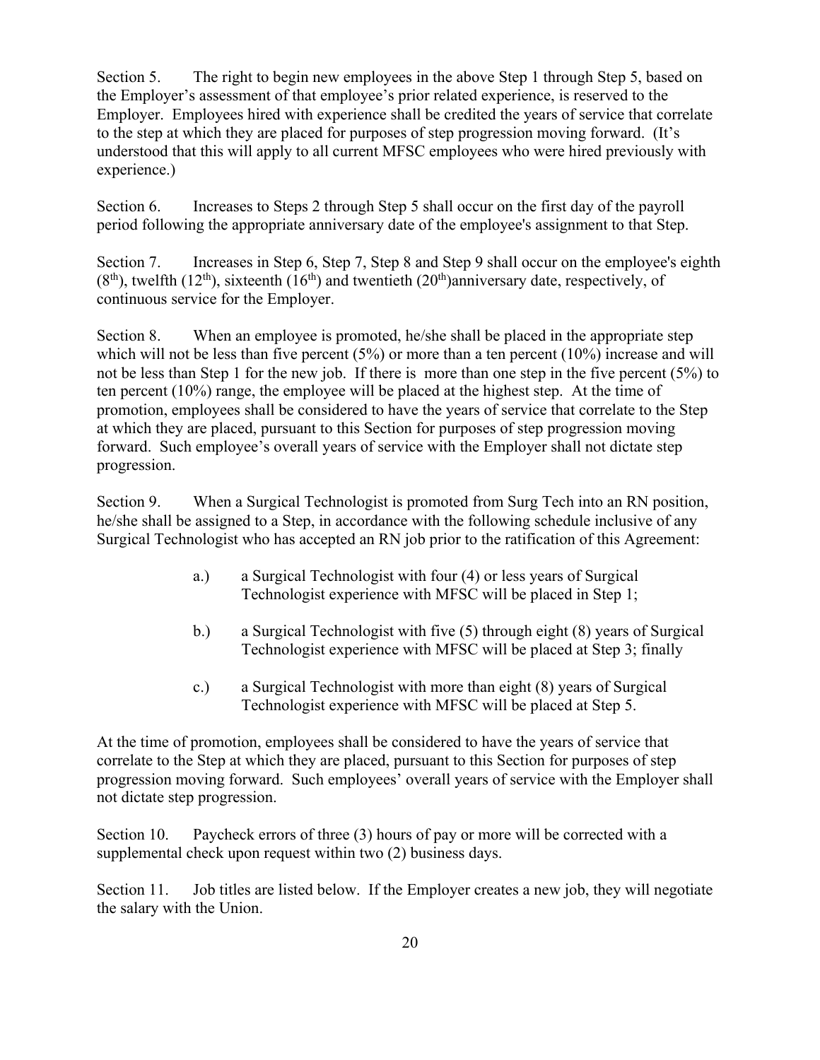Section 5. The right to begin new employees in the above Step 1 through Step 5, based on the Employer's assessment of that employee's prior related experience, is reserved to the Employer. Employees hired with experience shall be credited the years of service that correlate to the step at which they are placed for purposes of step progression moving forward. (It's understood that this will apply to all current MFSC employees who were hired previously with experience.)

Section 6. Increases to Steps 2 through Step 5 shall occur on the first day of the payroll period following the appropriate anniversary date of the employee's assignment to that Step.

Section 7. Increases in Step 6, Step 7, Step 8 and Step 9 shall occur on the employee's eighth (8th), twelfth (12th), sixteenth (16th) and twentieth (20th)anniversary date, respectively, of continuous service for the Employer.

Section 8. When an employee is promoted, he/she shall be placed in the appropriate step which will not be less than five percent (5%) or more than a ten percent (10%) increase and will not be less than Step 1 for the new job. If there is more than one step in the five percent (5%) to ten percent (10%) range, the employee will be placed at the highest step. At the time of promotion, employees shall be considered to have the years of service that correlate to the Step at which they are placed, pursuant to this Section for purposes of step progression moving forward. Such employee's overall years of service with the Employer shall not dictate step progression.

Section 9. When a Surgical Technologist is promoted from Surg Tech into an RN position, he/she shall be assigned to a Step, in accordance with the following schedule inclusive of any Surgical Technologist who has accepted an RN job prior to the ratification of this Agreement:

a.) a Surgical Technologist with four (4) or less years of Surgical Technologist experience with MFSC will be placed in Step 1;

b.) a Surgical Technologist with five (5) through eight (8) years of Surgical Technologist experience with MFSC will be placed at Step 3; finally

c.) a Surgical Technologist with more than eight (8) years of Surgical Technologist experience with MFSC will be placed at Step 5.

At the time of promotion, employees shall be considered to have the years of service that correlate to the Step at which they are placed, pursuant to this Section for purposes of step progression moving forward. Such employees' overall years of service with the Employer shall not dictate step progression.

Section 10. Paycheck errors of three (3) hours of pay or more will be corrected with a supplemental check upon request within two (2) business days.

Section 11. Job titles are listed below. If the Employer creates a new job, they will negotiate the salary with the Union.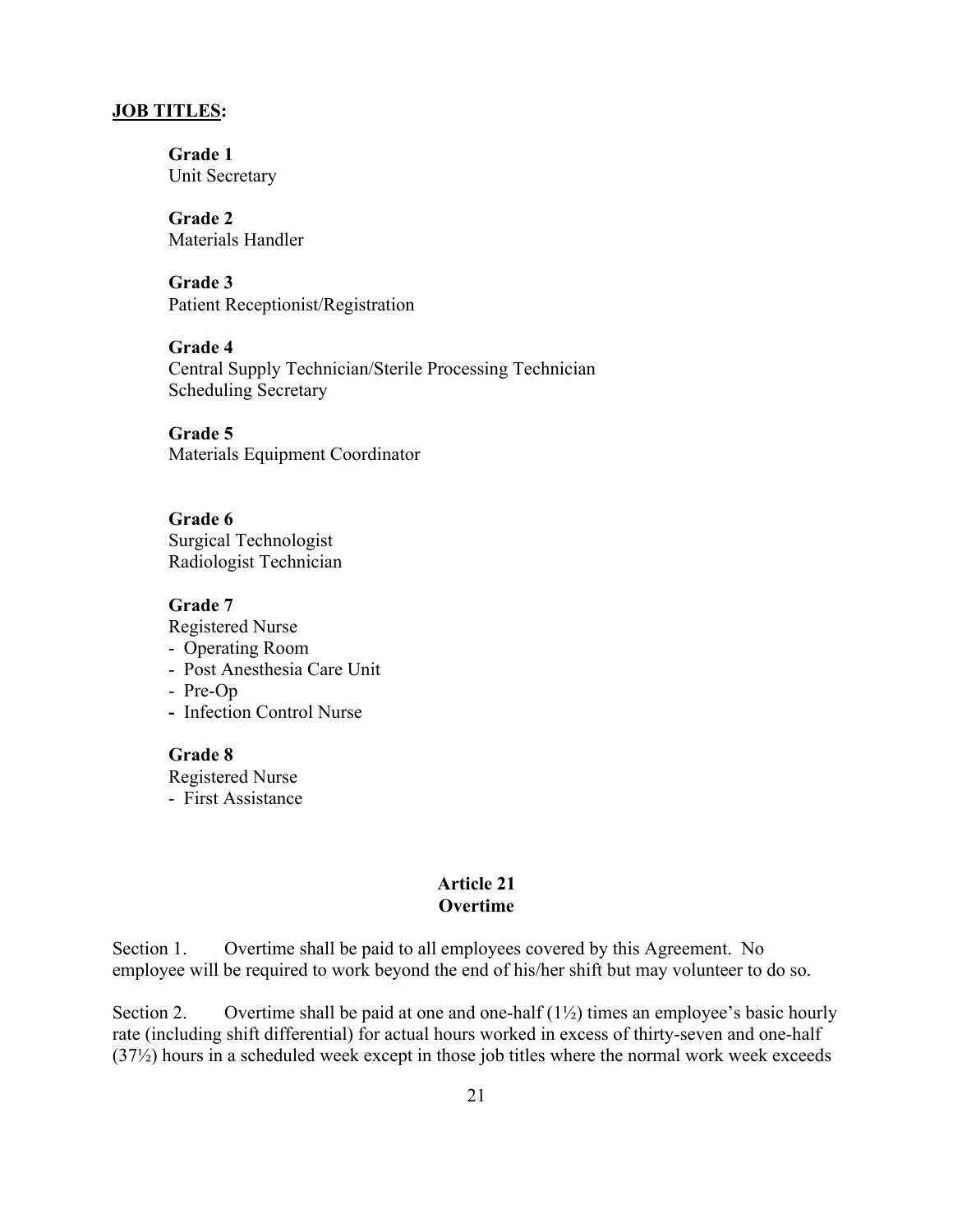**JOB TITLES:**

**Grade 1**
Unit Secretary

**Grade 2**
Materials Handler

**Grade 3**
Patient Receptionist/Registration

**Grade 4**
Central Supply Technician/Sterile Processing Technician
Scheduling Secretary

**Grade 5**
Materials Equipment Coordinator

**Grade 6**
Surgical Technologist
Radiologist Technician

**Grade 7**
Registered Nurse
- Operating Room
- Post Anesthesia Care Unit
- Pre-Op
- Infection Control Nurse

**Grade 8**
Registered Nurse
- First Assistance

## Article 21
## Overtime

Section 1. Overtime shall be paid to all employees covered by this Agreement. No employee will be required to work beyond the end of his/her shift but may volunteer to do so.

Section 2. Overtime shall be paid at one and one-half (1½) times an employee's basic hourly rate (including shift differential) for actual hours worked in excess of thirty-seven and one-half (37½) hours in a scheduled week except in those job titles where the normal work week exceeds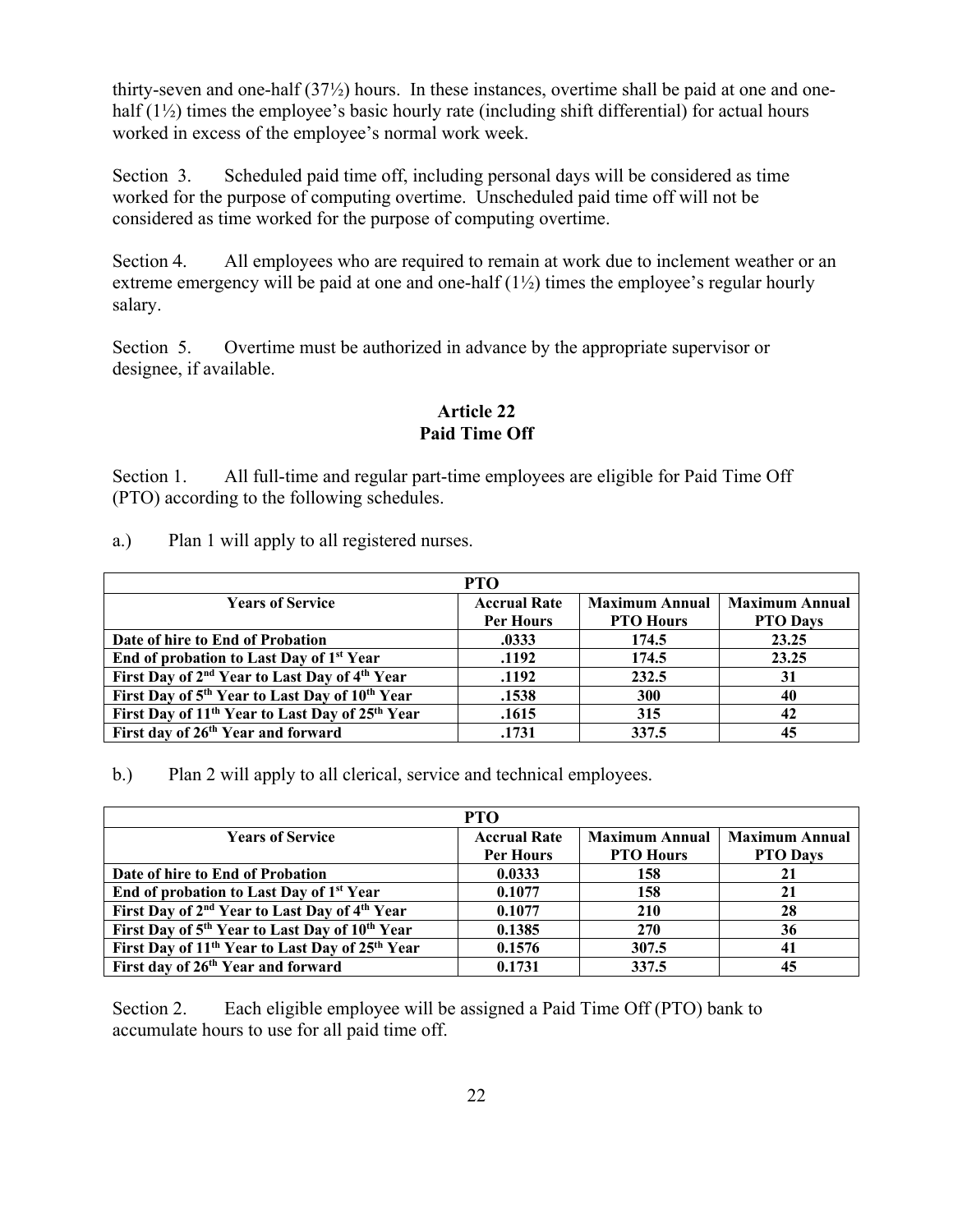thirty-seven and one-half (37½) hours. In these instances, overtime shall be paid at one and one-half (1½) times the employee's basic hourly rate (including shift differential) for actual hours worked in excess of the employee's normal work week.

Section 3. Scheduled paid time off, including personal days will be considered as time worked for the purpose of computing overtime. Unscheduled paid time off will not be considered as time worked for the purpose of computing overtime.

Section 4. All employees who are required to remain at work due to inclement weather or an extreme emergency will be paid at one and one-half (1½) times the employee's regular hourly salary.

Section 5. Overtime must be authorized in advance by the appropriate supervisor or designee, if available.

## Article 22
## Paid Time Off

Section 1. All full-time and regular part-time employees are eligible for Paid Time Off (PTO) according to the following schedules.

a.) Plan 1 will apply to all registered nurses.

| **PTO** | | | |
|---|---|---|---|
| **Years of Service** | **Accrual Rate Per Hours** | **Maximum Annual PTO Hours** | **Maximum Annual PTO Days** |
| **Date of hire to End of Probation** | **.0333** | **174.5** | **23.25** |
| **End of probation to Last Day of 1st Year** | **.1192** | **174.5** | **23.25** |
| **First Day of 2nd Year to Last Day of 4th Year** | **.1192** | **232.5** | **31** |
| **First Day of 5th Year to Last Day of 10th Year** | **.1538** | **300** | **40** |
| **First Day of 11th Year to Last Day of 25th Year** | **.1615** | **315** | **42** |
| **First day of 26th Year and forward** | **.1731** | **337.5** | **45** |

b.) Plan 2 will apply to all clerical, service and technical employees.

| **PTO** | | | |
|---|---|---|---|
| **Years of Service** | **Accrual Rate Per Hours** | **Maximum Annual PTO Hours** | **Maximum Annual PTO Days** |
| **Date of hire to End of Probation** | **0.0333** | **158** | **21** |
| **End of probation to Last Day of 1st Year** | **0.1077** | **158** | **21** |
| **First Day of 2nd Year to Last Day of 4th Year** | **0.1077** | **210** | **28** |
| **First Day of 5th Year to Last Day of 10th Year** | **0.1385** | **270** | **36** |
| **First Day of 11th Year to Last Day of 25th Year** | **0.1576** | **307.5** | **41** |
| **First day of 26th Year and forward** | **0.1731** | **337.5** | **45** |

Section 2. Each eligible employee will be assigned a Paid Time Off (PTO) bank to accumulate hours to use for all paid time off.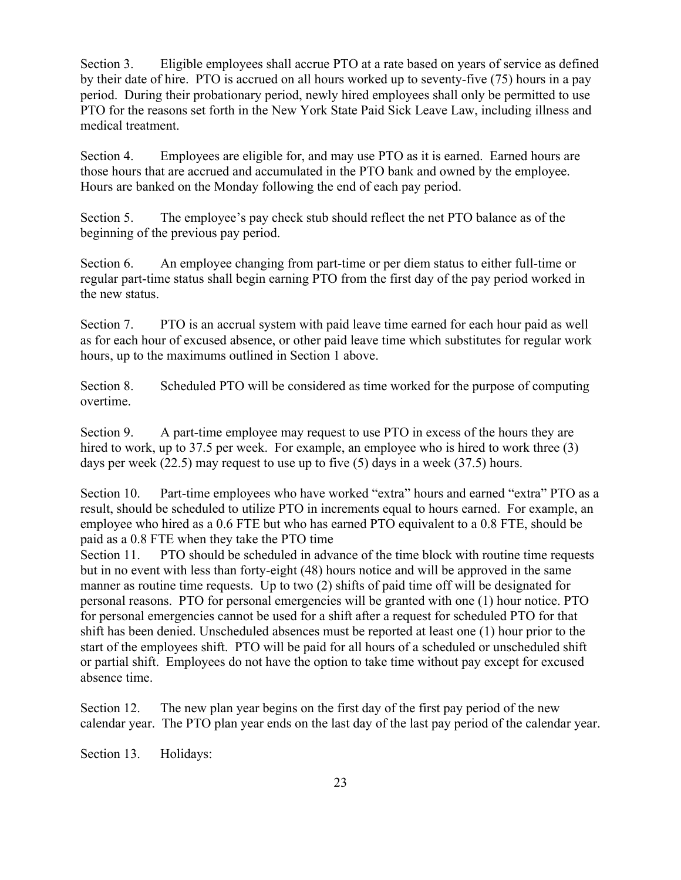Section 3. Eligible employees shall accrue PTO at a rate based on years of service as defined by their date of hire. PTO is accrued on all hours worked up to seventy-five (75) hours in a pay period. During their probationary period, newly hired employees shall only be permitted to use PTO for the reasons set forth in the New York State Paid Sick Leave Law, including illness and medical treatment.

Section 4. Employees are eligible for, and may use PTO as it is earned. Earned hours are those hours that are accrued and accumulated in the PTO bank and owned by the employee. Hours are banked on the Monday following the end of each pay period.

Section 5. The employee's pay check stub should reflect the net PTO balance as of the beginning of the previous pay period.

Section 6. An employee changing from part-time or per diem status to either full-time or regular part-time status shall begin earning PTO from the first day of the pay period worked in the new status.

Section 7. PTO is an accrual system with paid leave time earned for each hour paid as well as for each hour of excused absence, or other paid leave time which substitutes for regular work hours, up to the maximums outlined in Section 1 above.

Section 8. Scheduled PTO will be considered as time worked for the purpose of computing overtime.

Section 9. A part-time employee may request to use PTO in excess of the hours they are hired to work, up to 37.5 per week. For example, an employee who is hired to work three (3) days per week (22.5) may request to use up to five (5) days in a week (37.5) hours.

Section 10. Part-time employees who have worked "extra" hours and earned "extra" PTO as a result, should be scheduled to utilize PTO in increments equal to hours earned. For example, an employee who hired as a 0.6 FTE but who has earned PTO equivalent to a 0.8 FTE, should be paid as a 0.8 FTE when they take the PTO time

Section 11. PTO should be scheduled in advance of the time block with routine time requests but in no event with less than forty-eight (48) hours notice and will be approved in the same manner as routine time requests. Up to two (2) shifts of paid time off will be designated for personal reasons. PTO for personal emergencies will be granted with one (1) hour notice. PTO for personal emergencies cannot be used for a shift after a request for scheduled PTO for that shift has been denied. Unscheduled absences must be reported at least one (1) hour prior to the start of the employees shift. PTO will be paid for all hours of a scheduled or unscheduled shift or partial shift. Employees do not have the option to take time without pay except for excused absence time.

Section 12. The new plan year begins on the first day of the first pay period of the new calendar year. The PTO plan year ends on the last day of the last pay period of the calendar year.

Section 13. Holidays: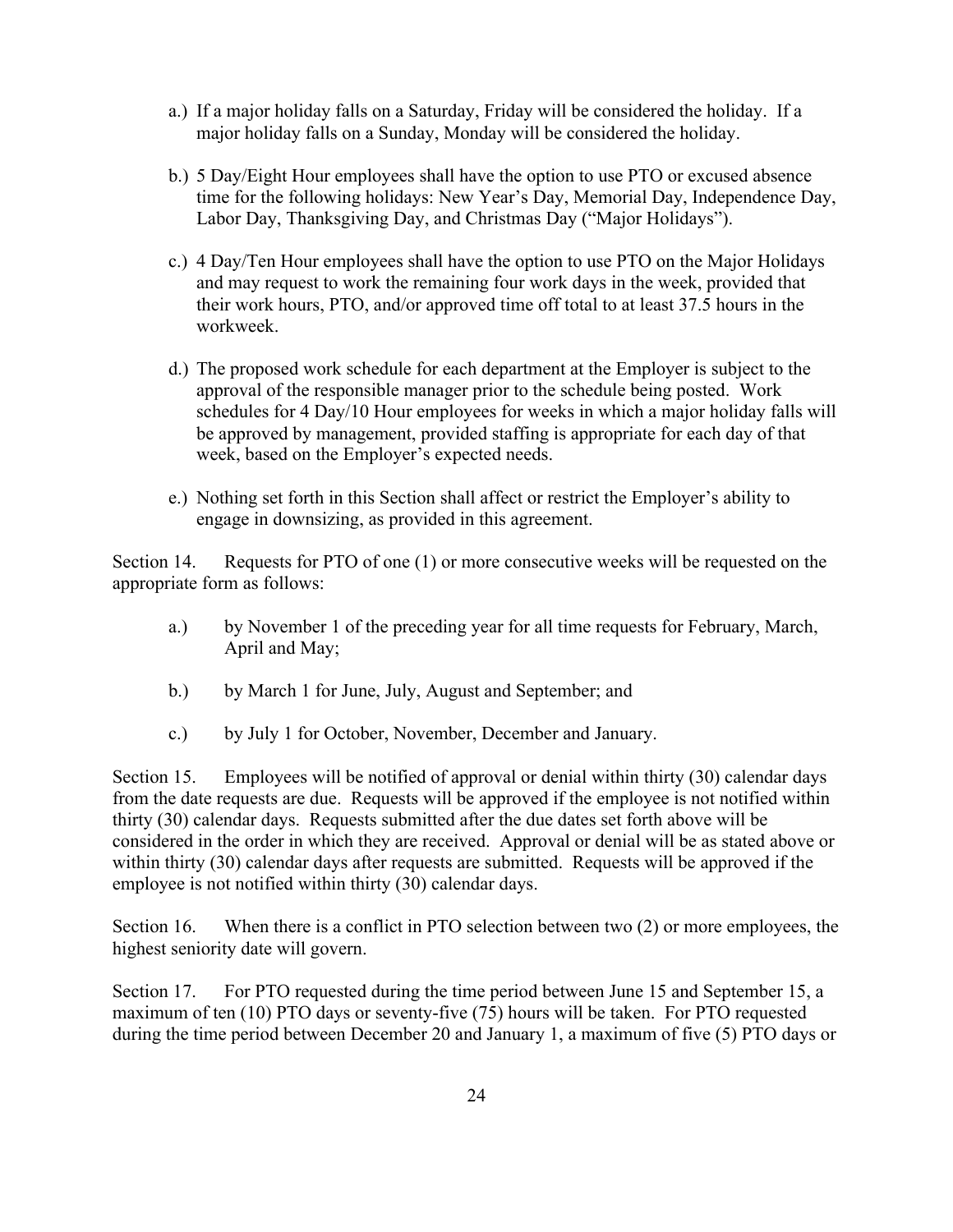a.) If a major holiday falls on a Saturday, Friday will be considered the holiday. If a major holiday falls on a Sunday, Monday will be considered the holiday.

b.) 5 Day/Eight Hour employees shall have the option to use PTO or excused absence time for the following holidays: New Year's Day, Memorial Day, Independence Day, Labor Day, Thanksgiving Day, and Christmas Day ("Major Holidays").

c.) 4 Day/Ten Hour employees shall have the option to use PTO on the Major Holidays and may request to work the remaining four work days in the week, provided that their work hours, PTO, and/or approved time off total to at least 37.5 hours in the workweek.

d.) The proposed work schedule for each department at the Employer is subject to the approval of the responsible manager prior to the schedule being posted. Work schedules for 4 Day/10 Hour employees for weeks in which a major holiday falls will be approved by management, provided staffing is appropriate for each day of that week, based on the Employer's expected needs.

e.) Nothing set forth in this Section shall affect or restrict the Employer's ability to engage in downsizing, as provided in this agreement.

Section 14. Requests for PTO of one (1) or more consecutive weeks will be requested on the appropriate form as follows:

a.) by November 1 of the preceding year for all time requests for February, March, April and May;

b.) by March 1 for June, July, August and September; and

c.) by July 1 for October, November, December and January.

Section 15. Employees will be notified of approval or denial within thirty (30) calendar days from the date requests are due. Requests will be approved if the employee is not notified within thirty (30) calendar days. Requests submitted after the due dates set forth above will be considered in the order in which they are received. Approval or denial will be as stated above or within thirty (30) calendar days after requests are submitted. Requests will be approved if the employee is not notified within thirty (30) calendar days.

Section 16. When there is a conflict in PTO selection between two (2) or more employees, the highest seniority date will govern.

Section 17. For PTO requested during the time period between June 15 and September 15, a maximum of ten (10) PTO days or seventy-five (75) hours will be taken. For PTO requested during the time period between December 20 and January 1, a maximum of five (5) PTO days or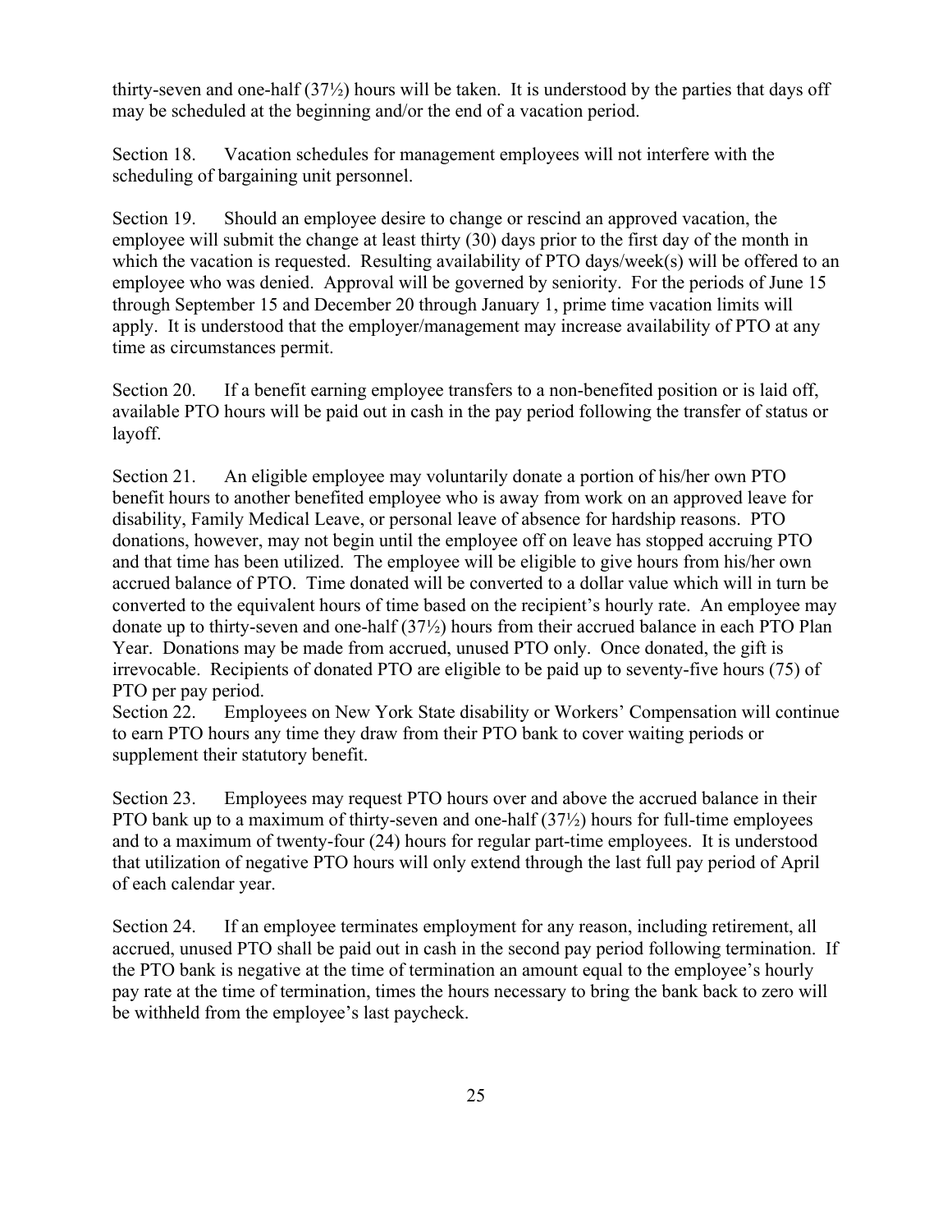thirty-seven and one-half (37½) hours will be taken. It is understood by the parties that days off may be scheduled at the beginning and/or the end of a vacation period.

Section 18. Vacation schedules for management employees will not interfere with the scheduling of bargaining unit personnel.

Section 19. Should an employee desire to change or rescind an approved vacation, the employee will submit the change at least thirty (30) days prior to the first day of the month in which the vacation is requested. Resulting availability of PTO days/week(s) will be offered to an employee who was denied. Approval will be governed by seniority. For the periods of June 15 through September 15 and December 20 through January 1, prime time vacation limits will apply. It is understood that the employer/management may increase availability of PTO at any time as circumstances permit.

Section 20. If a benefit earning employee transfers to a non-benefited position or is laid off, available PTO hours will be paid out in cash in the pay period following the transfer of status or layoff.

Section 21. An eligible employee may voluntarily donate a portion of his/her own PTO benefit hours to another benefited employee who is away from work on an approved leave for disability, Family Medical Leave, or personal leave of absence for hardship reasons. PTO donations, however, may not begin until the employee off on leave has stopped accruing PTO and that time has been utilized. The employee will be eligible to give hours from his/her own accrued balance of PTO. Time donated will be converted to a dollar value which will in turn be converted to the equivalent hours of time based on the recipient's hourly rate. An employee may donate up to thirty-seven and one-half (37½) hours from their accrued balance in each PTO Plan Year. Donations may be made from accrued, unused PTO only. Once donated, the gift is irrevocable. Recipients of donated PTO are eligible to be paid up to seventy-five hours (75) of PTO per pay period.

Section 22. Employees on New York State disability or Workers' Compensation will continue to earn PTO hours any time they draw from their PTO bank to cover waiting periods or supplement their statutory benefit.

Section 23. Employees may request PTO hours over and above the accrued balance in their PTO bank up to a maximum of thirty-seven and one-half (37½) hours for full-time employees and to a maximum of twenty-four (24) hours for regular part-time employees. It is understood that utilization of negative PTO hours will only extend through the last full pay period of April of each calendar year.

Section 24. If an employee terminates employment for any reason, including retirement, all accrued, unused PTO shall be paid out in cash in the second pay period following termination. If the PTO bank is negative at the time of termination an amount equal to the employee's hourly pay rate at the time of termination, times the hours necessary to bring the bank back to zero will be withheld from the employee's last paycheck.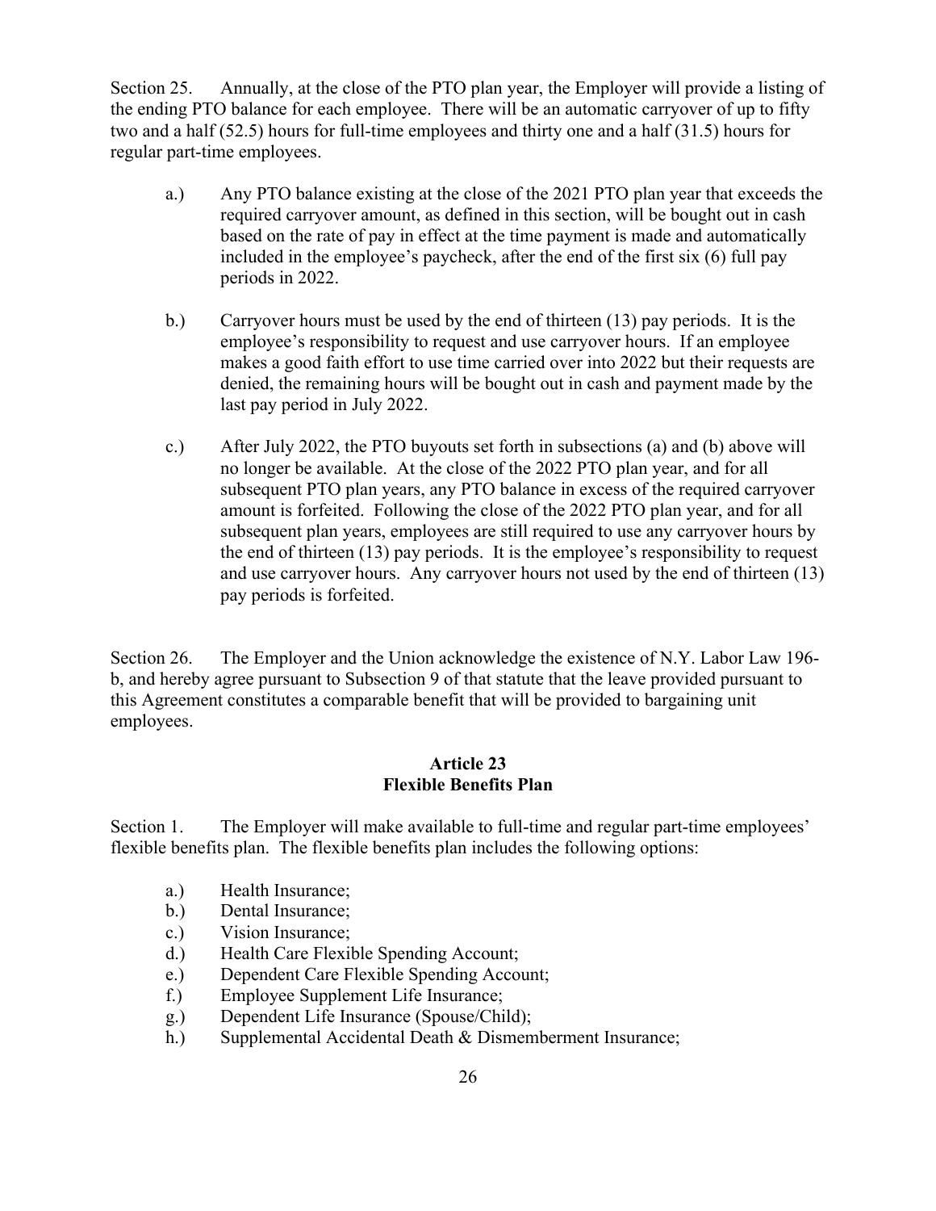Section 25. Annually, at the close of the PTO plan year, the Employer will provide a listing of the ending PTO balance for each employee. There will be an automatic carryover of up to fifty two and a half (52.5) hours for full-time employees and thirty one and a half (31.5) hours for regular part-time employees.

a.) Any PTO balance existing at the close of the 2021 PTO plan year that exceeds the required carryover amount, as defined in this section, will be bought out in cash based on the rate of pay in effect at the time payment is made and automatically included in the employee's paycheck, after the end of the first six (6) full pay periods in 2022.

b.) Carryover hours must be used by the end of thirteen (13) pay periods. It is the employee's responsibility to request and use carryover hours. If an employee makes a good faith effort to use time carried over into 2022 but their requests are denied, the remaining hours will be bought out in cash and payment made by the last pay period in July 2022.

c.) After July 2022, the PTO buyouts set forth in subsections (a) and (b) above will no longer be available. At the close of the 2022 PTO plan year, and for all subsequent PTO plan years, any PTO balance in excess of the required carryover amount is forfeited. Following the close of the 2022 PTO plan year, and for all subsequent plan years, employees are still required to use any carryover hours by the end of thirteen (13) pay periods. It is the employee's responsibility to request and use carryover hours. Any carryover hours not used by the end of thirteen (13) pay periods is forfeited.

Section 26. The Employer and the Union acknowledge the existence of N.Y. Labor Law 196-b, and hereby agree pursuant to Subsection 9 of that statute that the leave provided pursuant to this Agreement constitutes a comparable benefit that will be provided to bargaining unit employees.

## Article 23
## Flexible Benefits Plan

Section 1. The Employer will make available to full-time and regular part-time employees' flexible benefits plan. The flexible benefits plan includes the following options:

a.) Health Insurance;
b.) Dental Insurance;
c.) Vision Insurance;
d.) Health Care Flexible Spending Account;
e.) Dependent Care Flexible Spending Account;
f.) Employee Supplement Life Insurance;
g.) Dependent Life Insurance (Spouse/Child);
h.) Supplemental Accidental Death & Dismemberment Insurance;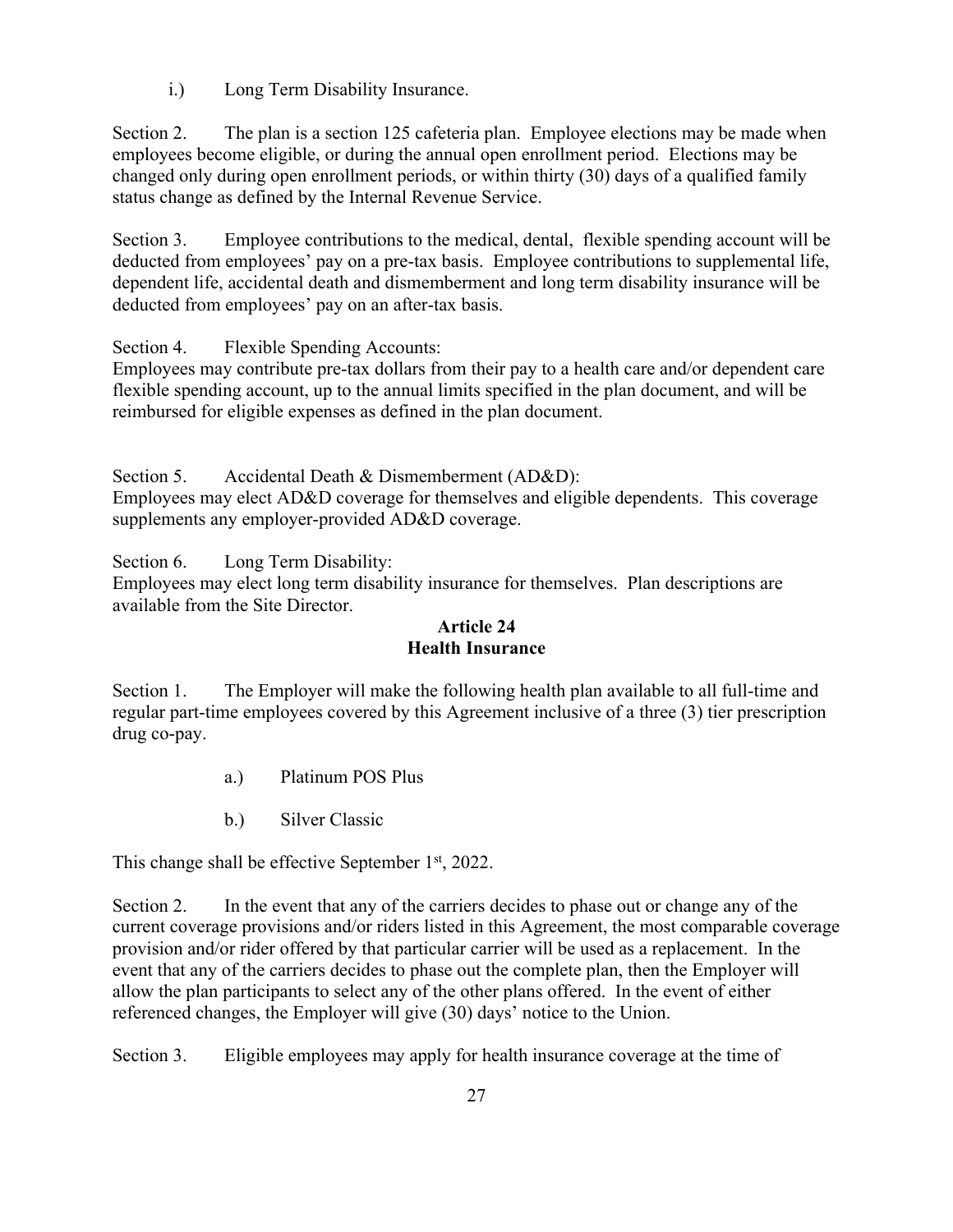i.) Long Term Disability Insurance.

Section 2. The plan is a section 125 cafeteria plan. Employee elections may be made when employees become eligible, or during the annual open enrollment period. Elections may be changed only during open enrollment periods, or within thirty (30) days of a qualified family status change as defined by the Internal Revenue Service.

Section 3. Employee contributions to the medical, dental, flexible spending account will be deducted from employees' pay on a pre-tax basis. Employee contributions to supplemental life, dependent life, accidental death and dismemberment and long term disability insurance will be deducted from employees' pay on an after-tax basis.

Section 4. Flexible Spending Accounts:
Employees may contribute pre-tax dollars from their pay to a health care and/or dependent care flexible spending account, up to the annual limits specified in the plan document, and will be reimbursed for eligible expenses as defined in the plan document.

Section 5. Accidental Death & Dismemberment (AD&D):
Employees may elect AD&D coverage for themselves and eligible dependents. This coverage supplements any employer-provided AD&D coverage.

Section 6. Long Term Disability:
Employees may elect long term disability insurance for themselves. Plan descriptions are available from the Site Director.

## Article 24
## Health Insurance

Section 1. The Employer will make the following health plan available to all full-time and regular part-time employees covered by this Agreement inclusive of a three (3) tier prescription drug co-pay.

a.) Platinum POS Plus

b.) Silver Classic

This change shall be effective September 1st, 2022.

Section 2. In the event that any of the carriers decides to phase out or change any of the current coverage provisions and/or riders listed in this Agreement, the most comparable coverage provision and/or rider offered by that particular carrier will be used as a replacement. In the event that any of the carriers decides to phase out the complete plan, then the Employer will allow the plan participants to select any of the other plans offered. In the event of either referenced changes, the Employer will give (30) days' notice to the Union.

Section 3. Eligible employees may apply for health insurance coverage at the time of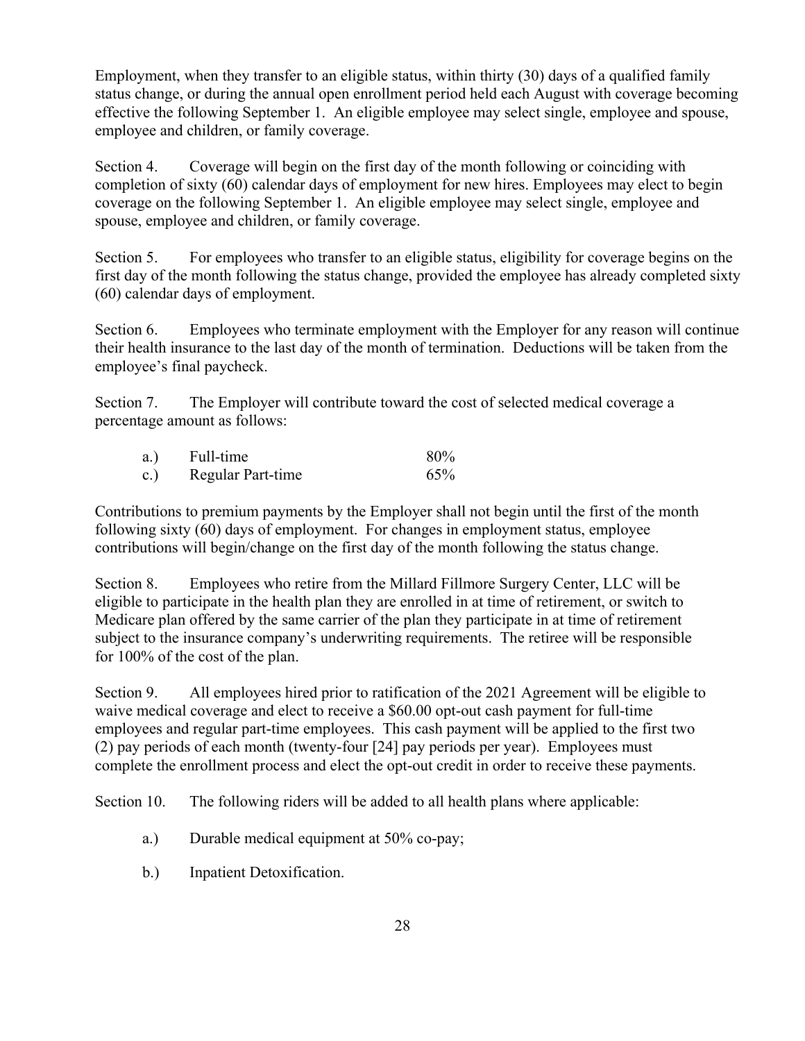Employment, when they transfer to an eligible status, within thirty (30) days of a qualified family status change, or during the annual open enrollment period held each August with coverage becoming effective the following September 1. An eligible employee may select single, employee and spouse, employee and children, or family coverage.

Section 4. Coverage will begin on the first day of the month following or coinciding with completion of sixty (60) calendar days of employment for new hires. Employees may elect to begin coverage on the following September 1. An eligible employee may select single, employee and spouse, employee and children, or family coverage.

Section 5. For employees who transfer to an eligible status, eligibility for coverage begins on the first day of the month following the status change, provided the employee has already completed sixty (60) calendar days of employment.

Section 6. Employees who terminate employment with the Employer for any reason will continue their health insurance to the last day of the month of termination. Deductions will be taken from the employee's final paycheck.

Section 7. The Employer will contribute toward the cost of selected medical coverage a percentage amount as follows:

| | | |
|---|---|---|
| a.) | Full-time | 80% |
| c.) | Regular Part-time | 65% |

Contributions to premium payments by the Employer shall not begin until the first of the month following sixty (60) days of employment. For changes in employment status, employee contributions will begin/change on the first day of the month following the status change.

Section 8. Employees who retire from the Millard Fillmore Surgery Center, LLC will be eligible to participate in the health plan they are enrolled in at time of retirement, or switch to Medicare plan offered by the same carrier of the plan they participate in at time of retirement subject to the insurance company's underwriting requirements. The retiree will be responsible for 100% of the cost of the plan.

Section 9. All employees hired prior to ratification of the 2021 Agreement will be eligible to waive medical coverage and elect to receive a $60.00 opt-out cash payment for full-time employees and regular part-time employees. This cash payment will be applied to the first two (2) pay periods of each month (twenty-four [24] pay periods per year). Employees must complete the enrollment process and elect the opt-out credit in order to receive these payments.

Section 10. The following riders will be added to all health plans where applicable:

a.) Durable medical equipment at 50% co-pay;

b.) Inpatient Detoxification.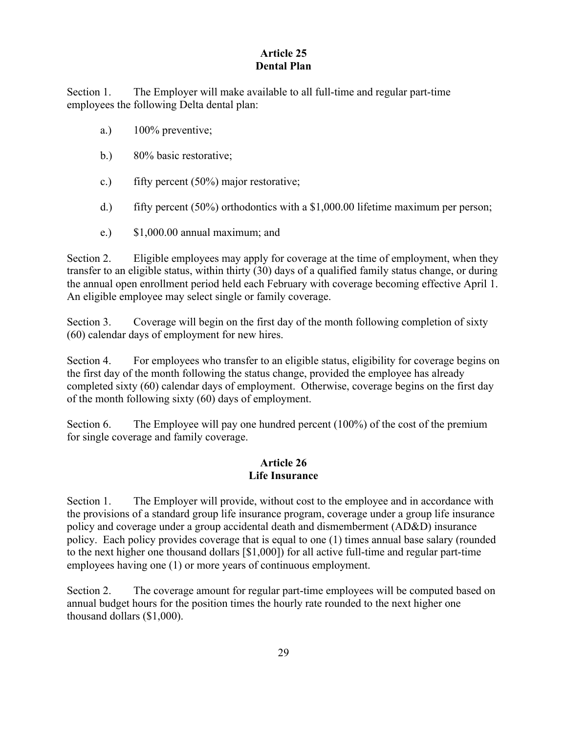## Article 25
## Dental Plan

Section 1. The Employer will make available to all full-time and regular part-time employees the following Delta dental plan:

- a.) 100% preventive;
- b.) 80% basic restorative;
- c.) fifty percent (50%) major restorative;
- d.) fifty percent (50%) orthodontics with a $1,000.00 lifetime maximum per person;
- e.) $1,000.00 annual maximum; and

Section 2. Eligible employees may apply for coverage at the time of employment, when they transfer to an eligible status, within thirty (30) days of a qualified family status change, or during the annual open enrollment period held each February with coverage becoming effective April 1. An eligible employee may select single or family coverage.

Section 3. Coverage will begin on the first day of the month following completion of sixty (60) calendar days of employment for new hires.

Section 4. For employees who transfer to an eligible status, eligibility for coverage begins on the first day of the month following the status change, provided the employee has already completed sixty (60) calendar days of employment. Otherwise, coverage begins on the first day of the month following sixty (60) days of employment.

Section 6. The Employee will pay one hundred percent (100%) of the cost of the premium for single coverage and family coverage.

## Article 26
## Life Insurance

Section 1. The Employer will provide, without cost to the employee and in accordance with the provisions of a standard group life insurance program, coverage under a group life insurance policy and coverage under a group accidental death and dismemberment (AD&D) insurance policy. Each policy provides coverage that is equal to one (1) times annual base salary (rounded to the next higher one thousand dollars [$1,000]) for all active full-time and regular part-time employees having one (1) or more years of continuous employment.

Section 2. The coverage amount for regular part-time employees will be computed based on annual budget hours for the position times the hourly rate rounded to the next higher one thousand dollars ($1,000).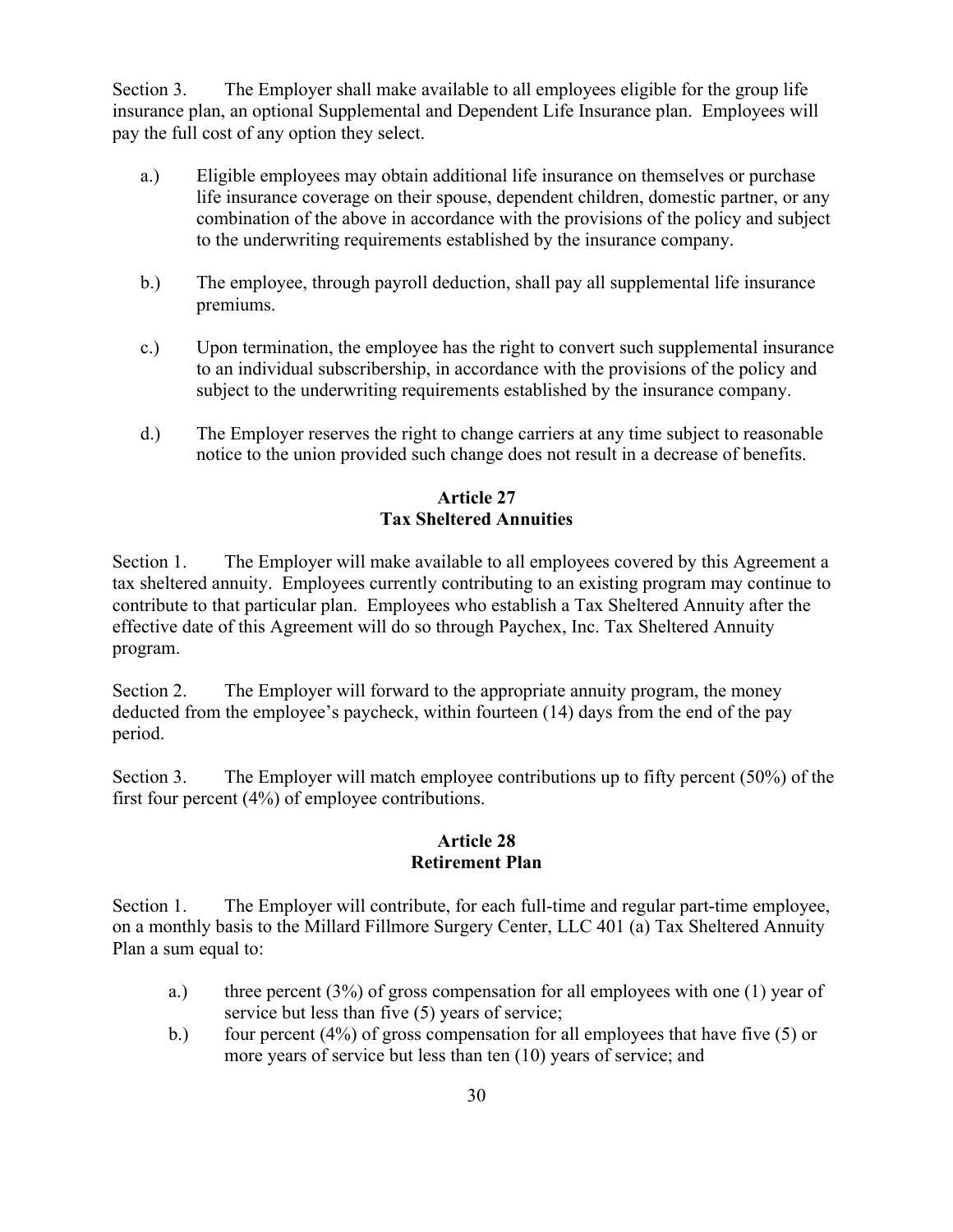Section 3. The Employer shall make available to all employees eligible for the group life insurance plan, an optional Supplemental and Dependent Life Insurance plan. Employees will pay the full cost of any option they select.

a.) Eligible employees may obtain additional life insurance on themselves or purchase life insurance coverage on their spouse, dependent children, domestic partner, or any combination of the above in accordance with the provisions of the policy and subject to the underwriting requirements established by the insurance company.

b.) The employee, through payroll deduction, shall pay all supplemental life insurance premiums.

c.) Upon termination, the employee has the right to convert such supplemental insurance to an individual subscribership, in accordance with the provisions of the policy and subject to the underwriting requirements established by the insurance company.

d.) The Employer reserves the right to change carriers at any time subject to reasonable notice to the union provided such change does not result in a decrease of benefits.

## Article 27
## Tax Sheltered Annuities

Section 1. The Employer will make available to all employees covered by this Agreement a tax sheltered annuity. Employees currently contributing to an existing program may continue to contribute to that particular plan. Employees who establish a Tax Sheltered Annuity after the effective date of this Agreement will do so through Paychex, Inc. Tax Sheltered Annuity program.

Section 2. The Employer will forward to the appropriate annuity program, the money deducted from the employee's paycheck, within fourteen (14) days from the end of the pay period.

Section 3. The Employer will match employee contributions up to fifty percent (50%) of the first four percent (4%) of employee contributions.

## Article 28
## Retirement Plan

Section 1. The Employer will contribute, for each full-time and regular part-time employee, on a monthly basis to the Millard Fillmore Surgery Center, LLC 401 (a) Tax Sheltered Annuity Plan a sum equal to:

a.) three percent (3%) of gross compensation for all employees with one (1) year of service but less than five (5) years of service;

b.) four percent (4%) of gross compensation for all employees that have five (5) or more years of service but less than ten (10) years of service; and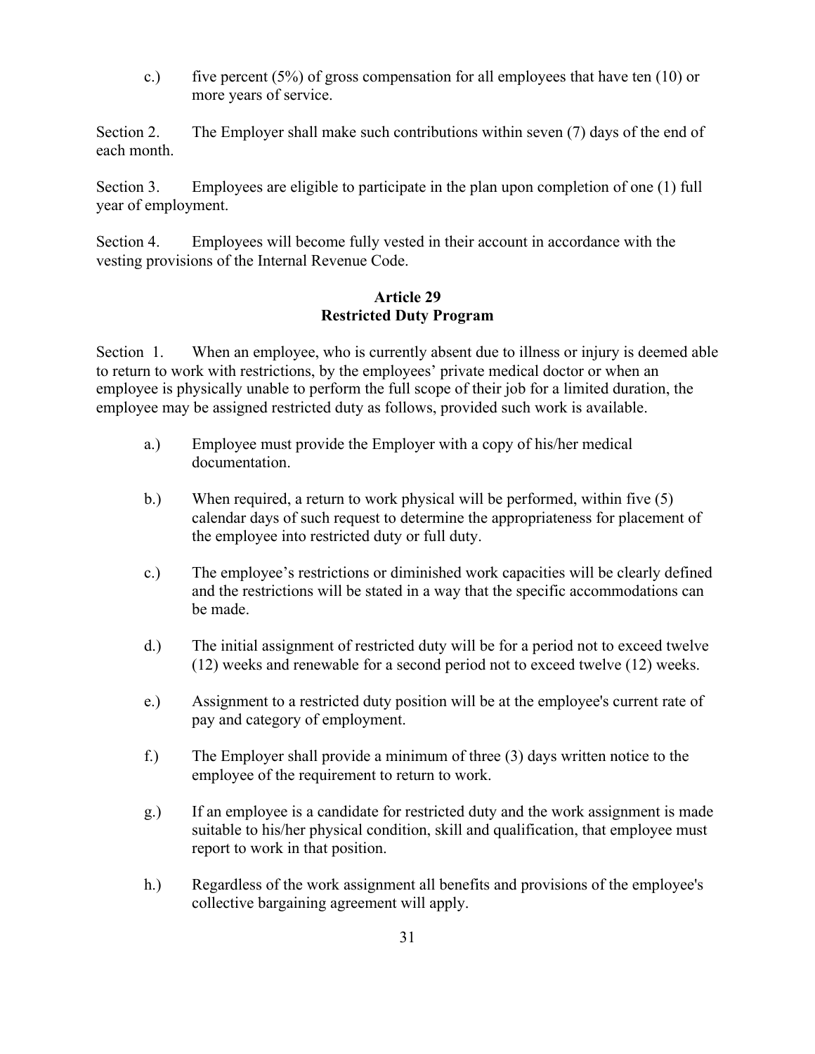c.) five percent (5%) of gross compensation for all employees that have ten (10) or more years of service.

Section 2. The Employer shall make such contributions within seven (7) days of the end of each month.

Section 3. Employees are eligible to participate in the plan upon completion of one (1) full year of employment.

Section 4. Employees will become fully vested in their account in accordance with the vesting provisions of the Internal Revenue Code.

## Article 29
## Restricted Duty Program

Section 1. When an employee, who is currently absent due to illness or injury is deemed able to return to work with restrictions, by the employees' private medical doctor or when an employee is physically unable to perform the full scope of their job for a limited duration, the employee may be assigned restricted duty as follows, provided such work is available.

a.) Employee must provide the Employer with a copy of his/her medical documentation.

b.) When required, a return to work physical will be performed, within five (5) calendar days of such request to determine the appropriateness for placement of the employee into restricted duty or full duty.

c.) The employee's restrictions or diminished work capacities will be clearly defined and the restrictions will be stated in a way that the specific accommodations can be made.

d.) The initial assignment of restricted duty will be for a period not to exceed twelve (12) weeks and renewable for a second period not to exceed twelve (12) weeks.

e.) Assignment to a restricted duty position will be at the employee's current rate of pay and category of employment.

f.) The Employer shall provide a minimum of three (3) days written notice to the employee of the requirement to return to work.

g.) If an employee is a candidate for restricted duty and the work assignment is made suitable to his/her physical condition, skill and qualification, that employee must report to work in that position.

h.) Regardless of the work assignment all benefits and provisions of the employee's collective bargaining agreement will apply.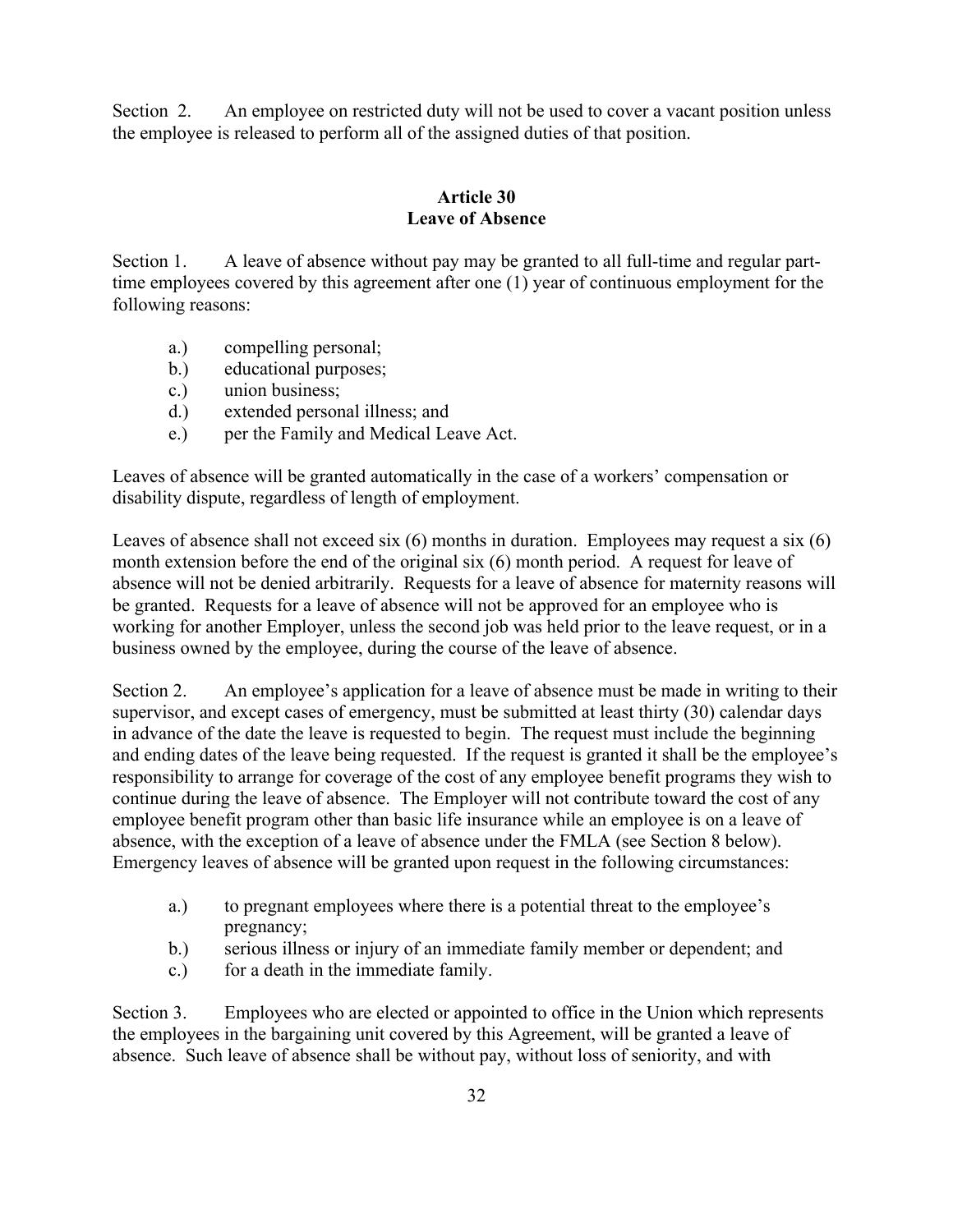Section 2. An employee on restricted duty will not be used to cover a vacant position unless the employee is released to perform all of the assigned duties of that position.

## Article 30
## Leave of Absence

Section 1. A leave of absence without pay may be granted to all full-time and regular part-time employees covered by this agreement after one (1) year of continuous employment for the following reasons:

- a.) compelling personal;
- b.) educational purposes;
- c.) union business;
- d.) extended personal illness; and
- e.) per the Family and Medical Leave Act.

Leaves of absence will be granted automatically in the case of a workers' compensation or disability dispute, regardless of length of employment.

Leaves of absence shall not exceed six (6) months in duration. Employees may request a six (6) month extension before the end of the original six (6) month period. A request for leave of absence will not be denied arbitrarily. Requests for a leave of absence for maternity reasons will be granted. Requests for a leave of absence will not be approved for an employee who is working for another Employer, unless the second job was held prior to the leave request, or in a business owned by the employee, during the course of the leave of absence.

Section 2. An employee's application for a leave of absence must be made in writing to their supervisor, and except cases of emergency, must be submitted at least thirty (30) calendar days in advance of the date the leave is requested to begin. The request must include the beginning and ending dates of the leave being requested. If the request is granted it shall be the employee's responsibility to arrange for coverage of the cost of any employee benefit programs they wish to continue during the leave of absence. The Employer will not contribute toward the cost of any employee benefit program other than basic life insurance while an employee is on a leave of absence, with the exception of a leave of absence under the FMLA (see Section 8 below). Emergency leaves of absence will be granted upon request in the following circumstances:

- a.) to pregnant employees where there is a potential threat to the employee's pregnancy;
- b.) serious illness or injury of an immediate family member or dependent; and
- c.) for a death in the immediate family.

Section 3. Employees who are elected or appointed to office in the Union which represents the employees in the bargaining unit covered by this Agreement, will be granted a leave of absence. Such leave of absence shall be without pay, without loss of seniority, and with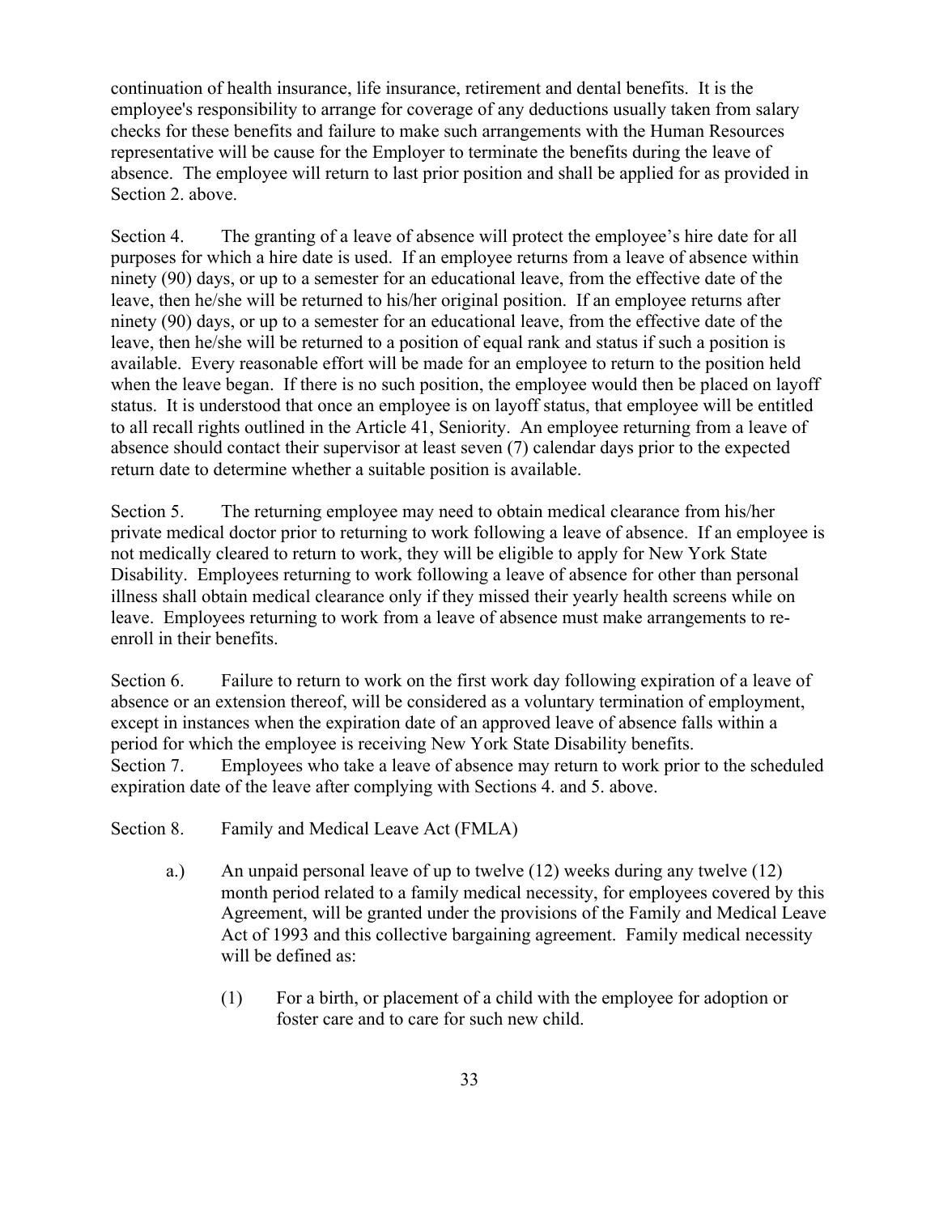continuation of health insurance, life insurance, retirement and dental benefits. It is the employee's responsibility to arrange for coverage of any deductions usually taken from salary checks for these benefits and failure to make such arrangements with the Human Resources representative will be cause for the Employer to terminate the benefits during the leave of absence. The employee will return to last prior position and shall be applied for as provided in Section 2. above.

Section 4. The granting of a leave of absence will protect the employee's hire date for all purposes for which a hire date is used. If an employee returns from a leave of absence within ninety (90) days, or up to a semester for an educational leave, from the effective date of the leave, then he/she will be returned to his/her original position. If an employee returns after ninety (90) days, or up to a semester for an educational leave, from the effective date of the leave, then he/she will be returned to a position of equal rank and status if such a position is available. Every reasonable effort will be made for an employee to return to the position held when the leave began. If there is no such position, the employee would then be placed on layoff status. It is understood that once an employee is on layoff status, that employee will be entitled to all recall rights outlined in the Article 41, Seniority. An employee returning from a leave of absence should contact their supervisor at least seven (7) calendar days prior to the expected return date to determine whether a suitable position is available.

Section 5. The returning employee may need to obtain medical clearance from his/her private medical doctor prior to returning to work following a leave of absence. If an employee is not medically cleared to return to work, they will be eligible to apply for New York State Disability. Employees returning to work following a leave of absence for other than personal illness shall obtain medical clearance only if they missed their yearly health screens while on leave. Employees returning to work from a leave of absence must make arrangements to re-enroll in their benefits.

Section 6. Failure to return to work on the first work day following expiration of a leave of absence or an extension thereof, will be considered as a voluntary termination of employment, except in instances when the expiration date of an approved leave of absence falls within a period for which the employee is receiving New York State Disability benefits.

Section 7. Employees who take a leave of absence may return to work prior to the scheduled expiration date of the leave after complying with Sections 4. and 5. above.

Section 8. Family and Medical Leave Act (FMLA)

a.) An unpaid personal leave of up to twelve (12) weeks during any twelve (12) month period related to a family medical necessity, for employees covered by this Agreement, will be granted under the provisions of the Family and Medical Leave Act of 1993 and this collective bargaining agreement. Family medical necessity will be defined as:

(1) For a birth, or placement of a child with the employee for adoption or foster care and to care for such new child.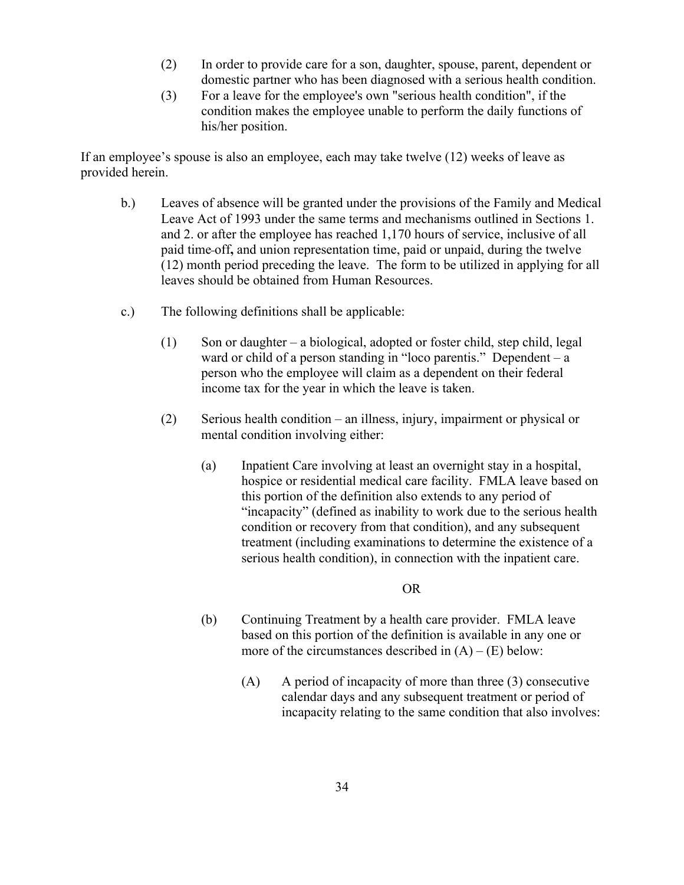(2) In order to provide care for a son, daughter, spouse, parent, dependent or domestic partner who has been diagnosed with a serious health condition.

(3) For a leave for the employee's own "serious health condition", if the condition makes the employee unable to perform the daily functions of his/her position.

If an employee's spouse is also an employee, each may take twelve (12) weeks of leave as provided herein.

b.) Leaves of absence will be granted under the provisions of the Family and Medical Leave Act of 1993 under the same terms and mechanisms outlined in Sections 1. and 2. or after the employee has reached 1,170 hours of service, inclusive of all paid time-off**,** and union representation time, paid or unpaid, during the twelve (12) month period preceding the leave. The form to be utilized in applying for all leaves should be obtained from Human Resources.

c.) The following definitions shall be applicable:

(1) Son or daughter – a biological, adopted or foster child, step child, legal ward or child of a person standing in "loco parentis." Dependent – a person who the employee will claim as a dependent on their federal income tax for the year in which the leave is taken.

(2) Serious health condition – an illness, injury, impairment or physical or mental condition involving either:

(a) Inpatient Care involving at least an overnight stay in a hospital, hospice or residential medical care facility. FMLA leave based on this portion of the definition also extends to any period of "incapacity" (defined as inability to work due to the serious health condition or recovery from that condition), and any subsequent treatment (including examinations to determine the existence of a serious health condition), in connection with the inpatient care.

OR

(b) Continuing Treatment by a health care provider. FMLA leave based on this portion of the definition is available in any one or more of the circumstances described in (A) – (E) below:

(A) A period of incapacity of more than three (3) consecutive calendar days and any subsequent treatment or period of incapacity relating to the same condition that also involves: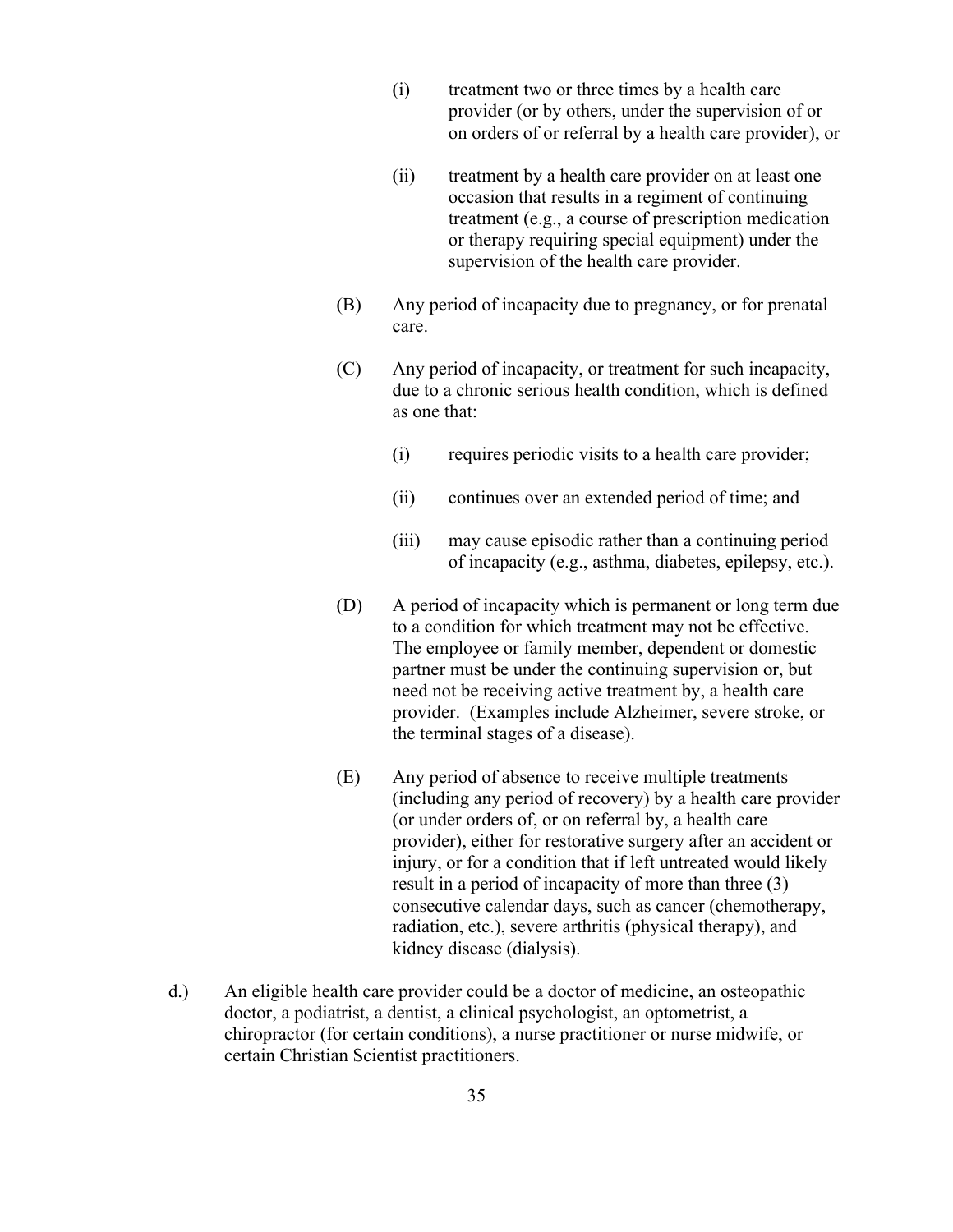(i) treatment two or three times by a health care provider (or by others, under the supervision of or on orders of or referral by a health care provider), or

(ii) treatment by a health care provider on at least one occasion that results in a regiment of continuing treatment (e.g., a course of prescription medication or therapy requiring special equipment) under the supervision of the health care provider.

(B) Any period of incapacity due to pregnancy, or for prenatal care.

(C) Any period of incapacity, or treatment for such incapacity, due to a chronic serious health condition, which is defined as one that:

(i) requires periodic visits to a health care provider;

(ii) continues over an extended period of time; and

(iii) may cause episodic rather than a continuing period of incapacity (e.g., asthma, diabetes, epilepsy, etc.).

(D) A period of incapacity which is permanent or long term due to a condition for which treatment may not be effective. The employee or family member, dependent or domestic partner must be under the continuing supervision or, but need not be receiving active treatment by, a health care provider. (Examples include Alzheimer, severe stroke, or the terminal stages of a disease).

(E) Any period of absence to receive multiple treatments (including any period of recovery) by a health care provider (or under orders of, or on referral by, a health care provider), either for restorative surgery after an accident or injury, or for a condition that if left untreated would likely result in a period of incapacity of more than three (3) consecutive calendar days, such as cancer (chemotherapy, radiation, etc.), severe arthritis (physical therapy), and kidney disease (dialysis).

d.) An eligible health care provider could be a doctor of medicine, an osteopathic doctor, a podiatrist, a dentist, a clinical psychologist, an optometrist, a chiropractor (for certain conditions), a nurse practitioner or nurse midwife, or certain Christian Scientist practitioners.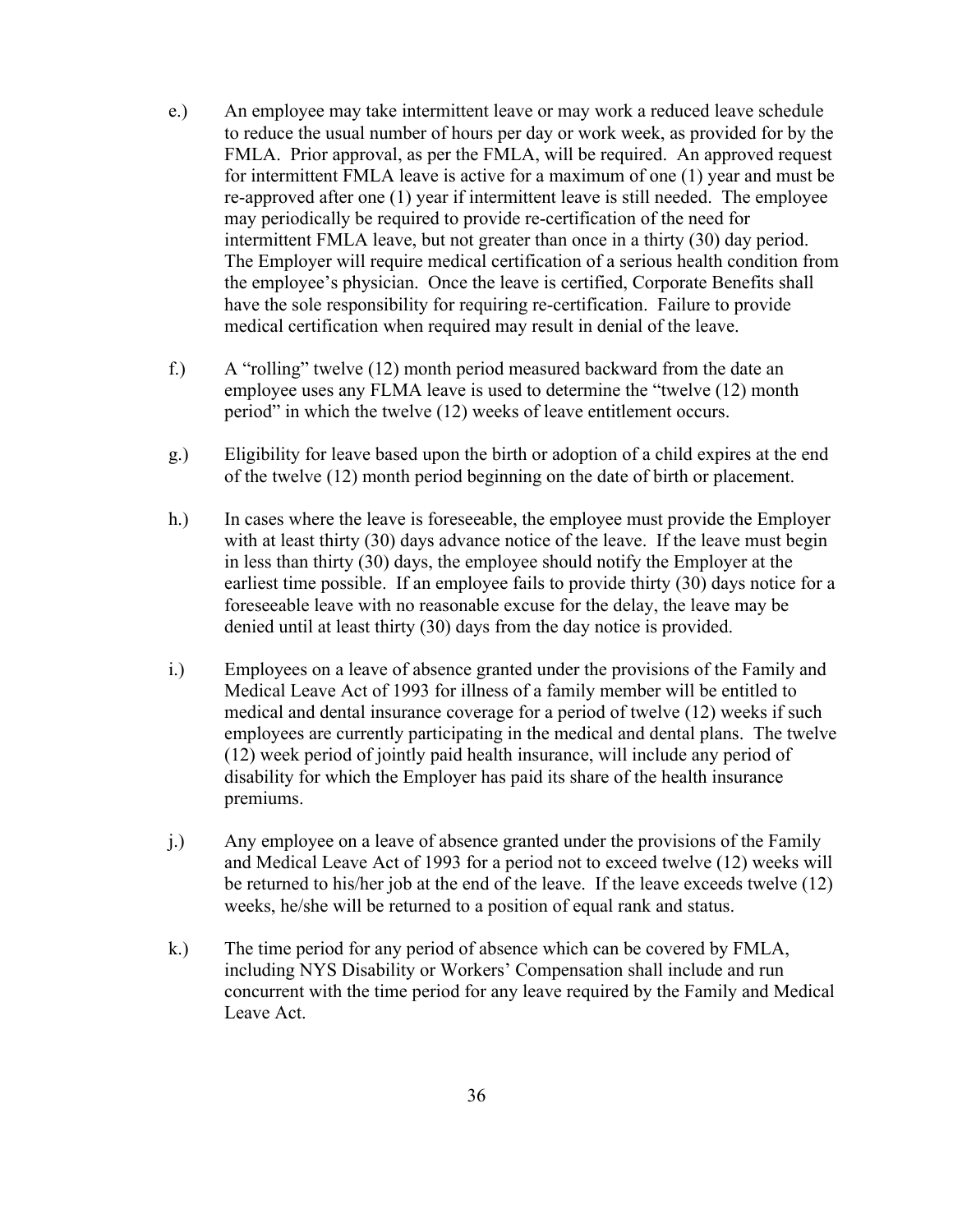e.) An employee may take intermittent leave or may work a reduced leave schedule to reduce the usual number of hours per day or work week, as provided for by the FMLA. Prior approval, as per the FMLA, will be required. An approved request for intermittent FMLA leave is active for a maximum of one (1) year and must be re-approved after one (1) year if intermittent leave is still needed. The employee may periodically be required to provide re-certification of the need for intermittent FMLA leave, but not greater than once in a thirty (30) day period. The Employer will require medical certification of a serious health condition from the employee's physician. Once the leave is certified, Corporate Benefits shall have the sole responsibility for requiring re-certification. Failure to provide medical certification when required may result in denial of the leave.

f.) A "rolling" twelve (12) month period measured backward from the date an employee uses any FLMA leave is used to determine the "twelve (12) month period" in which the twelve (12) weeks of leave entitlement occurs.

g.) Eligibility for leave based upon the birth or adoption of a child expires at the end of the twelve (12) month period beginning on the date of birth or placement.

h.) In cases where the leave is foreseeable, the employee must provide the Employer with at least thirty (30) days advance notice of the leave. If the leave must begin in less than thirty (30) days, the employee should notify the Employer at the earliest time possible. If an employee fails to provide thirty (30) days notice for a foreseeable leave with no reasonable excuse for the delay, the leave may be denied until at least thirty (30) days from the day notice is provided.

i.) Employees on a leave of absence granted under the provisions of the Family and Medical Leave Act of 1993 for illness of a family member will be entitled to medical and dental insurance coverage for a period of twelve (12) weeks if such employees are currently participating in the medical and dental plans. The twelve (12) week period of jointly paid health insurance, will include any period of disability for which the Employer has paid its share of the health insurance premiums.

j.) Any employee on a leave of absence granted under the provisions of the Family and Medical Leave Act of 1993 for a period not to exceed twelve (12) weeks will be returned to his/her job at the end of the leave. If the leave exceeds twelve (12) weeks, he/she will be returned to a position of equal rank and status.

k.) The time period for any period of absence which can be covered by FMLA, including NYS Disability or Workers' Compensation shall include and run concurrent with the time period for any leave required by the Family and Medical Leave Act.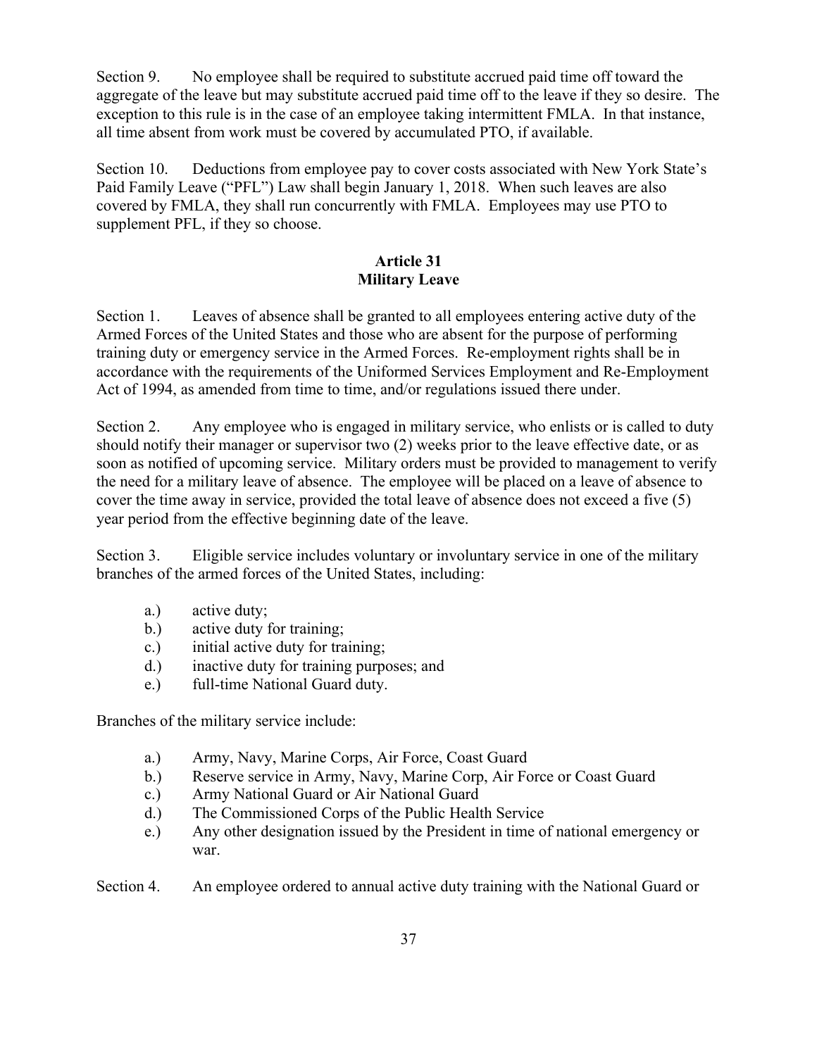Section 9. No employee shall be required to substitute accrued paid time off toward the aggregate of the leave but may substitute accrued paid time off to the leave if they so desire. The exception to this rule is in the case of an employee taking intermittent FMLA. In that instance, all time absent from work must be covered by accumulated PTO, if available.

Section 10. Deductions from employee pay to cover costs associated with New York State's Paid Family Leave ("PFL") Law shall begin January 1, 2018. When such leaves are also covered by FMLA, they shall run concurrently with FMLA. Employees may use PTO to supplement PFL, if they so choose.

## Article 31
## Military Leave

Section 1. Leaves of absence shall be granted to all employees entering active duty of the Armed Forces of the United States and those who are absent for the purpose of performing training duty or emergency service in the Armed Forces. Re-employment rights shall be in accordance with the requirements of the Uniformed Services Employment and Re-Employment Act of 1994, as amended from time to time, and/or regulations issued there under.

Section 2. Any employee who is engaged in military service, who enlists or is called to duty should notify their manager or supervisor two (2) weeks prior to the leave effective date, or as soon as notified of upcoming service. Military orders must be provided to management to verify the need for a military leave of absence. The employee will be placed on a leave of absence to cover the time away in service, provided the total leave of absence does not exceed a five (5) year period from the effective beginning date of the leave.

Section 3. Eligible service includes voluntary or involuntary service in one of the military branches of the armed forces of the United States, including:

- a.) active duty;
- b.) active duty for training;
- c.) initial active duty for training;
- d.) inactive duty for training purposes; and
- e.) full-time National Guard duty.

Branches of the military service include:

- a.) Army, Navy, Marine Corps, Air Force, Coast Guard
- b.) Reserve service in Army, Navy, Marine Corp, Air Force or Coast Guard
- c.) Army National Guard or Air National Guard
- d.) The Commissioned Corps of the Public Health Service
- e.) Any other designation issued by the President in time of national emergency or war.

Section 4. An employee ordered to annual active duty training with the National Guard or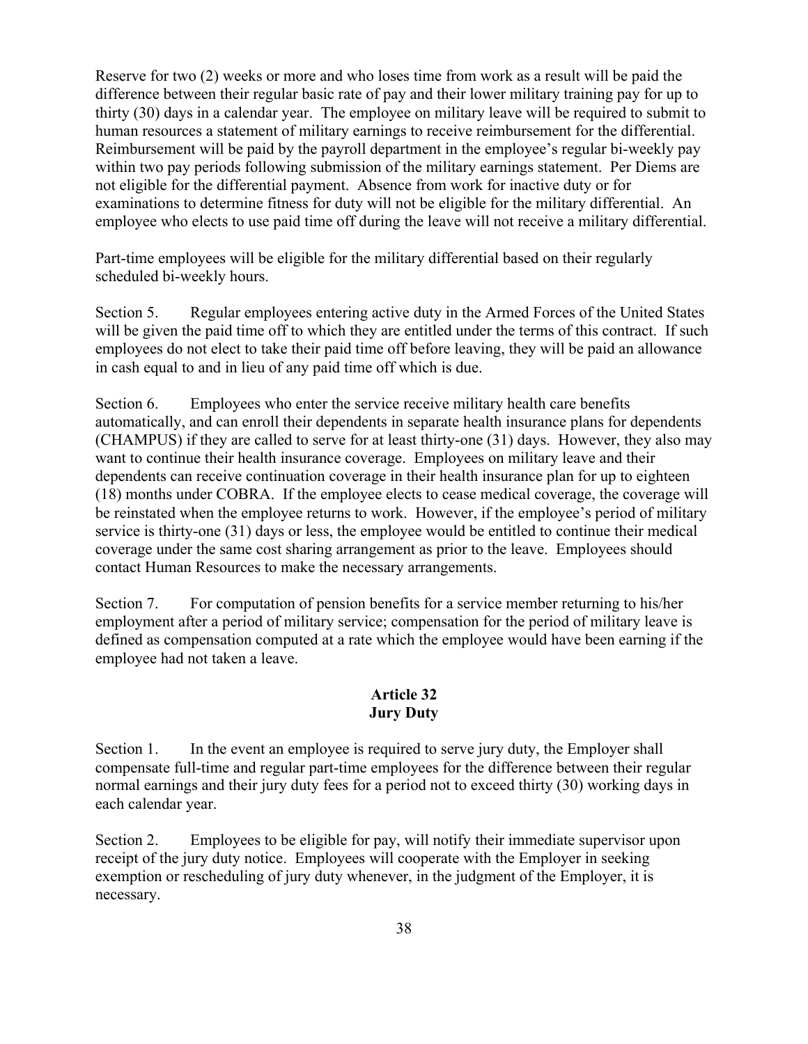Reserve for two (2) weeks or more and who loses time from work as a result will be paid the difference between their regular basic rate of pay and their lower military training pay for up to thirty (30) days in a calendar year. The employee on military leave will be required to submit to human resources a statement of military earnings to receive reimbursement for the differential. Reimbursement will be paid by the payroll department in the employee's regular bi-weekly pay within two pay periods following submission of the military earnings statement. Per Diems are not eligible for the differential payment. Absence from work for inactive duty or for examinations to determine fitness for duty will not be eligible for the military differential. An employee who elects to use paid time off during the leave will not receive a military differential.

Part-time employees will be eligible for the military differential based on their regularly scheduled bi-weekly hours.

Section 5. Regular employees entering active duty in the Armed Forces of the United States will be given the paid time off to which they are entitled under the terms of this contract. If such employees do not elect to take their paid time off before leaving, they will be paid an allowance in cash equal to and in lieu of any paid time off which is due.

Section 6. Employees who enter the service receive military health care benefits automatically, and can enroll their dependents in separate health insurance plans for dependents (CHAMPUS) if they are called to serve for at least thirty-one (31) days. However, they also may want to continue their health insurance coverage. Employees on military leave and their dependents can receive continuation coverage in their health insurance plan for up to eighteen (18) months under COBRA. If the employee elects to cease medical coverage, the coverage will be reinstated when the employee returns to work. However, if the employee's period of military service is thirty-one (31) days or less, the employee would be entitled to continue their medical coverage under the same cost sharing arrangement as prior to the leave. Employees should contact Human Resources to make the necessary arrangements.

Section 7. For computation of pension benefits for a service member returning to his/her employment after a period of military service; compensation for the period of military leave is defined as compensation computed at a rate which the employee would have been earning if the employee had not taken a leave.

## Article 32
## Jury Duty

Section 1. In the event an employee is required to serve jury duty, the Employer shall compensate full-time and regular part-time employees for the difference between their regular normal earnings and their jury duty fees for a period not to exceed thirty (30) working days in each calendar year.

Section 2. Employees to be eligible for pay, will notify their immediate supervisor upon receipt of the jury duty notice. Employees will cooperate with the Employer in seeking exemption or rescheduling of jury duty whenever, in the judgment of the Employer, it is necessary.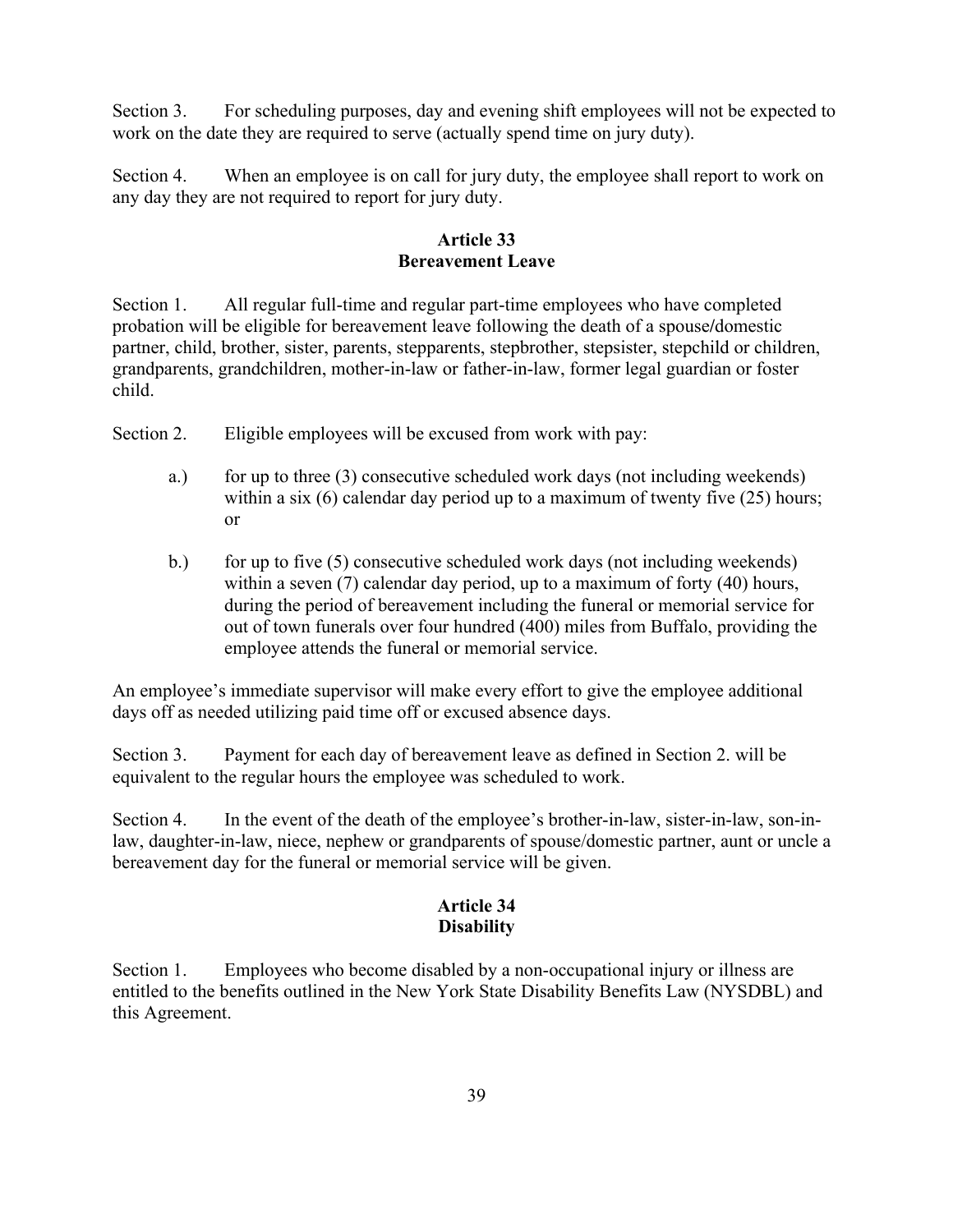Section 3. For scheduling purposes, day and evening shift employees will not be expected to work on the date they are required to serve (actually spend time on jury duty).

Section 4. When an employee is on call for jury duty, the employee shall report to work on any day they are not required to report for jury duty.

## Article 33
## Bereavement Leave

Section 1. All regular full-time and regular part-time employees who have completed probation will be eligible for bereavement leave following the death of a spouse/domestic partner, child, brother, sister, parents, stepparents, stepbrother, stepsister, stepchild or children, grandparents, grandchildren, mother-in-law or father-in-law, former legal guardian or foster child.

Section 2. Eligible employees will be excused from work with pay:

a.) for up to three (3) consecutive scheduled work days (not including weekends) within a six (6) calendar day period up to a maximum of twenty five (25) hours; or

b.) for up to five (5) consecutive scheduled work days (not including weekends) within a seven (7) calendar day period, up to a maximum of forty (40) hours, during the period of bereavement including the funeral or memorial service for out of town funerals over four hundred (400) miles from Buffalo, providing the employee attends the funeral or memorial service.

An employee's immediate supervisor will make every effort to give the employee additional days off as needed utilizing paid time off or excused absence days.

Section 3. Payment for each day of bereavement leave as defined in Section 2. will be equivalent to the regular hours the employee was scheduled to work.

Section 4. In the event of the death of the employee's brother-in-law, sister-in-law, son-in-law, daughter-in-law, niece, nephew or grandparents of spouse/domestic partner, aunt or uncle a bereavement day for the funeral or memorial service will be given.

## Article 34
## Disability

Section 1. Employees who become disabled by a non-occupational injury or illness are entitled to the benefits outlined in the New York State Disability Benefits Law (NYSDBL) and this Agreement.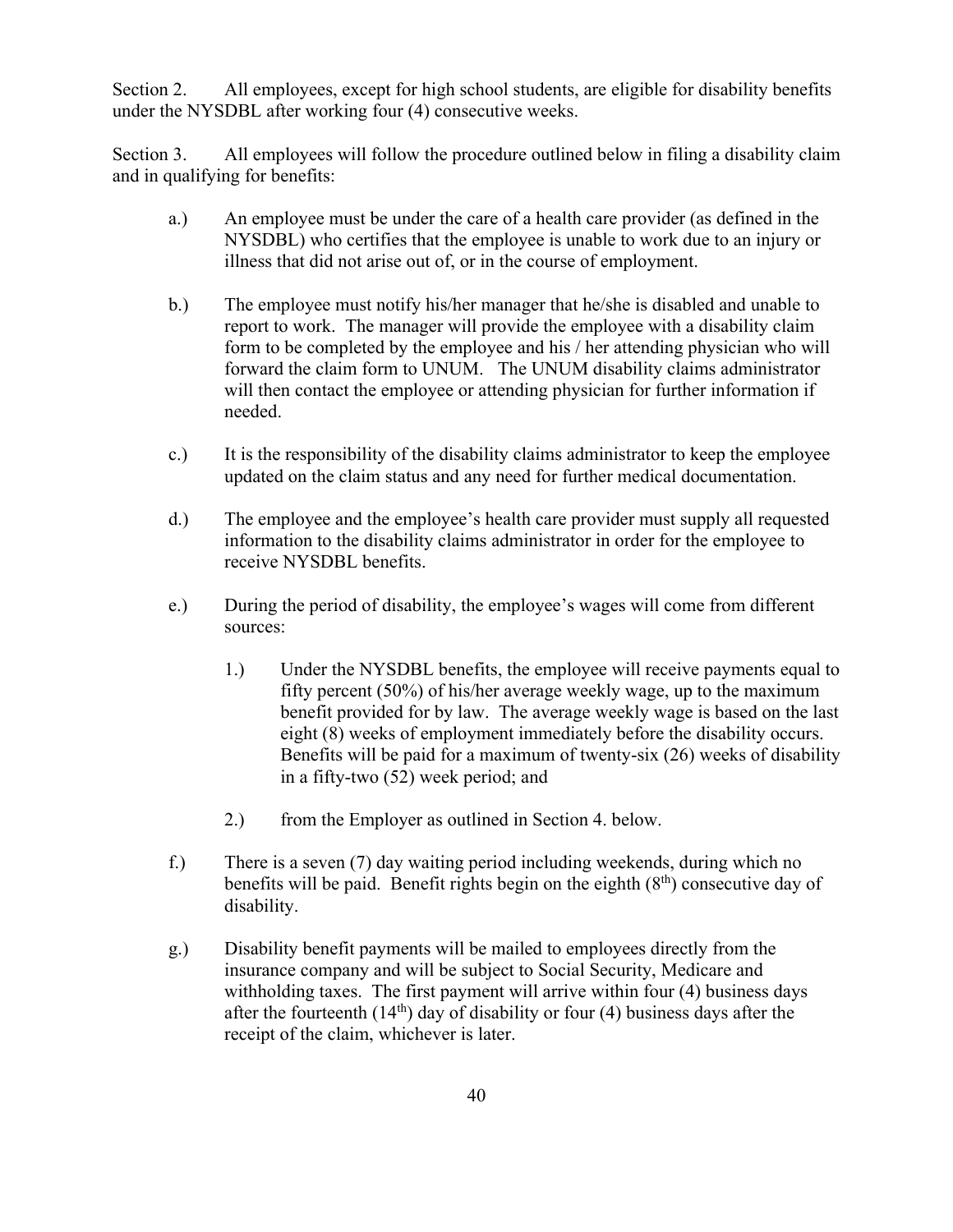Section 2. All employees, except for high school students, are eligible for disability benefits under the NYSDBL after working four (4) consecutive weeks.

Section 3. All employees will follow the procedure outlined below in filing a disability claim and in qualifying for benefits:

a.) An employee must be under the care of a health care provider (as defined in the NYSDBL) who certifies that the employee is unable to work due to an injury or illness that did not arise out of, or in the course of employment.

b.) The employee must notify his/her manager that he/she is disabled and unable to report to work. The manager will provide the employee with a disability claim form to be completed by the employee and his / her attending physician who will forward the claim form to UNUM. The UNUM disability claims administrator will then contact the employee or attending physician for further information if needed.

c.) It is the responsibility of the disability claims administrator to keep the employee updated on the claim status and any need for further medical documentation.

d.) The employee and the employee's health care provider must supply all requested information to the disability claims administrator in order for the employee to receive NYSDBL benefits.

e.) During the period of disability, the employee's wages will come from different sources:

1.) Under the NYSDBL benefits, the employee will receive payments equal to fifty percent (50%) of his/her average weekly wage, up to the maximum benefit provided for by law. The average weekly wage is based on the last eight (8) weeks of employment immediately before the disability occurs. Benefits will be paid for a maximum of twenty-six (26) weeks of disability in a fifty-two (52) week period; and

2.) from the Employer as outlined in Section 4. below.

f.) There is a seven (7) day waiting period including weekends, during which no benefits will be paid. Benefit rights begin on the eighth ($8^{th}$) consecutive day of disability.

g.) Disability benefit payments will be mailed to employees directly from the insurance company and will be subject to Social Security, Medicare and withholding taxes. The first payment will arrive within four (4) business days after the fourteenth ($14^{th}$) day of disability or four (4) business days after the receipt of the claim, whichever is later.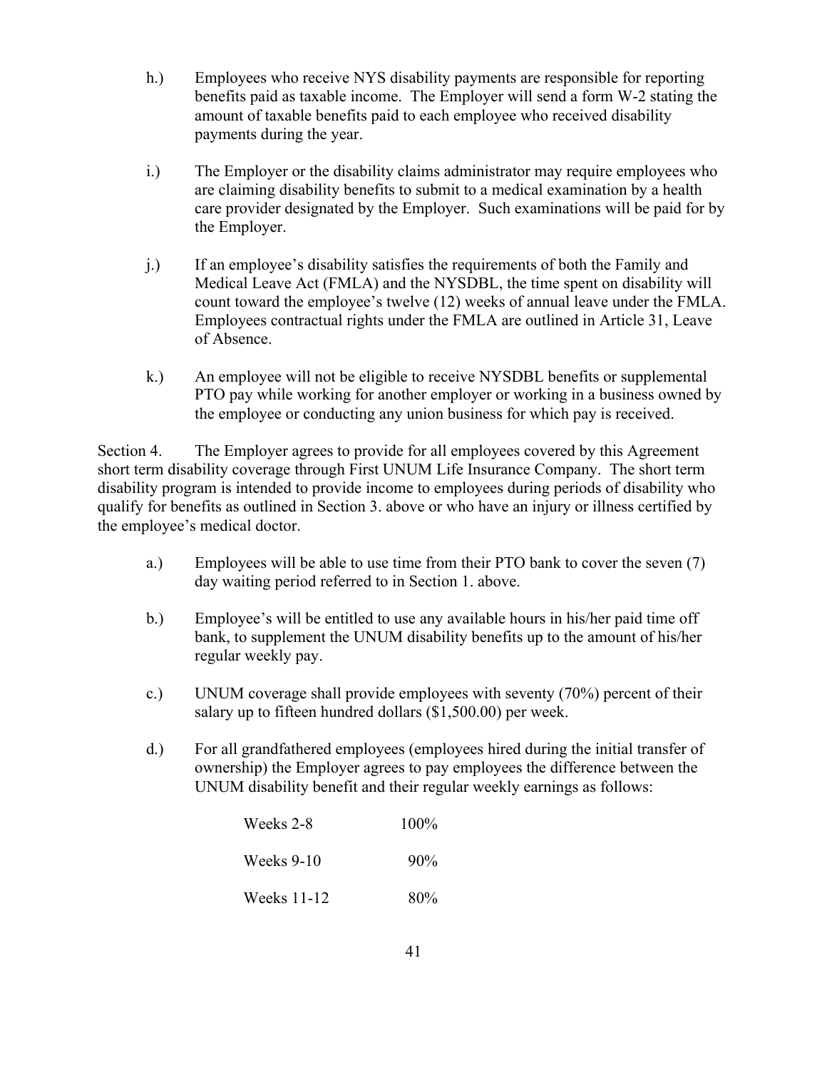h.) Employees who receive NYS disability payments are responsible for reporting benefits paid as taxable income. The Employer will send a form W-2 stating the amount of taxable benefits paid to each employee who received disability payments during the year.

i.) The Employer or the disability claims administrator may require employees who are claiming disability benefits to submit to a medical examination by a health care provider designated by the Employer. Such examinations will be paid for by the Employer.

j.) If an employee's disability satisfies the requirements of both the Family and Medical Leave Act (FMLA) and the NYSDBL, the time spent on disability will count toward the employee's twelve (12) weeks of annual leave under the FMLA. Employees contractual rights under the FMLA are outlined in Article 31, Leave of Absence.

k.) An employee will not be eligible to receive NYSDBL benefits or supplemental PTO pay while working for another employer or working in a business owned by the employee or conducting any union business for which pay is received.

Section 4. The Employer agrees to provide for all employees covered by this Agreement short term disability coverage through First UNUM Life Insurance Company. The short term disability program is intended to provide income to employees during periods of disability who qualify for benefits as outlined in Section 3. above or who have an injury or illness certified by the employee's medical doctor.

a.) Employees will be able to use time from their PTO bank to cover the seven (7) day waiting period referred to in Section 1. above.

b.) Employee's will be entitled to use any available hours in his/her paid time off bank, to supplement the UNUM disability benefits up to the amount of his/her regular weekly pay.

c.) UNUM coverage shall provide employees with seventy (70%) percent of their salary up to fifteen hundred dollars ($1,500.00) per week.

d.) For all grandfathered employees (employees hired during the initial transfer of ownership) the Employer agrees to pay employees the difference between the UNUM disability benefit and their regular weekly earnings as follows:

| | |
|---|---|
| Weeks 2-8 | 100% |
| Weeks 9-10 | 90% |
| Weeks 11-12 | 80% |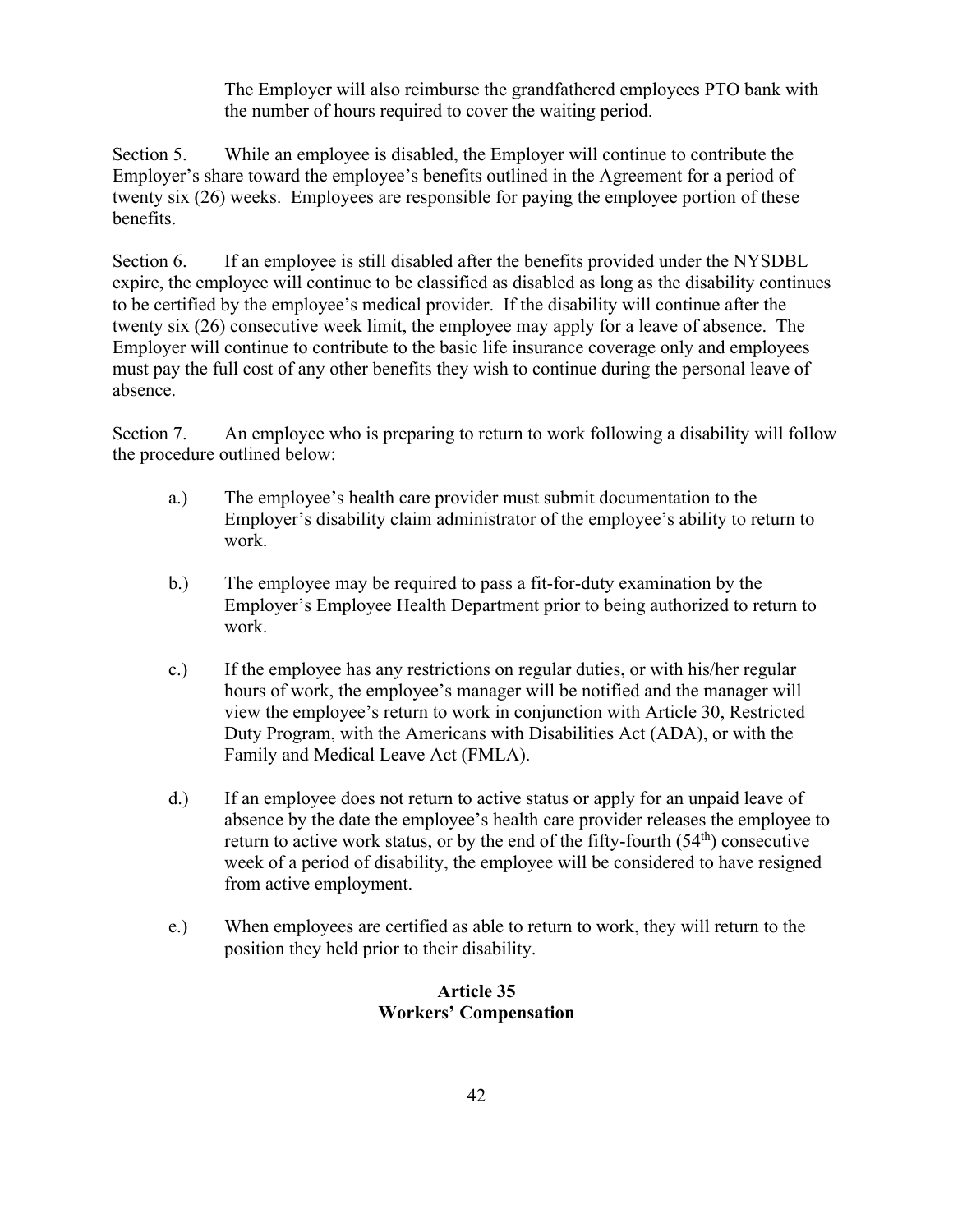The Employer will also reimburse the grandfathered employees PTO bank with the number of hours required to cover the waiting period.

Section 5. While an employee is disabled, the Employer will continue to contribute the Employer's share toward the employee's benefits outlined in the Agreement for a period of twenty six (26) weeks. Employees are responsible for paying the employee portion of these benefits.

Section 6. If an employee is still disabled after the benefits provided under the NYSDBL expire, the employee will continue to be classified as disabled as long as the disability continues to be certified by the employee's medical provider. If the disability will continue after the twenty six (26) consecutive week limit, the employee may apply for a leave of absence. The Employer will continue to contribute to the basic life insurance coverage only and employees must pay the full cost of any other benefits they wish to continue during the personal leave of absence.

Section 7. An employee who is preparing to return to work following a disability will follow the procedure outlined below:

a.) The employee's health care provider must submit documentation to the Employer's disability claim administrator of the employee's ability to return to work.

b.) The employee may be required to pass a fit-for-duty examination by the Employer's Employee Health Department prior to being authorized to return to work.

c.) If the employee has any restrictions on regular duties, or with his/her regular hours of work, the employee's manager will be notified and the manager will view the employee's return to work in conjunction with Article 30, Restricted Duty Program, with the Americans with Disabilities Act (ADA), or with the Family and Medical Leave Act (FMLA).

d.) If an employee does not return to active status or apply for an unpaid leave of absence by the date the employee's health care provider releases the employee to return to active work status, or by the end of the fifty-fourth (54th) consecutive week of a period of disability, the employee will be considered to have resigned from active employment.

e.) When employees are certified as able to return to work, they will return to the position they held prior to their disability.

## Article 35
## Workers' Compensation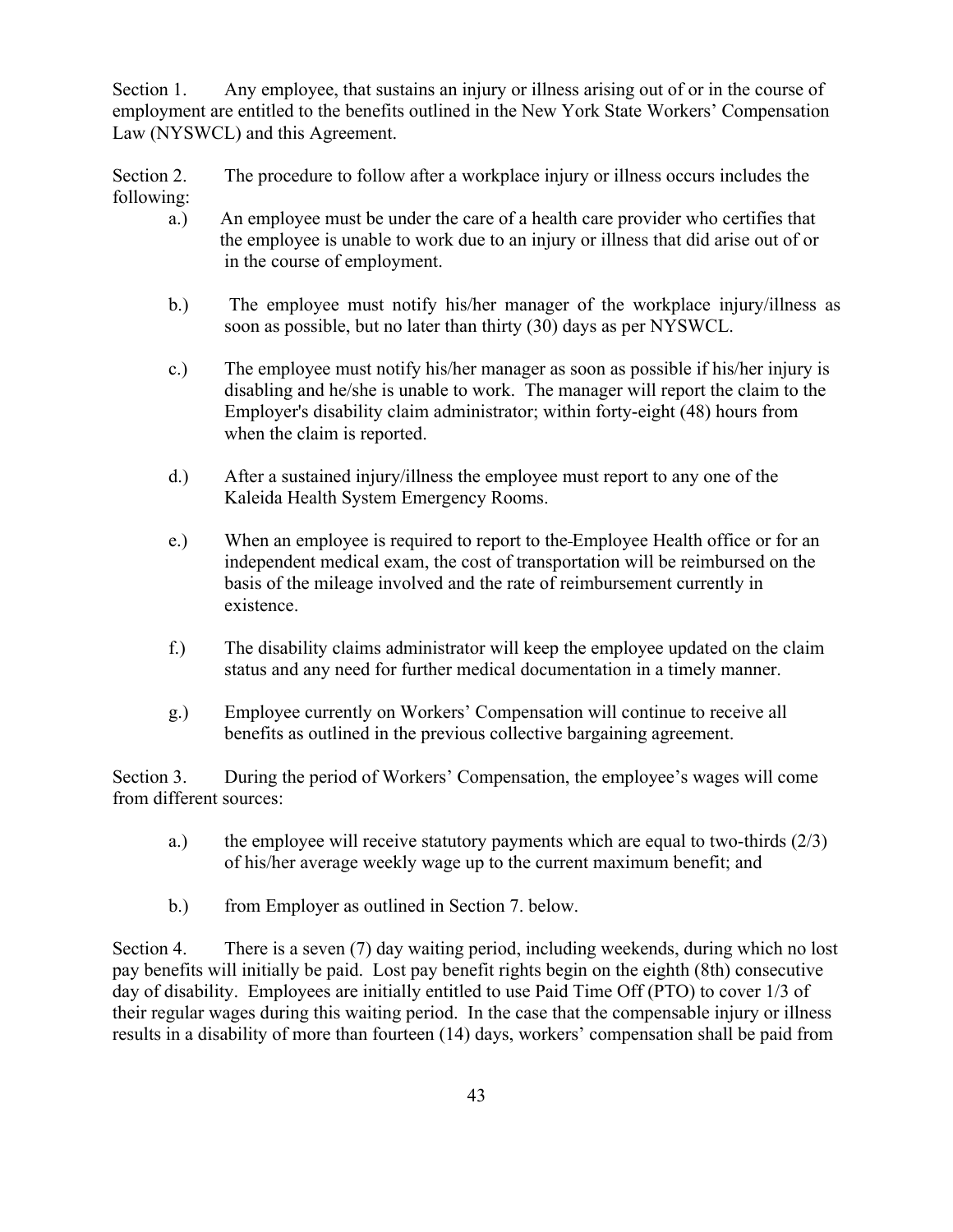Section 1. Any employee, that sustains an injury or illness arising out of or in the course of employment are entitled to the benefits outlined in the New York State Workers' Compensation Law (NYSWCL) and this Agreement.

Section 2. The procedure to follow after a workplace injury or illness occurs includes the following:

a.) An employee must be under the care of a health care provider who certifies that the employee is unable to work due to an injury or illness that did arise out of or in the course of employment.

b.) The employee must notify his/her manager of the workplace injury/illness as soon as possible, but no later than thirty (30) days as per NYSWCL.

c.) The employee must notify his/her manager as soon as possible if his/her injury is disabling and he/she is unable to work. The manager will report the claim to the Employer's disability claim administrator; within forty-eight (48) hours from when the claim is reported.

d.) After a sustained injury/illness the employee must report to any one of the Kaleida Health System Emergency Rooms.

e.) When an employee is required to report to the Employee Health office or for an independent medical exam, the cost of transportation will be reimbursed on the basis of the mileage involved and the rate of reimbursement currently in existence.

f.) The disability claims administrator will keep the employee updated on the claim status and any need for further medical documentation in a timely manner.

g.) Employee currently on Workers' Compensation will continue to receive all benefits as outlined in the previous collective bargaining agreement.

Section 3. During the period of Workers' Compensation, the employee's wages will come from different sources:

a.) the employee will receive statutory payments which are equal to two-thirds (2/3) of his/her average weekly wage up to the current maximum benefit; and

b.) from Employer as outlined in Section 7. below.

Section 4. There is a seven (7) day waiting period, including weekends, during which no lost pay benefits will initially be paid. Lost pay benefit rights begin on the eighth (8th) consecutive day of disability. Employees are initially entitled to use Paid Time Off (PTO) to cover 1/3 of their regular wages during this waiting period. In the case that the compensable injury or illness results in a disability of more than fourteen (14) days, workers' compensation shall be paid from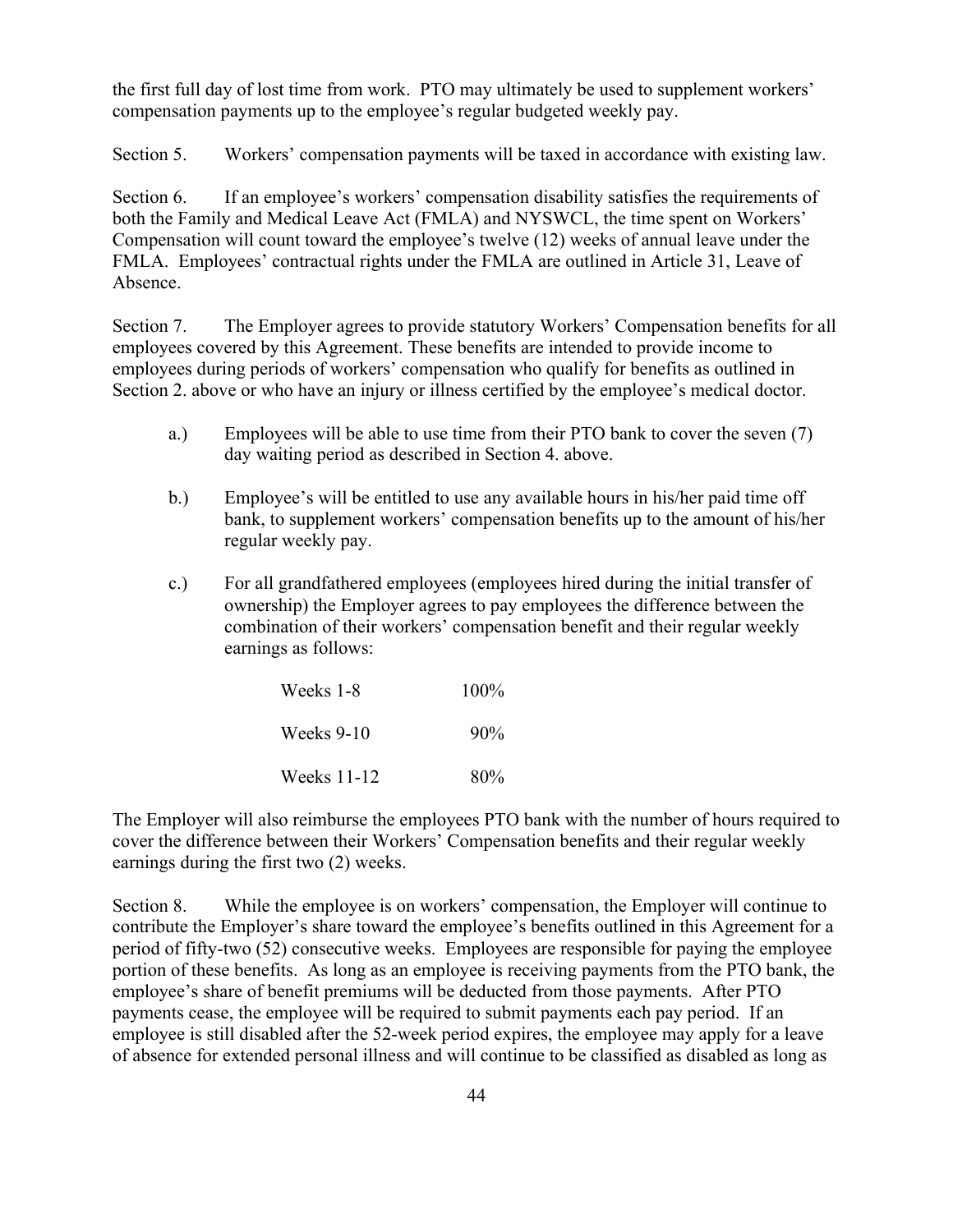the first full day of lost time from work. PTO may ultimately be used to supplement workers' compensation payments up to the employee's regular budgeted weekly pay.

Section 5. Workers' compensation payments will be taxed in accordance with existing law.

Section 6. If an employee's workers' compensation disability satisfies the requirements of both the Family and Medical Leave Act (FMLA) and NYSWCL, the time spent on Workers' Compensation will count toward the employee's twelve (12) weeks of annual leave under the FMLA. Employees' contractual rights under the FMLA are outlined in Article 31, Leave of Absence.

Section 7. The Employer agrees to provide statutory Workers' Compensation benefits for all employees covered by this Agreement. These benefits are intended to provide income to employees during periods of workers' compensation who qualify for benefits as outlined in Section 2. above or who have an injury or illness certified by the employee's medical doctor.

a.) Employees will be able to use time from their PTO bank to cover the seven (7) day waiting period as described in Section 4. above.

b.) Employee's will be entitled to use any available hours in his/her paid time off bank, to supplement workers' compensation benefits up to the amount of his/her regular weekly pay.

c.) For all grandfathered employees (employees hired during the initial transfer of ownership) the Employer agrees to pay employees the difference between the combination of their workers' compensation benefit and their regular weekly earnings as follows:

| | |
|---|---|
| Weeks 1-8 | 100% |
| Weeks 9-10 | 90% |
| Weeks 11-12 | 80% |

The Employer will also reimburse the employees PTO bank with the number of hours required to cover the difference between their Workers' Compensation benefits and their regular weekly earnings during the first two (2) weeks.

Section 8. While the employee is on workers' compensation, the Employer will continue to contribute the Employer's share toward the employee's benefits outlined in this Agreement for a period of fifty-two (52) consecutive weeks. Employees are responsible for paying the employee portion of these benefits. As long as an employee is receiving payments from the PTO bank, the employee's share of benefit premiums will be deducted from those payments. After PTO payments cease, the employee will be required to submit payments each pay period. If an employee is still disabled after the 52-week period expires, the employee may apply for a leave of absence for extended personal illness and will continue to be classified as disabled as long as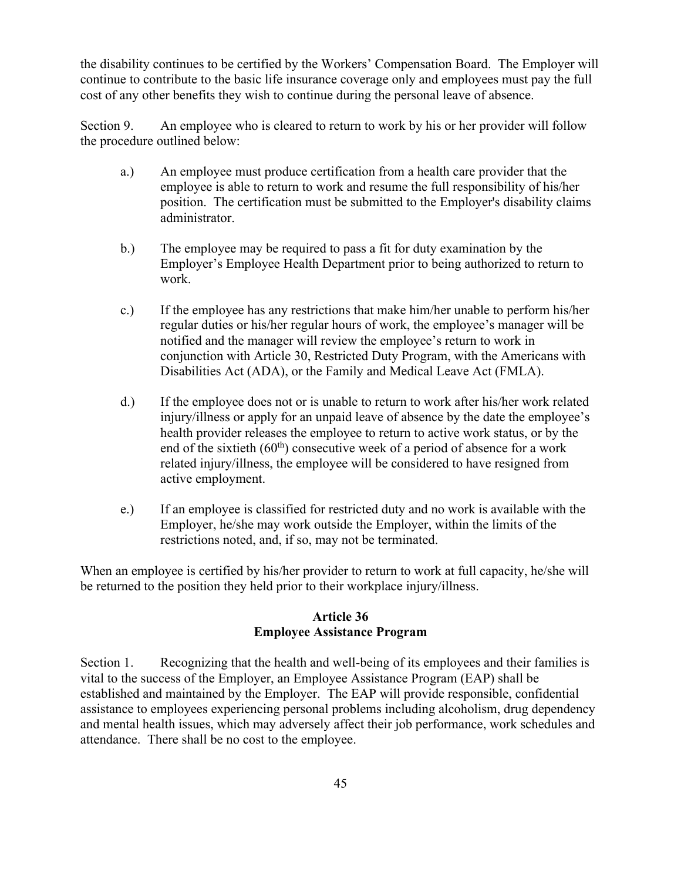the disability continues to be certified by the Workers' Compensation Board. The Employer will continue to contribute to the basic life insurance coverage only and employees must pay the full cost of any other benefits they wish to continue during the personal leave of absence.

Section 9. An employee who is cleared to return to work by his or her provider will follow the procedure outlined below:

a.) An employee must produce certification from a health care provider that the employee is able to return to work and resume the full responsibility of his/her position. The certification must be submitted to the Employer's disability claims administrator.

b.) The employee may be required to pass a fit for duty examination by the Employer's Employee Health Department prior to being authorized to return to work.

c.) If the employee has any restrictions that make him/her unable to perform his/her regular duties or his/her regular hours of work, the employee's manager will be notified and the manager will review the employee's return to work in conjunction with Article 30, Restricted Duty Program, with the Americans with Disabilities Act (ADA), or the Family and Medical Leave Act (FMLA).

d.) If the employee does not or is unable to return to work after his/her work related injury/illness or apply for an unpaid leave of absence by the date the employee's health provider releases the employee to return to active work status, or by the end of the sixtieth (60th) consecutive week of a period of absence for a work related injury/illness, the employee will be considered to have resigned from active employment.

e.) If an employee is classified for restricted duty and no work is available with the Employer, he/she may work outside the Employer, within the limits of the restrictions noted, and, if so, may not be terminated.

When an employee is certified by his/her provider to return to work at full capacity, he/she will be returned to the position they held prior to their workplace injury/illness.

## Article 36
## Employee Assistance Program

Section 1. Recognizing that the health and well-being of its employees and their families is vital to the success of the Employer, an Employee Assistance Program (EAP) shall be established and maintained by the Employer. The EAP will provide responsible, confidential assistance to employees experiencing personal problems including alcoholism, drug dependency and mental health issues, which may adversely affect their job performance, work schedules and attendance. There shall be no cost to the employee.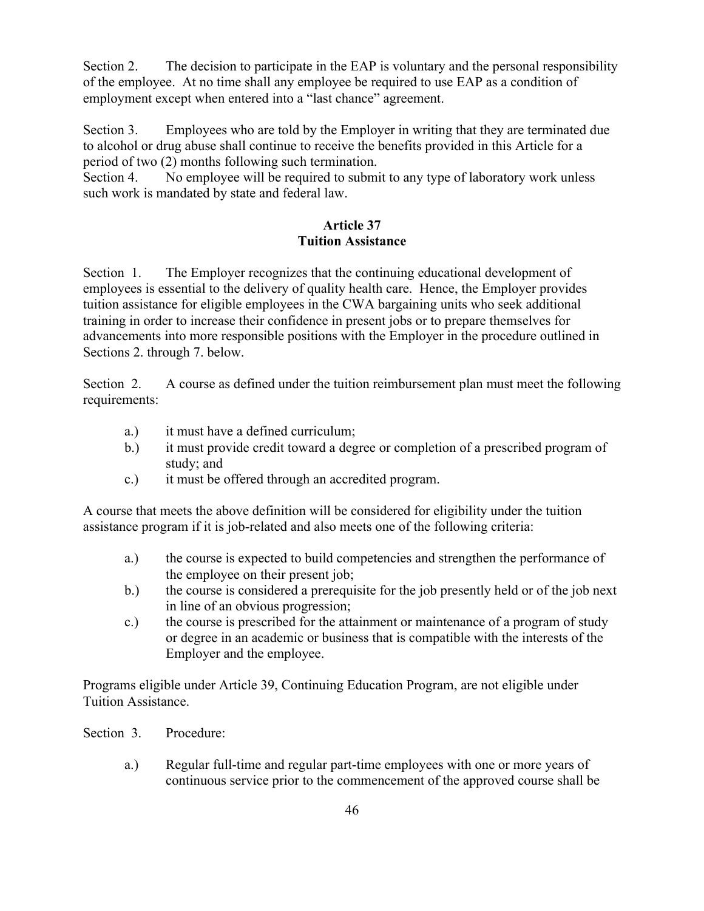Section 2. The decision to participate in the EAP is voluntary and the personal responsibility of the employee. At no time shall any employee be required to use EAP as a condition of employment except when entered into a "last chance" agreement.

Section 3. Employees who are told by the Employer in writing that they are terminated due to alcohol or drug abuse shall continue to receive the benefits provided in this Article for a period of two (2) months following such termination.

Section 4. No employee will be required to submit to any type of laboratory work unless such work is mandated by state and federal law.

## Article 37
## Tuition Assistance

Section 1. The Employer recognizes that the continuing educational development of employees is essential to the delivery of quality health care. Hence, the Employer provides tuition assistance for eligible employees in the CWA bargaining units who seek additional training in order to increase their confidence in present jobs or to prepare themselves for advancements into more responsible positions with the Employer in the procedure outlined in Sections 2. through 7. below.

Section 2. A course as defined under the tuition reimbursement plan must meet the following requirements:

- a.) it must have a defined curriculum;
- b.) it must provide credit toward a degree or completion of a prescribed program of study; and
- c.) it must be offered through an accredited program.

A course that meets the above definition will be considered for eligibility under the tuition assistance program if it is job-related and also meets one of the following criteria:

- a.) the course is expected to build competencies and strengthen the performance of the employee on their present job;
- b.) the course is considered a prerequisite for the job presently held or of the job next in line of an obvious progression;
- c.) the course is prescribed for the attainment or maintenance of a program of study or degree in an academic or business that is compatible with the interests of the Employer and the employee.

Programs eligible under Article 39, Continuing Education Program, are not eligible under Tuition Assistance.

Section 3. Procedure:

- a.) Regular full-time and regular part-time employees with one or more years of continuous service prior to the commencement of the approved course shall be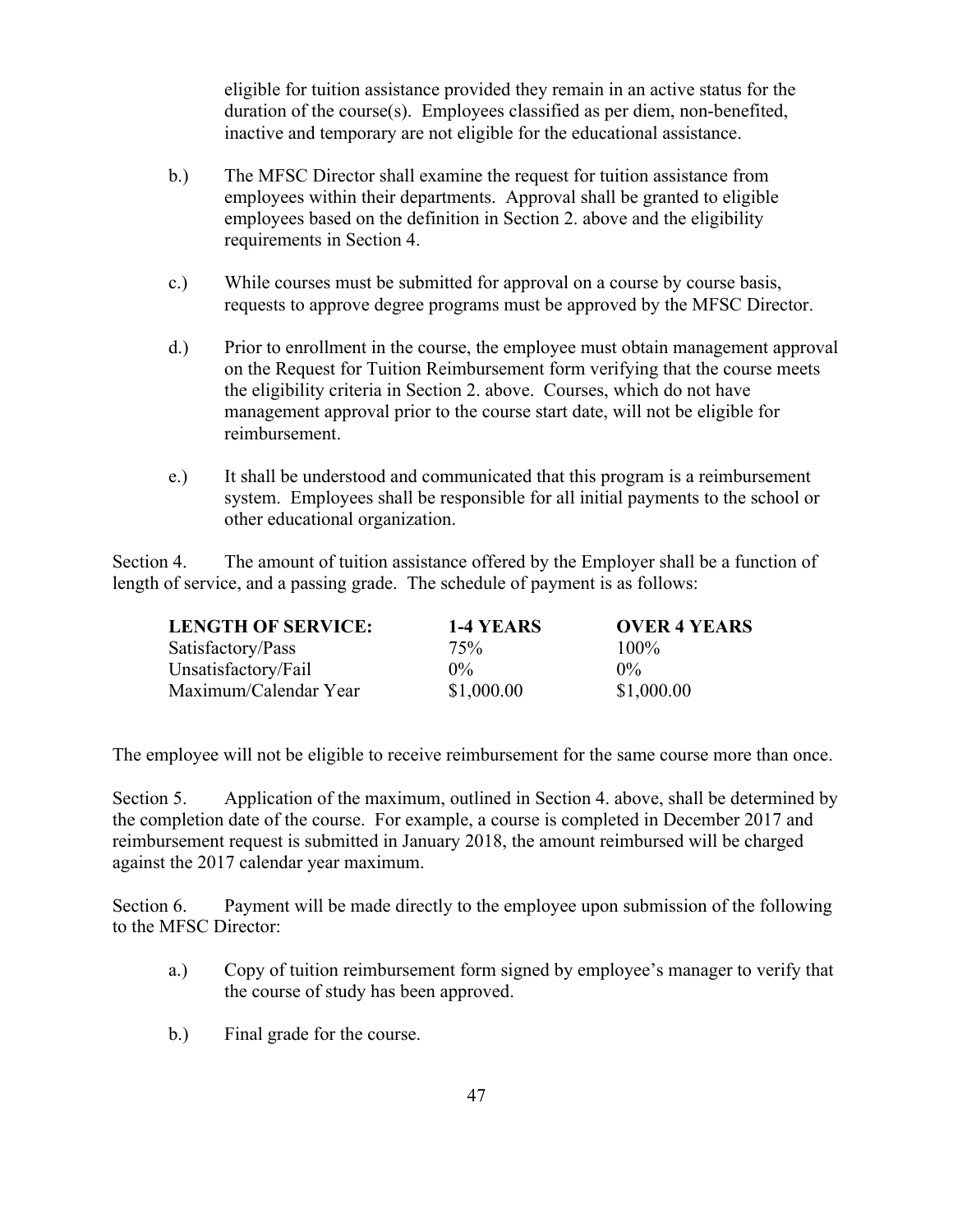eligible for tuition assistance provided they remain in an active status for the duration of the course(s). Employees classified as per diem, non-benefited, inactive and temporary are not eligible for the educational assistance.

b.) The MFSC Director shall examine the request for tuition assistance from employees within their departments. Approval shall be granted to eligible employees based on the definition in Section 2. above and the eligibility requirements in Section 4.

c.) While courses must be submitted for approval on a course by course basis, requests to approve degree programs must be approved by the MFSC Director.

d.) Prior to enrollment in the course, the employee must obtain management approval on the Request for Tuition Reimbursement form verifying that the course meets the eligibility criteria in Section 2. above. Courses, which do not have management approval prior to the course start date, will not be eligible for reimbursement.

e.) It shall be understood and communicated that this program is a reimbursement system. Employees shall be responsible for all initial payments to the school or other educational organization.

Section 4. The amount of tuition assistance offered by the Employer shall be a function of length of service, and a passing grade. The schedule of payment is as follows:

| **LENGTH OF SERVICE:** | **1-4 YEARS** | **OVER 4 YEARS** |
|---|---|---|
| Satisfactory/Pass | 75% | 100% |
| Unsatisfactory/Fail | 0% | 0% |
| Maximum/Calendar Year | $1,000.00 | $1,000.00 |

The employee will not be eligible to receive reimbursement for the same course more than once.

Section 5. Application of the maximum, outlined in Section 4. above, shall be determined by the completion date of the course. For example, a course is completed in December 2017 and reimbursement request is submitted in January 2018, the amount reimbursed will be charged against the 2017 calendar year maximum.

Section 6. Payment will be made directly to the employee upon submission of the following to the MFSC Director:

a.) Copy of tuition reimbursement form signed by employee's manager to verify that the course of study has been approved.

b.) Final grade for the course.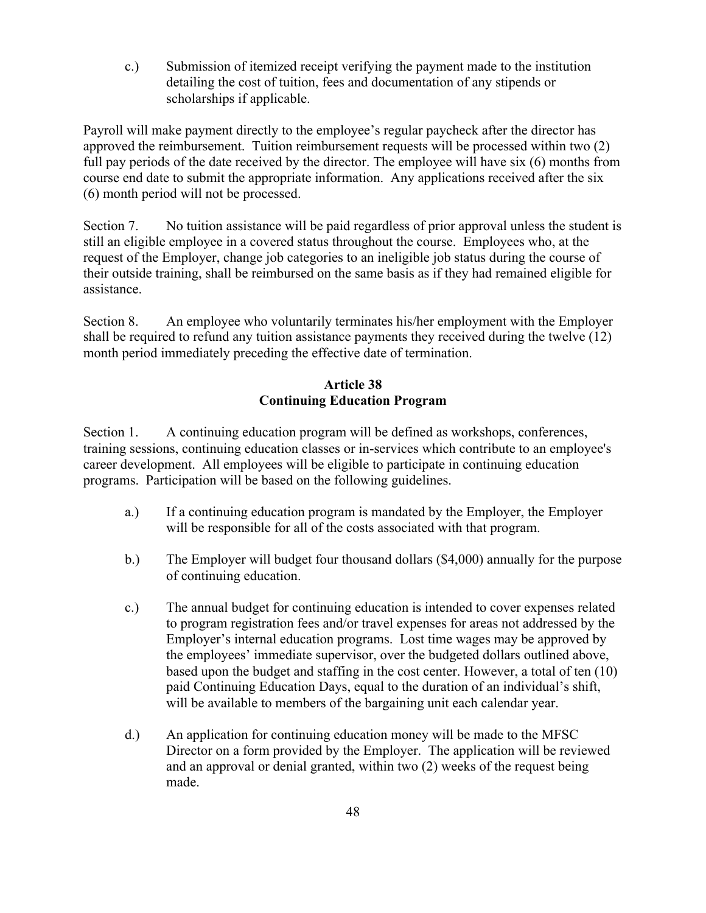c.) Submission of itemized receipt verifying the payment made to the institution detailing the cost of tuition, fees and documentation of any stipends or scholarships if applicable.

Payroll will make payment directly to the employee's regular paycheck after the director has approved the reimbursement. Tuition reimbursement requests will be processed within two (2) full pay periods of the date received by the director. The employee will have six (6) months from course end date to submit the appropriate information. Any applications received after the six (6) month period will not be processed.

Section 7. No tuition assistance will be paid regardless of prior approval unless the student is still an eligible employee in a covered status throughout the course. Employees who, at the request of the Employer, change job categories to an ineligible job status during the course of their outside training, shall be reimbursed on the same basis as if they had remained eligible for assistance.

Section 8. An employee who voluntarily terminates his/her employment with the Employer shall be required to refund any tuition assistance payments they received during the twelve (12) month period immediately preceding the effective date of termination.

## Article 38
## Continuing Education Program

Section 1. A continuing education program will be defined as workshops, conferences, training sessions, continuing education classes or in-services which contribute to an employee's career development. All employees will be eligible to participate in continuing education programs. Participation will be based on the following guidelines.

a.) If a continuing education program is mandated by the Employer, the Employer will be responsible for all of the costs associated with that program.

b.) The Employer will budget four thousand dollars ($4,000) annually for the purpose of continuing education.

c.) The annual budget for continuing education is intended to cover expenses related to program registration fees and/or travel expenses for areas not addressed by the Employer's internal education programs. Lost time wages may be approved by the employees' immediate supervisor, over the budgeted dollars outlined above, based upon the budget and staffing in the cost center. However, a total of ten (10) paid Continuing Education Days, equal to the duration of an individual's shift, will be available to members of the bargaining unit each calendar year.

d.) An application for continuing education money will be made to the MFSC Director on a form provided by the Employer. The application will be reviewed and an approval or denial granted, within two (2) weeks of the request being made.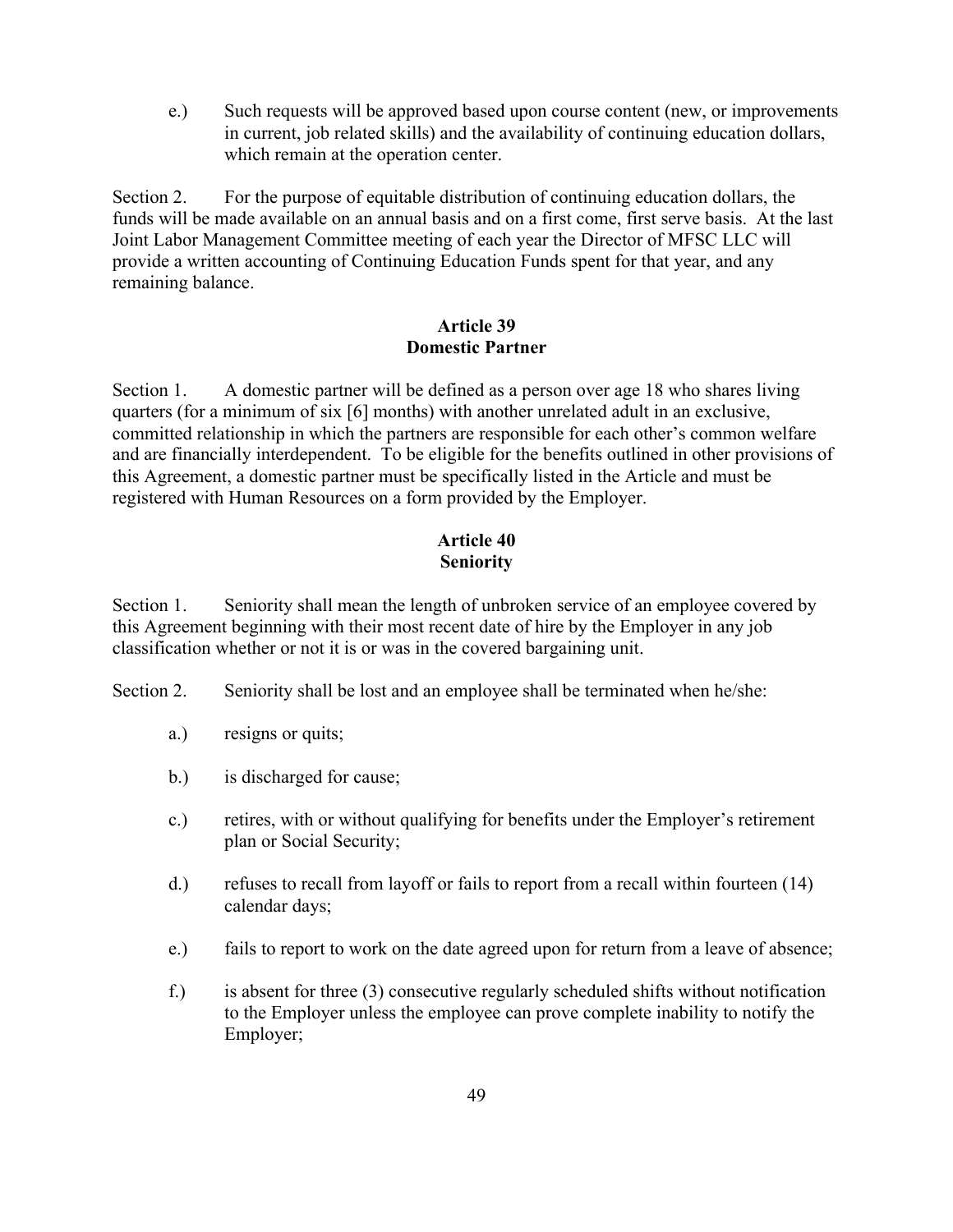e.) Such requests will be approved based upon course content (new, or improvements in current, job related skills) and the availability of continuing education dollars, which remain at the operation center.

Section 2. For the purpose of equitable distribution of continuing education dollars, the funds will be made available on an annual basis and on a first come, first serve basis. At the last Joint Labor Management Committee meeting of each year the Director of MFSC LLC will provide a written accounting of Continuing Education Funds spent for that year, and any remaining balance.

## Article 39
## Domestic Partner

Section 1. A domestic partner will be defined as a person over age 18 who shares living quarters (for a minimum of six [6] months) with another unrelated adult in an exclusive, committed relationship in which the partners are responsible for each other's common welfare and are financially interdependent. To be eligible for the benefits outlined in other provisions of this Agreement, a domestic partner must be specifically listed in the Article and must be registered with Human Resources on a form provided by the Employer.

## Article 40
## Seniority

Section 1. Seniority shall mean the length of unbroken service of an employee covered by this Agreement beginning with their most recent date of hire by the Employer in any job classification whether or not it is or was in the covered bargaining unit.

Section 2. Seniority shall be lost and an employee shall be terminated when he/she:

a.) resigns or quits;

b.) is discharged for cause;

c.) retires, with or without qualifying for benefits under the Employer's retirement plan or Social Security;

d.) refuses to recall from layoff or fails to report from a recall within fourteen (14) calendar days;

e.) fails to report to work on the date agreed upon for return from a leave of absence;

f.) is absent for three (3) consecutive regularly scheduled shifts without notification to the Employer unless the employee can prove complete inability to notify the Employer;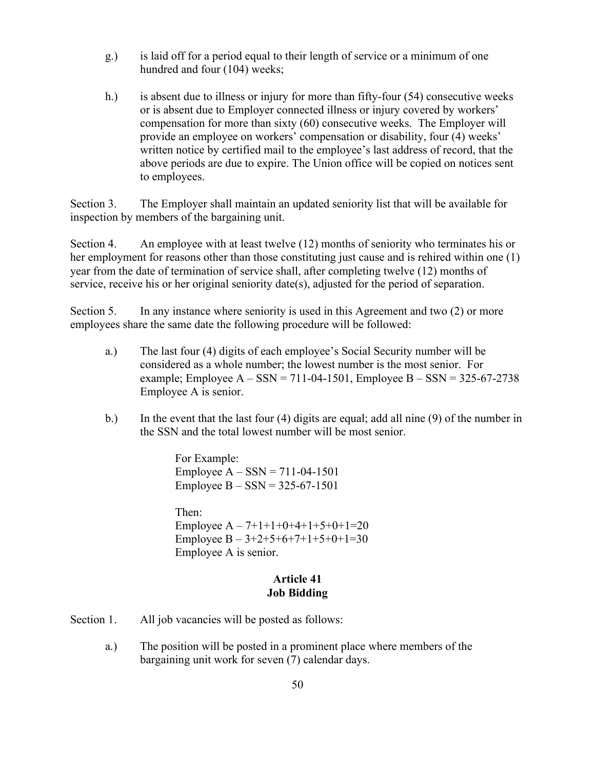g.) is laid off for a period equal to their length of service or a minimum of one hundred and four (104) weeks;

h.) is absent due to illness or injury for more than fifty-four (54) consecutive weeks or is absent due to Employer connected illness or injury covered by workers' compensation for more than sixty (60) consecutive weeks. The Employer will provide an employee on workers' compensation or disability, four (4) weeks' written notice by certified mail to the employee's last address of record, that the above periods are due to expire. The Union office will be copied on notices sent to employees.

Section 3. The Employer shall maintain an updated seniority list that will be available for inspection by members of the bargaining unit.

Section 4. An employee with at least twelve (12) months of seniority who terminates his or her employment for reasons other than those constituting just cause and is rehired within one (1) year from the date of termination of service shall, after completing twelve (12) months of service, receive his or her original seniority date(s), adjusted for the period of separation.

Section 5. In any instance where seniority is used in this Agreement and two (2) or more employees share the same date the following procedure will be followed:

a.) The last four (4) digits of each employee's Social Security number will be considered as a whole number; the lowest number is the most senior. For example; Employee A – SSN = 711-04-1501, Employee B – SSN = 325-67-2738 Employee A is senior.

b.) In the event that the last four (4) digits are equal; add all nine (9) of the number in the SSN and the total lowest number will be most senior.

For Example:
Employee A – SSN = 711-04-1501
Employee B – SSN = 325-67-1501

Then:
Employee A – 7+1+1+0+4+1+5+0+1=20
Employee B – 3+2+5+6+7+1+5+0+1=30
Employee A is senior.

## Article 41
## Job Bidding

Section 1. All job vacancies will be posted as follows:

a.) The position will be posted in a prominent place where members of the bargaining unit work for seven (7) calendar days.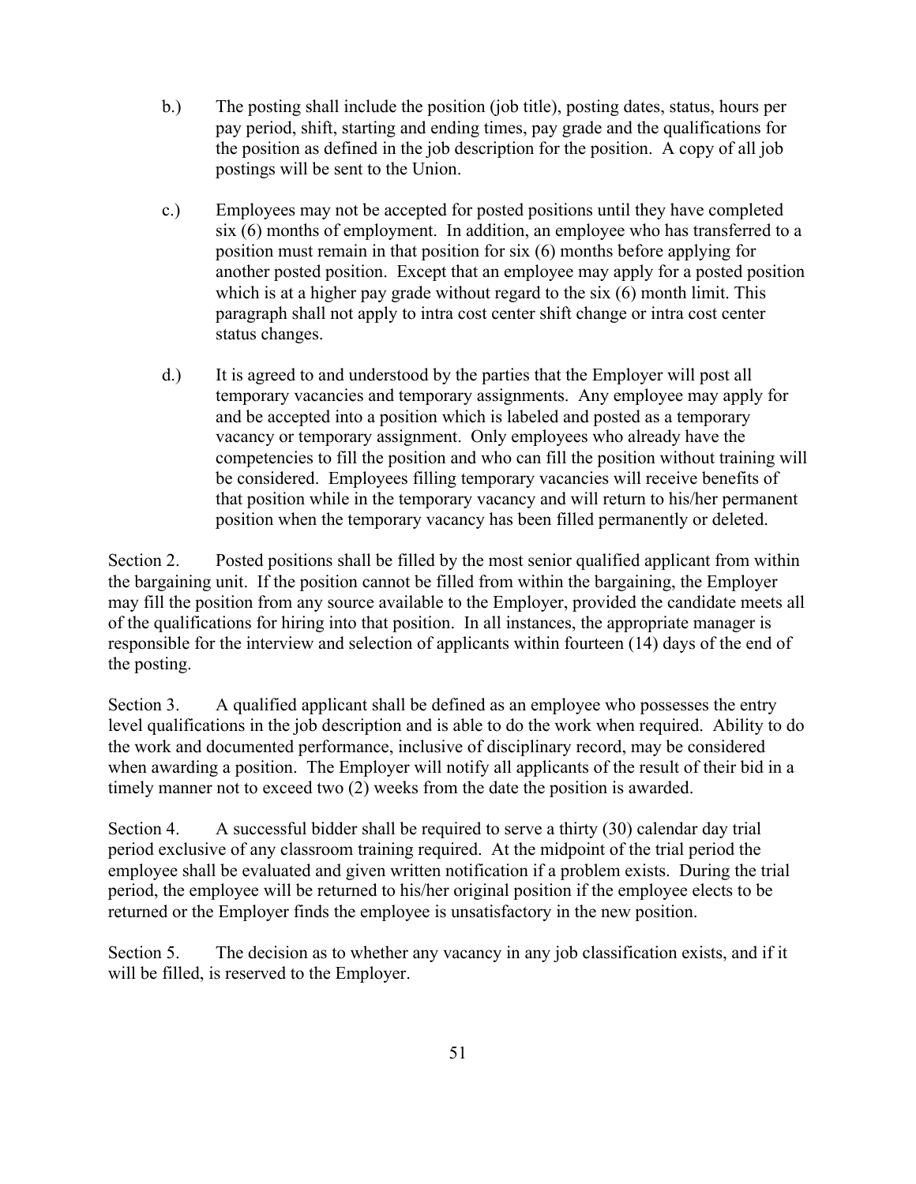b.) The posting shall include the position (job title), posting dates, status, hours per pay period, shift, starting and ending times, pay grade and the qualifications for the position as defined in the job description for the position. A copy of all job postings will be sent to the Union.

c.) Employees may not be accepted for posted positions until they have completed six (6) months of employment. In addition, an employee who has transferred to a position must remain in that position for six (6) months before applying for another posted position. Except that an employee may apply for a posted position which is at a higher pay grade without regard to the six (6) month limit. This paragraph shall not apply to intra cost center shift change or intra cost center status changes.

d.) It is agreed to and understood by the parties that the Employer will post all temporary vacancies and temporary assignments. Any employee may apply for and be accepted into a position which is labeled and posted as a temporary vacancy or temporary assignment. Only employees who already have the competencies to fill the position and who can fill the position without training will be considered. Employees filling temporary vacancies will receive benefits of that position while in the temporary vacancy and will return to his/her permanent position when the temporary vacancy has been filled permanently or deleted.

Section 2. Posted positions shall be filled by the most senior qualified applicant from within the bargaining unit. If the position cannot be filled from within the bargaining, the Employer may fill the position from any source available to the Employer, provided the candidate meets all of the qualifications for hiring into that position. In all instances, the appropriate manager is responsible for the interview and selection of applicants within fourteen (14) days of the end of the posting.

Section 3. A qualified applicant shall be defined as an employee who possesses the entry level qualifications in the job description and is able to do the work when required. Ability to do the work and documented performance, inclusive of disciplinary record, may be considered when awarding a position. The Employer will notify all applicants of the result of their bid in a timely manner not to exceed two (2) weeks from the date the position is awarded.

Section 4. A successful bidder shall be required to serve a thirty (30) calendar day trial period exclusive of any classroom training required. At the midpoint of the trial period the employee shall be evaluated and given written notification if a problem exists. During the trial period, the employee will be returned to his/her original position if the employee elects to be returned or the Employer finds the employee is unsatisfactory in the new position.

Section 5. The decision as to whether any vacancy in any job classification exists, and if it will be filled, is reserved to the Employer.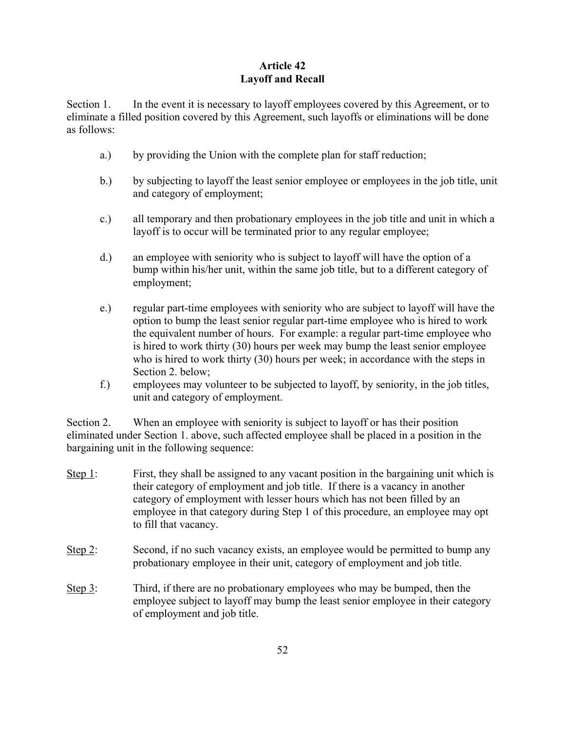# Article 42
# Layoff and Recall

Section 1. In the event it is necessary to layoff employees covered by this Agreement, or to eliminate a filled position covered by this Agreement, such layoffs or eliminations will be done as follows:

a.) by providing the Union with the complete plan for staff reduction;

b.) by subjecting to layoff the least senior employee or employees in the job title, unit and category of employment;

c.) all temporary and then probationary employees in the job title and unit in which a layoff is to occur will be terminated prior to any regular employee;

d.) an employee with seniority who is subject to layoff will have the option of a bump within his/her unit, within the same job title, but to a different category of employment;

e.) regular part-time employees with seniority who are subject to layoff will have the option to bump the least senior regular part-time employee who is hired to work the equivalent number of hours. For example: a regular part-time employee who is hired to work thirty (30) hours per week may bump the least senior employee who is hired to work thirty (30) hours per week; in accordance with the steps in Section 2. below;

f.) employees may volunteer to be subjected to layoff, by seniority, in the job titles, unit and category of employment.

Section 2. When an employee with seniority is subject to layoff or has their position eliminated under Section 1. above, such affected employee shall be placed in a position in the bargaining unit in the following sequence:

Step 1: First, they shall be assigned to any vacant position in the bargaining unit which is their category of employment and job title. If there is a vacancy in another category of employment with lesser hours which has not been filled by an employee in that category during Step 1 of this procedure, an employee may opt to fill that vacancy.

Step 2: Second, if no such vacancy exists, an employee would be permitted to bump any probationary employee in their unit, category of employment and job title.

Step 3: Third, if there are no probationary employees who may be bumped, then the employee subject to layoff may bump the least senior employee in their category of employment and job title.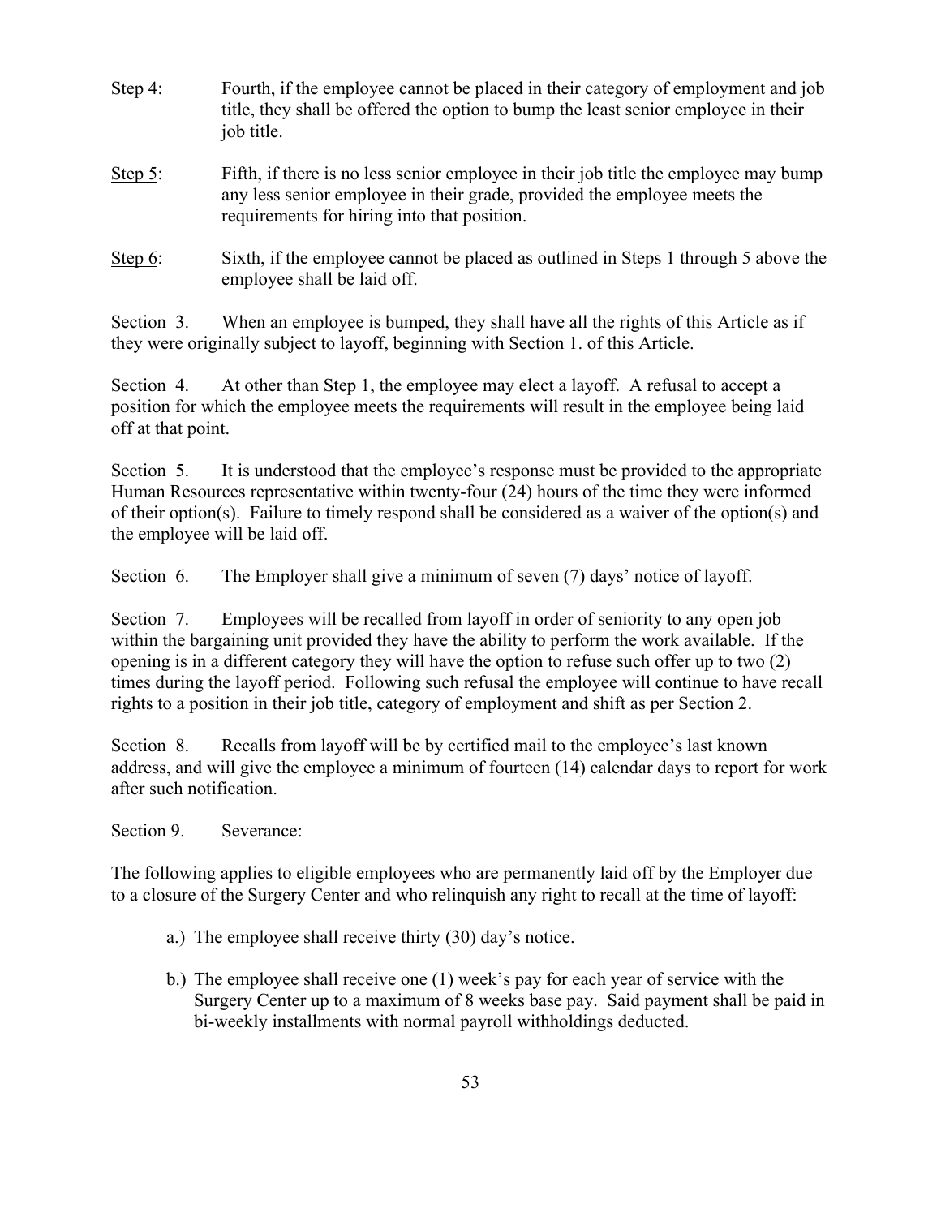Step 4: Fourth, if the employee cannot be placed in their category of employment and job title, they shall be offered the option to bump the least senior employee in their job title.

Step 5: Fifth, if there is no less senior employee in their job title the employee may bump any less senior employee in their grade, provided the employee meets the requirements for hiring into that position.

Step 6: Sixth, if the employee cannot be placed as outlined in Steps 1 through 5 above the employee shall be laid off.

Section 3. When an employee is bumped, they shall have all the rights of this Article as if they were originally subject to layoff, beginning with Section 1. of this Article.

Section 4. At other than Step 1, the employee may elect a layoff. A refusal to accept a position for which the employee meets the requirements will result in the employee being laid off at that point.

Section 5. It is understood that the employee's response must be provided to the appropriate Human Resources representative within twenty-four (24) hours of the time they were informed of their option(s). Failure to timely respond shall be considered as a waiver of the option(s) and the employee will be laid off.

Section 6. The Employer shall give a minimum of seven (7) days' notice of layoff.

Section 7. Employees will be recalled from layoff in order of seniority to any open job within the bargaining unit provided they have the ability to perform the work available. If the opening is in a different category they will have the option to refuse such offer up to two (2) times during the layoff period. Following such refusal the employee will continue to have recall rights to a position in their job title, category of employment and shift as per Section 2.

Section 8. Recalls from layoff will be by certified mail to the employee's last known address, and will give the employee a minimum of fourteen (14) calendar days to report for work after such notification.

Section 9. Severance:

The following applies to eligible employees who are permanently laid off by the Employer due to a closure of the Surgery Center and who relinquish any right to recall at the time of layoff:

a.) The employee shall receive thirty (30) day's notice.

b.) The employee shall receive one (1) week's pay for each year of service with the Surgery Center up to a maximum of 8 weeks base pay. Said payment shall be paid in bi-weekly installments with normal payroll withholdings deducted.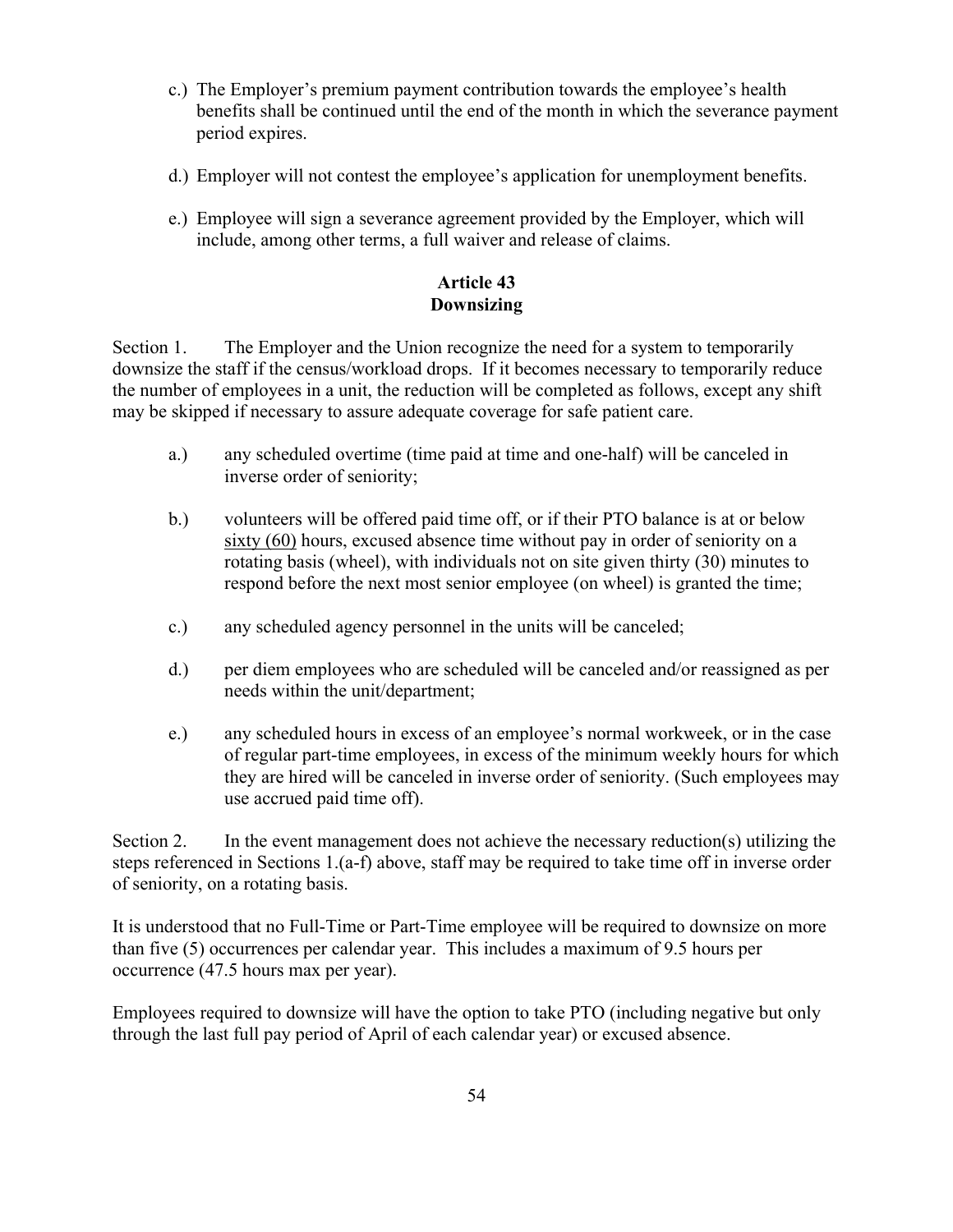c.) The Employer's premium payment contribution towards the employee's health benefits shall be continued until the end of the month in which the severance payment period expires.

d.) Employer will not contest the employee's application for unemployment benefits.

e.) Employee will sign a severance agreement provided by the Employer, which will include, among other terms, a full waiver and release of claims.

## Article 43
## Downsizing

Section 1. The Employer and the Union recognize the need for a system to temporarily downsize the staff if the census/workload drops. If it becomes necessary to temporarily reduce the number of employees in a unit, the reduction will be completed as follows, except any shift may be skipped if necessary to assure adequate coverage for safe patient care.

a.) any scheduled overtime (time paid at time and one-half) will be canceled in inverse order of seniority;

b.) volunteers will be offered paid time off, or if their PTO balance is at or below <u>sixty (60)</u> hours, excused absence time without pay in order of seniority on a rotating basis (wheel), with individuals not on site given thirty (30) minutes to respond before the next most senior employee (on wheel) is granted the time;

c.) any scheduled agency personnel in the units will be canceled;

d.) per diem employees who are scheduled will be canceled and/or reassigned as per needs within the unit/department;

e.) any scheduled hours in excess of an employee's normal workweek, or in the case of regular part-time employees, in excess of the minimum weekly hours for which they are hired will be canceled in inverse order of seniority. (Such employees may use accrued paid time off).

Section 2. In the event management does not achieve the necessary reduction(s) utilizing the steps referenced in Sections 1.(a-f) above, staff may be required to take time off in inverse order of seniority, on a rotating basis.

It is understood that no Full-Time or Part-Time employee will be required to downsize on more than five (5) occurrences per calendar year. This includes a maximum of 9.5 hours per occurrence (47.5 hours max per year).

Employees required to downsize will have the option to take PTO (including negative but only through the last full pay period of April of each calendar year) or excused absence.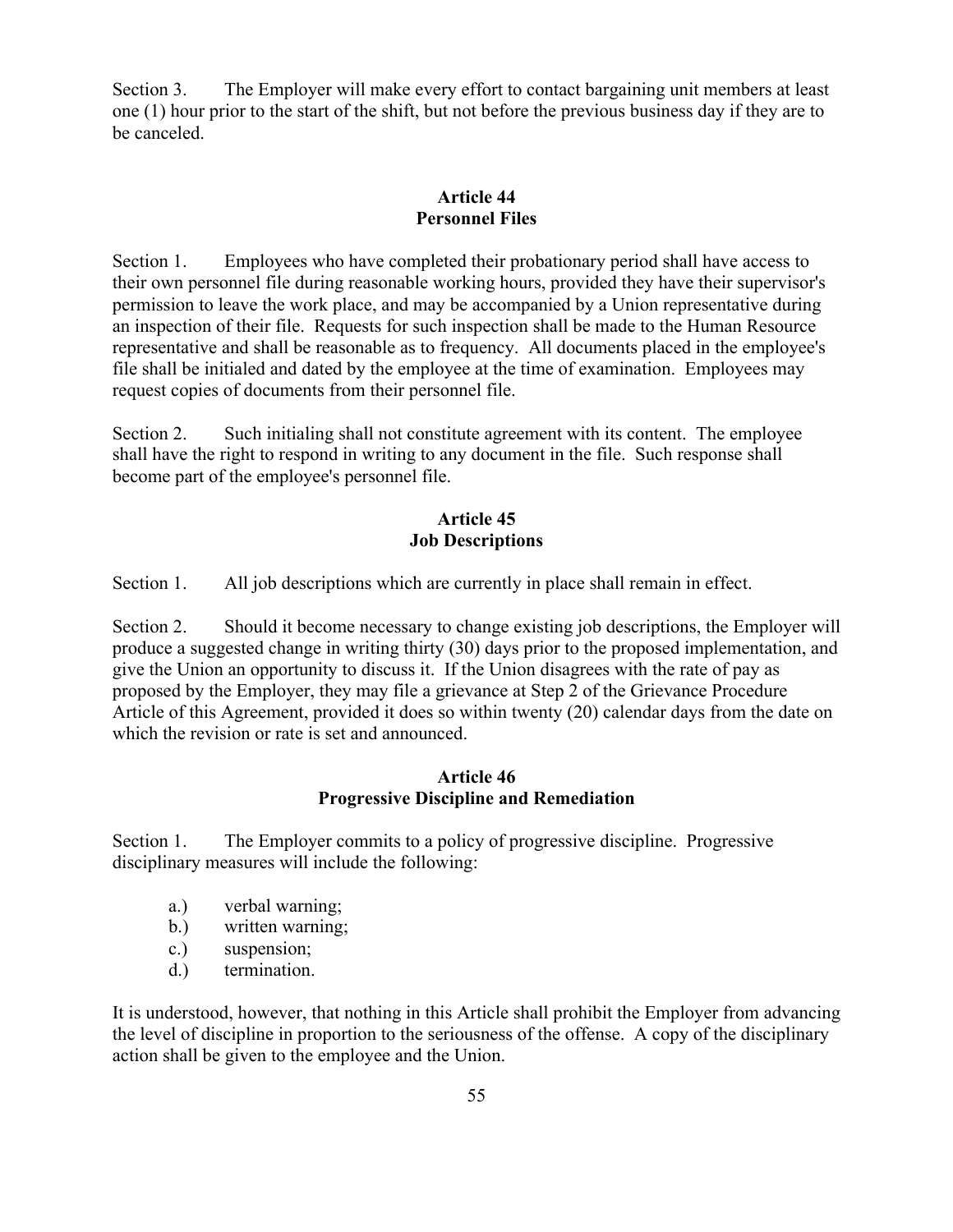Section 3. The Employer will make every effort to contact bargaining unit members at least one (1) hour prior to the start of the shift, but not before the previous business day if they are to be canceled.

## Article 44
## Personnel Files

Section 1. Employees who have completed their probationary period shall have access to their own personnel file during reasonable working hours, provided they have their supervisor's permission to leave the work place, and may be accompanied by a Union representative during an inspection of their file. Requests for such inspection shall be made to the Human Resource representative and shall be reasonable as to frequency. All documents placed in the employee's file shall be initialed and dated by the employee at the time of examination. Employees may request copies of documents from their personnel file.

Section 2. Such initialing shall not constitute agreement with its content. The employee shall have the right to respond in writing to any document in the file. Such response shall become part of the employee's personnel file.

## Article 45
## Job Descriptions

Section 1. All job descriptions which are currently in place shall remain in effect.

Section 2. Should it become necessary to change existing job descriptions, the Employer will produce a suggested change in writing thirty (30) days prior to the proposed implementation, and give the Union an opportunity to discuss it. If the Union disagrees with the rate of pay as proposed by the Employer, they may file a grievance at Step 2 of the Grievance Procedure Article of this Agreement, provided it does so within twenty (20) calendar days from the date on which the revision or rate is set and announced.

## Article 46
## Progressive Discipline and Remediation

Section 1. The Employer commits to a policy of progressive discipline. Progressive disciplinary measures will include the following:

- a.) verbal warning;
- b.) written warning;
- c.) suspension;
- d.) termination.

It is understood, however, that nothing in this Article shall prohibit the Employer from advancing the level of discipline in proportion to the seriousness of the offense. A copy of the disciplinary action shall be given to the employee and the Union.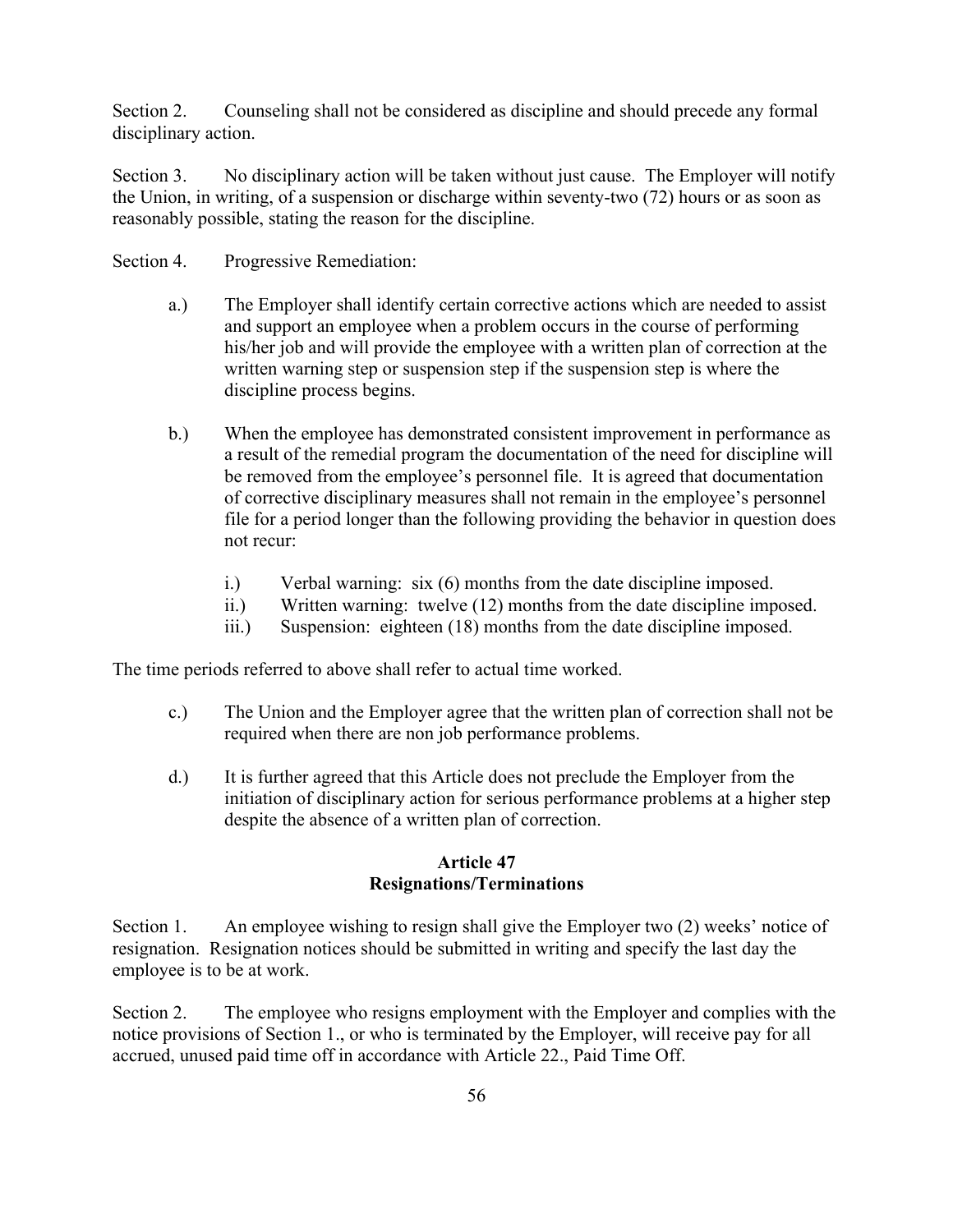Section 2. Counseling shall not be considered as discipline and should precede any formal disciplinary action.

Section 3. No disciplinary action will be taken without just cause. The Employer will notify the Union, in writing, of a suspension or discharge within seventy-two (72) hours or as soon as reasonably possible, stating the reason for the discipline.

Section 4. Progressive Remediation:

a.) The Employer shall identify certain corrective actions which are needed to assist and support an employee when a problem occurs in the course of performing his/her job and will provide the employee with a written plan of correction at the written warning step or suspension step if the suspension step is where the discipline process begins.

b.) When the employee has demonstrated consistent improvement in performance as a result of the remedial program the documentation of the need for discipline will be removed from the employee's personnel file. It is agreed that documentation of corrective disciplinary measures shall not remain in the employee's personnel file for a period longer than the following providing the behavior in question does not recur:

i.) Verbal warning: six (6) months from the date discipline imposed.
ii.) Written warning: twelve (12) months from the date discipline imposed.
iii.) Suspension: eighteen (18) months from the date discipline imposed.

The time periods referred to above shall refer to actual time worked.

c.) The Union and the Employer agree that the written plan of correction shall not be required when there are non job performance problems.

d.) It is further agreed that this Article does not preclude the Employer from the initiation of disciplinary action for serious performance problems at a higher step despite the absence of a written plan of correction.

## Article 47
## Resignations/Terminations

Section 1. An employee wishing to resign shall give the Employer two (2) weeks' notice of resignation. Resignation notices should be submitted in writing and specify the last day the employee is to be at work.

Section 2. The employee who resigns employment with the Employer and complies with the notice provisions of Section 1., or who is terminated by the Employer, will receive pay for all accrued, unused paid time off in accordance with Article 22., Paid Time Off.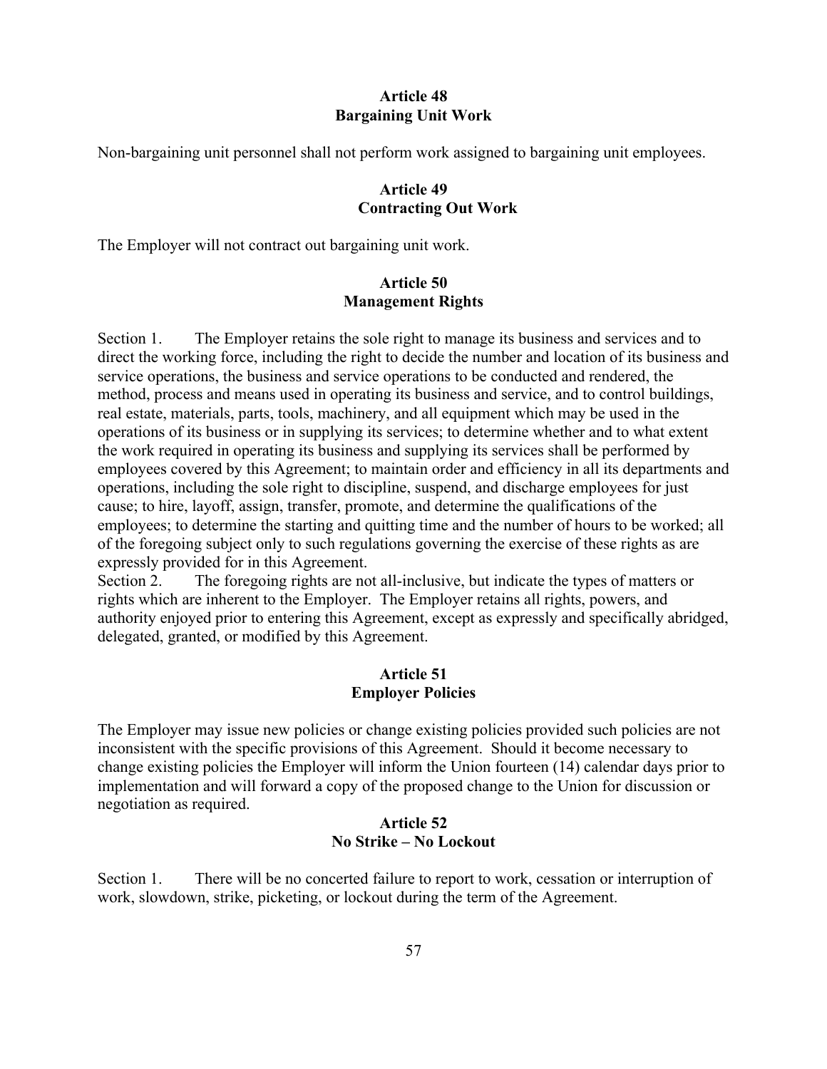## Article 48
## Bargaining Unit Work

Non-bargaining unit personnel shall not perform work assigned to bargaining unit employees.

## Article 49
## Contracting Out Work

The Employer will not contract out bargaining unit work.

## Article 50
## Management Rights

Section 1. The Employer retains the sole right to manage its business and services and to direct the working force, including the right to decide the number and location of its business and service operations, the business and service operations to be conducted and rendered, the method, process and means used in operating its business and service, and to control buildings, real estate, materials, parts, tools, machinery, and all equipment which may be used in the operations of its business or in supplying its services; to determine whether and to what extent the work required in operating its business and supplying its services shall be performed by employees covered by this Agreement; to maintain order and efficiency in all its departments and operations, including the sole right to discipline, suspend, and discharge employees for just cause; to hire, layoff, assign, transfer, promote, and determine the qualifications of the employees; to determine the starting and quitting time and the number of hours to be worked; all of the foregoing subject only to such regulations governing the exercise of these rights as are expressly provided for in this Agreement.

Section 2. The foregoing rights are not all-inclusive, but indicate the types of matters or rights which are inherent to the Employer. The Employer retains all rights, powers, and authority enjoyed prior to entering this Agreement, except as expressly and specifically abridged, delegated, granted, or modified by this Agreement.

## Article 51
## Employer Policies

The Employer may issue new policies or change existing policies provided such policies are not inconsistent with the specific provisions of this Agreement. Should it become necessary to change existing policies the Employer will inform the Union fourteen (14) calendar days prior to implementation and will forward a copy of the proposed change to the Union for discussion or negotiation as required.

## Article 52
## No Strike – No Lockout

Section 1. There will be no concerted failure to report to work, cessation or interruption of work, slowdown, strike, picketing, or lockout during the term of the Agreement.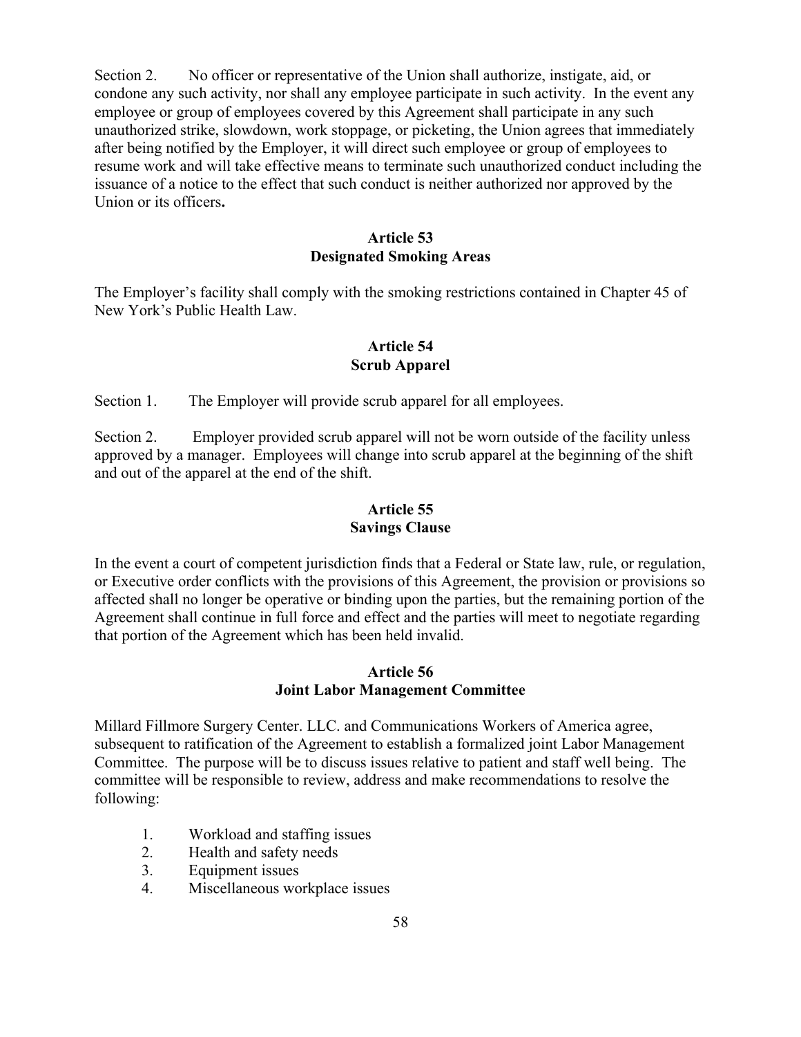Section 2. No officer or representative of the Union shall authorize, instigate, aid, or condone any such activity, nor shall any employee participate in such activity. In the event any employee or group of employees covered by this Agreement shall participate in any such unauthorized strike, slowdown, work stoppage, or picketing, the Union agrees that immediately after being notified by the Employer, it will direct such employee or group of employees to resume work and will take effective means to terminate such unauthorized conduct including the issuance of a notice to the effect that such conduct is neither authorized nor approved by the Union or its officers**.**

## Article 53
## Designated Smoking Areas

The Employer's facility shall comply with the smoking restrictions contained in Chapter 45 of New York's Public Health Law.

## Article 54
## Scrub Apparel

Section 1. The Employer will provide scrub apparel for all employees.

Section 2. Employer provided scrub apparel will not be worn outside of the facility unless approved by a manager. Employees will change into scrub apparel at the beginning of the shift and out of the apparel at the end of the shift.

## Article 55
## Savings Clause

In the event a court of competent jurisdiction finds that a Federal or State law, rule, or regulation, or Executive order conflicts with the provisions of this Agreement, the provision or provisions so affected shall no longer be operative or binding upon the parties, but the remaining portion of the Agreement shall continue in full force and effect and the parties will meet to negotiate regarding that portion of the Agreement which has been held invalid.

## Article 56
## Joint Labor Management Committee

Millard Fillmore Surgery Center. LLC. and Communications Workers of America agree, subsequent to ratification of the Agreement to establish a formalized joint Labor Management Committee. The purpose will be to discuss issues relative to patient and staff well being. The committee will be responsible to review, address and make recommendations to resolve the following:

1. Workload and staffing issues
2. Health and safety needs
3. Equipment issues
4. Miscellaneous workplace issues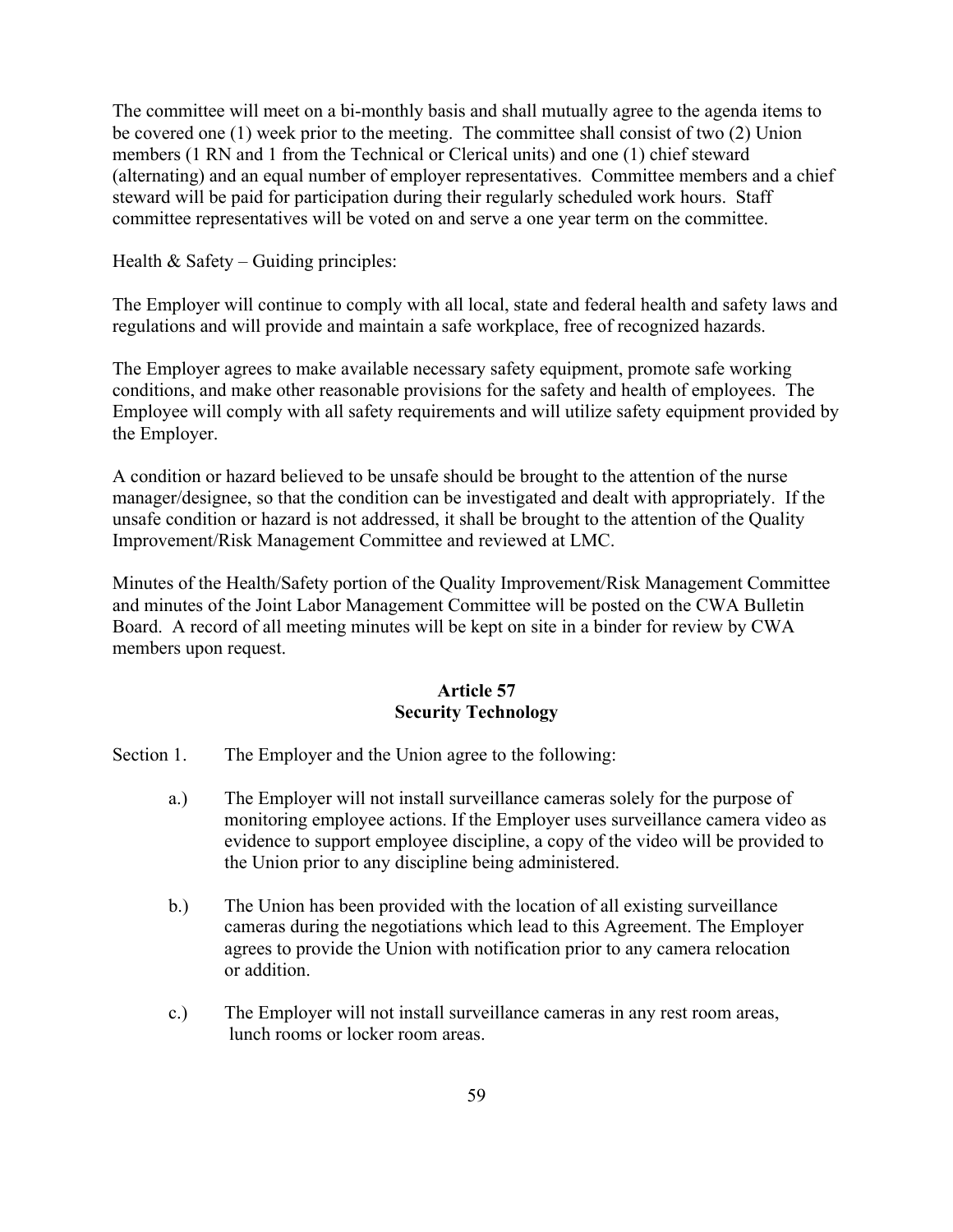The committee will meet on a bi-monthly basis and shall mutually agree to the agenda items to be covered one (1) week prior to the meeting. The committee shall consist of two (2) Union members (1 RN and 1 from the Technical or Clerical units) and one (1) chief steward (alternating) and an equal number of employer representatives. Committee members and a chief steward will be paid for participation during their regularly scheduled work hours. Staff committee representatives will be voted on and serve a one year term on the committee.

Health & Safety – Guiding principles:

The Employer will continue to comply with all local, state and federal health and safety laws and regulations and will provide and maintain a safe workplace, free of recognized hazards.

The Employer agrees to make available necessary safety equipment, promote safe working conditions, and make other reasonable provisions for the safety and health of employees. The Employee will comply with all safety requirements and will utilize safety equipment provided by the Employer.

A condition or hazard believed to be unsafe should be brought to the attention of the nurse manager/designee, so that the condition can be investigated and dealt with appropriately. If the unsafe condition or hazard is not addressed, it shall be brought to the attention of the Quality Improvement/Risk Management Committee and reviewed at LMC.

Minutes of the Health/Safety portion of the Quality Improvement/Risk Management Committee and minutes of the Joint Labor Management Committee will be posted on the CWA Bulletin Board. A record of all meeting minutes will be kept on site in a binder for review by CWA members upon request.

## Article 57
## Security Technology

Section 1. The Employer and the Union agree to the following:

a.) The Employer will not install surveillance cameras solely for the purpose of monitoring employee actions. If the Employer uses surveillance camera video as evidence to support employee discipline, a copy of the video will be provided to the Union prior to any discipline being administered.

b.) The Union has been provided with the location of all existing surveillance cameras during the negotiations which lead to this Agreement. The Employer agrees to provide the Union with notification prior to any camera relocation or addition.

c.) The Employer will not install surveillance cameras in any rest room areas, lunch rooms or locker room areas.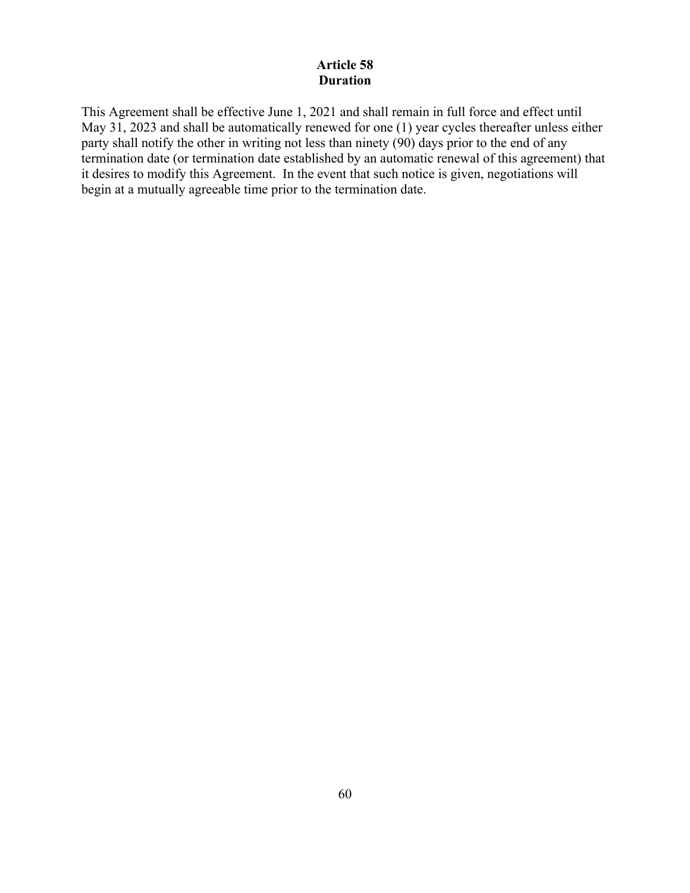## Article 58
## Duration

This Agreement shall be effective June 1, 2021 and shall remain in full force and effect until May 31, 2023 and shall be automatically renewed for one (1) year cycles thereafter unless either party shall notify the other in writing not less than ninety (90) days prior to the end of any termination date (or termination date established by an automatic renewal of this agreement) that it desires to modify this Agreement. In the event that such notice is given, negotiations will begin at a mutually agreeable time prior to the termination date.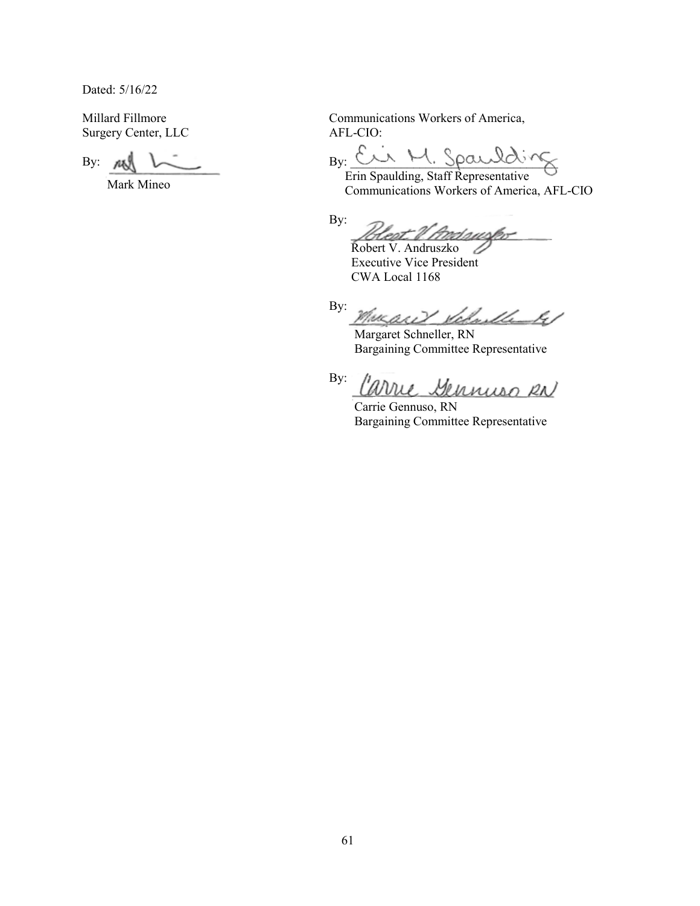Dated: 5/16/22

Millard Fillmore
Surgery Center, LLC

By: ______________________
Mark Mineo

Communications Workers of America,
AFL-CIO:

By: ______________________
Erin Spaulding, Staff Representative
Communications Workers of America, AFL-CIO

By: ______________________
Robert V. Andruszko
Executive Vice President
CWA Local 1168

By: ______________________
Margaret Schneller, RN
Bargaining Committee Representative

By: ______________________
Carrie Gennuso, RN
Bargaining Committee Representative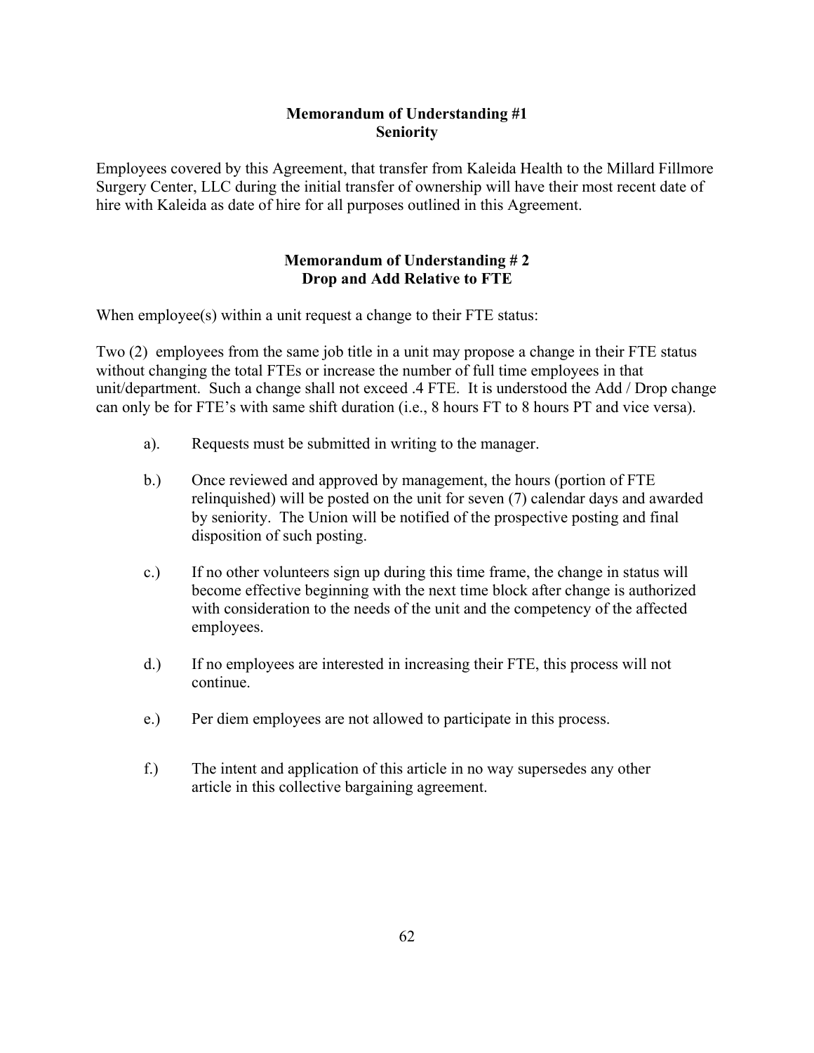## Memorandum of Understanding #1
## Seniority

Employees covered by this Agreement, that transfer from Kaleida Health to the Millard Fillmore Surgery Center, LLC during the initial transfer of ownership will have their most recent date of hire with Kaleida as date of hire for all purposes outlined in this Agreement.

## Memorandum of Understanding # 2
## Drop and Add Relative to FTE

When employee(s) within a unit request a change to their FTE status:

Two (2) employees from the same job title in a unit may propose a change in their FTE status without changing the total FTEs or increase the number of full time employees in that unit/department. Such a change shall not exceed .4 FTE. It is understood the Add / Drop change can only be for FTE's with same shift duration (i.e., 8 hours FT to 8 hours PT and vice versa).

a). Requests must be submitted in writing to the manager.

b.) Once reviewed and approved by management, the hours (portion of FTE relinquished) will be posted on the unit for seven (7) calendar days and awarded by seniority. The Union will be notified of the prospective posting and final disposition of such posting.

c.) If no other volunteers sign up during this time frame, the change in status will become effective beginning with the next time block after change is authorized with consideration to the needs of the unit and the competency of the affected employees.

d.) If no employees are interested in increasing their FTE, this process will not continue.

e.) Per diem employees are not allowed to participate in this process.

f.) The intent and application of this article in no way supersedes any other article in this collective bargaining agreement.